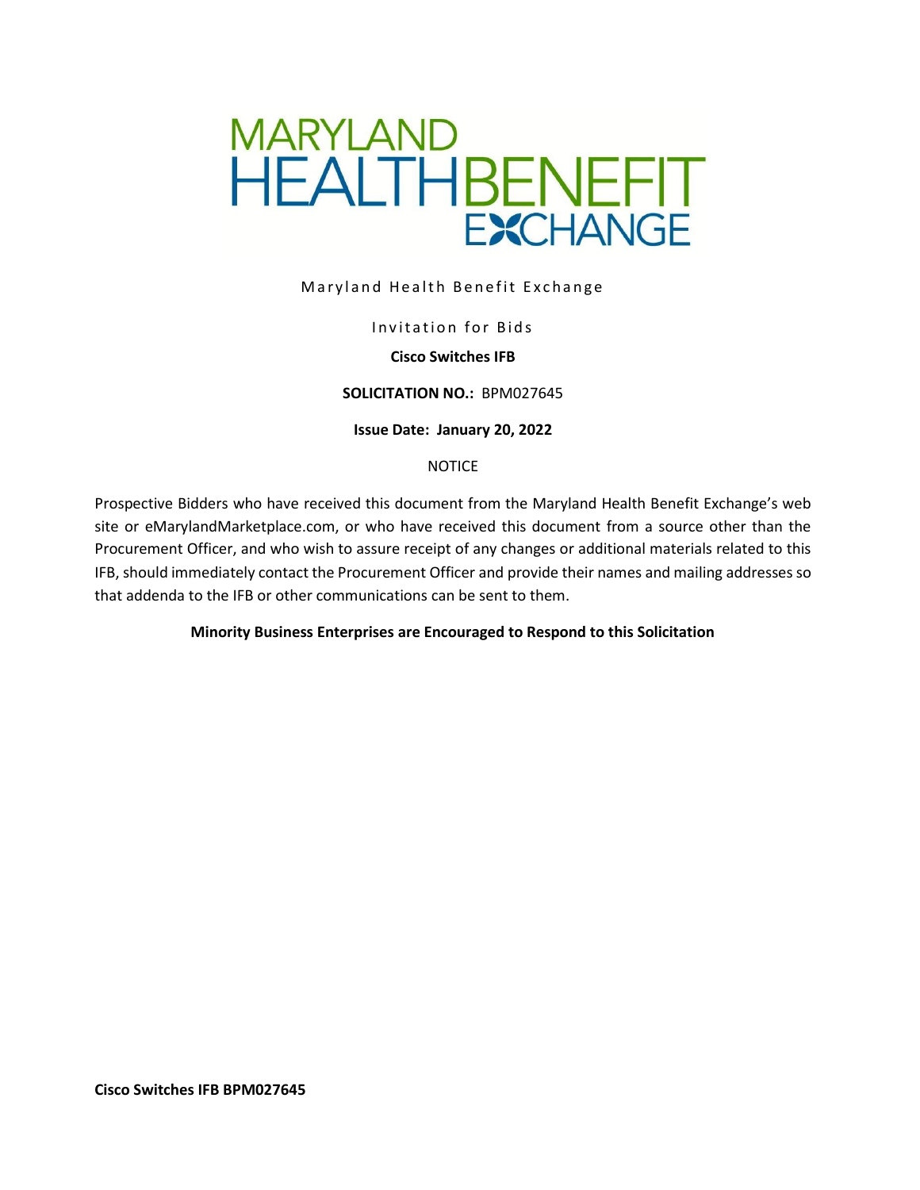MARYLAND HEALTH BENEFIT EXCHANGE

Maryland Health Benefit Exchange

Invitation for Bids

**Cisco Switches IFB**

**SOLICITATION NO.:** BPM027645

**Issue Date: January 20, 2022**

NOTICE

Prospective Bidders who have received this document from the Maryland Health Benefit Exchange's web site or eMarylandMarketplace.com, or who have received this document from a source other than the Procurement Officer, and who wish to assure receipt of any changes or additional materials related to this IFB, should immediately contact the Procurement Officer and provide their names and mailing addresses so that addenda to the IFB or other communications can be sent to them.

**Minority Business Enterprises are Encouraged to Respond to this Solicitation**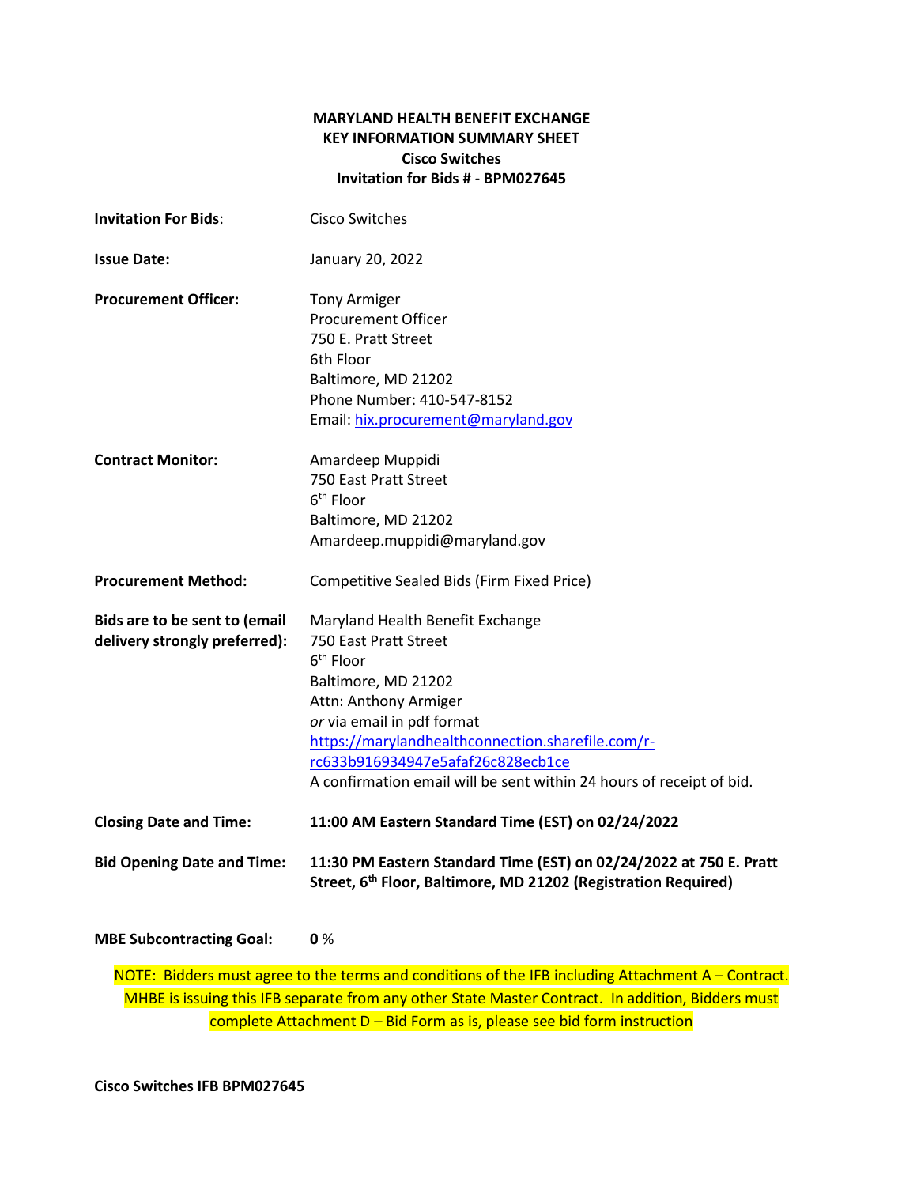**MARYLAND HEALTH BENEFIT EXCHANGE**
**KEY INFORMATION SUMMARY SHEET**
**Cisco Switches**
**Invitation for Bids # - BPM027645**

| | |
|---|---|
| **Invitation For Bids**: | Cisco Switches |
| **Issue Date:** | January 20, 2022 |
| **Procurement Officer:** | Tony Armiger<br>Procurement Officer<br>750 E. Pratt Street<br>6th Floor<br>Baltimore, MD 21202<br>Phone Number: 410-547-8152<br>Email: hix.procurement@maryland.gov |
| **Contract Monitor:** | Amardeep Muppidi<br>750 East Pratt Street<br>6th Floor<br>Baltimore, MD 21202<br>Amardeep.muppidi@maryland.gov |
| **Procurement Method:** | Competitive Sealed Bids (Firm Fixed Price) |
| **Bids are to be sent to (email delivery strongly preferred):** | Maryland Health Benefit Exchange<br>750 East Pratt Street<br>6th Floor<br>Baltimore, MD 21202<br>Attn: Anthony Armiger<br>*or* via email in pdf format<br>https://marylandhealthconnection.sharefile.com/r-rc633b916934947e5afaf26c828ecb1ce<br>A confirmation email will be sent within 24 hours of receipt of bid. |
| **Closing Date and Time:** | **11:00 AM Eastern Standard Time (EST) on 02/24/2022** |
| **Bid Opening Date and Time:** | **11:30 PM Eastern Standard Time (EST) on 02/24/2022 at 750 E. Pratt Street, 6th Floor, Baltimore, MD 21202 (Registration Required)** |
| **MBE Subcontracting Goal:** | **0** % |

NOTE: Bidders must agree to the terms and conditions of the IFB including Attachment A – Contract. MHBE is issuing this IFB separate from any other State Master Contract. In addition, Bidders must complete Attachment D – Bid Form as is, please see bid form instruction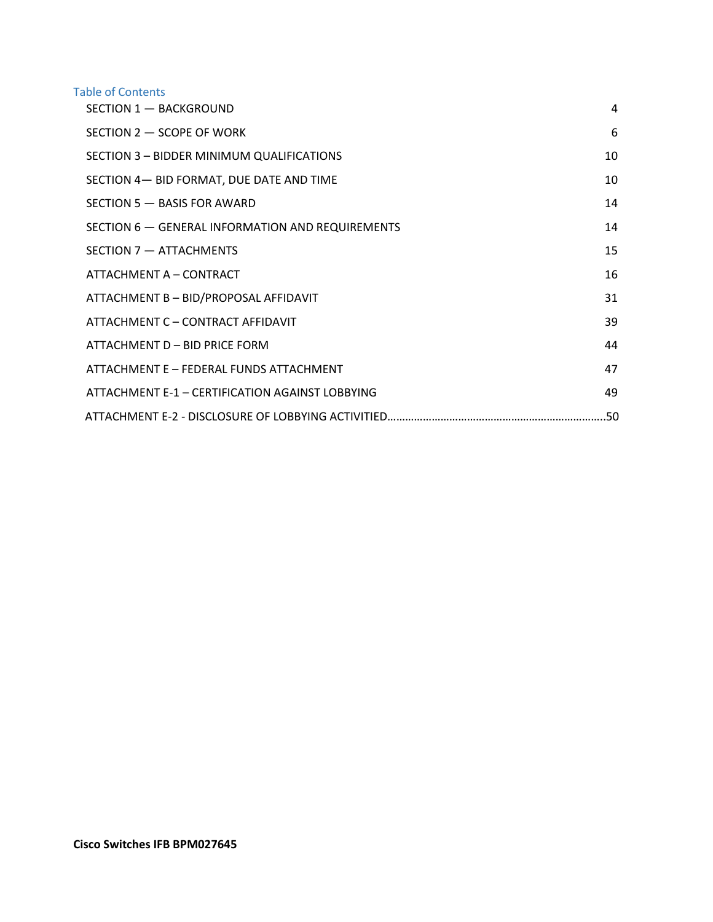## Table of Contents

| | |
|---|---|
| SECTION 1 — BACKGROUND | 4 |
| SECTION 2 — SCOPE OF WORK | 6 |
| SECTION 3 – BIDDER MINIMUM QUALIFICATIONS | 10 |
| SECTION 4— BID FORMAT, DUE DATE AND TIME | 10 |
| SECTION 5 — BASIS FOR AWARD | 14 |
| SECTION 6 — GENERAL INFORMATION AND REQUIREMENTS | 14 |
| SECTION 7 — ATTACHMENTS | 15 |
| ATTACHMENT A – CONTRACT | 16 |
| ATTACHMENT B – BID/PROPOSAL AFFIDAVIT | 31 |
| ATTACHMENT C – CONTRACT AFFIDAVIT | 39 |
| ATTACHMENT D – BID PRICE FORM | 44 |
| ATTACHMENT E – FEDERAL FUNDS ATTACHMENT | 47 |
| ATTACHMENT E-1 – CERTIFICATION AGAINST LOBBYING | 49 |
| ATTACHMENT E-2 - DISCLOSURE OF LOBBYING ACTIVITIED | 50 |

**Cisco Switches IFB BPM027645**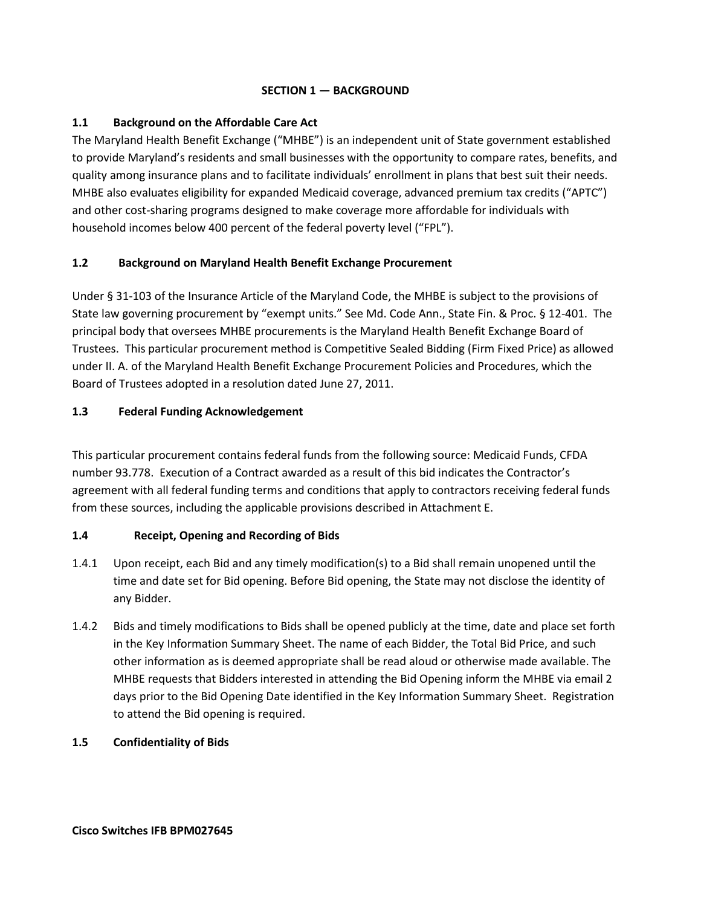## SECTION 1 — BACKGROUND

### 1.1 Background on the Affordable Care Act

The Maryland Health Benefit Exchange ("MHBE") is an independent unit of State government established to provide Maryland's residents and small businesses with the opportunity to compare rates, benefits, and quality among insurance plans and to facilitate individuals' enrollment in plans that best suit their needs. MHBE also evaluates eligibility for expanded Medicaid coverage, advanced premium tax credits ("APTC") and other cost-sharing programs designed to make coverage more affordable for individuals with household incomes below 400 percent of the federal poverty level ("FPL").

### 1.2 Background on Maryland Health Benefit Exchange Procurement

Under § 31-103 of the Insurance Article of the Maryland Code, the MHBE is subject to the provisions of State law governing procurement by "exempt units." See Md. Code Ann., State Fin. & Proc. § 12-401. The principal body that oversees MHBE procurements is the Maryland Health Benefit Exchange Board of Trustees. This particular procurement method is Competitive Sealed Bidding (Firm Fixed Price) as allowed under II. A. of the Maryland Health Benefit Exchange Procurement Policies and Procedures, which the Board of Trustees adopted in a resolution dated June 27, 2011.

### 1.3 Federal Funding Acknowledgement

This particular procurement contains federal funds from the following source: Medicaid Funds, CFDA number 93.778. Execution of a Contract awarded as a result of this bid indicates the Contractor's agreement with all federal funding terms and conditions that apply to contractors receiving federal funds from these sources, including the applicable provisions described in Attachment E.

### 1.4 Receipt, Opening and Recording of Bids

1.4.1 Upon receipt, each Bid and any timely modification(s) to a Bid shall remain unopened until the time and date set for Bid opening. Before Bid opening, the State may not disclose the identity of any Bidder.

1.4.2 Bids and timely modifications to Bids shall be opened publicly at the time, date and place set forth in the Key Information Summary Sheet. The name of each Bidder, the Total Bid Price, and such other information as is deemed appropriate shall be read aloud or otherwise made available. The MHBE requests that Bidders interested in attending the Bid Opening inform the MHBE via email 2 days prior to the Bid Opening Date identified in the Key Information Summary Sheet. Registration to attend the Bid opening is required.

### 1.5 Confidentiality of Bids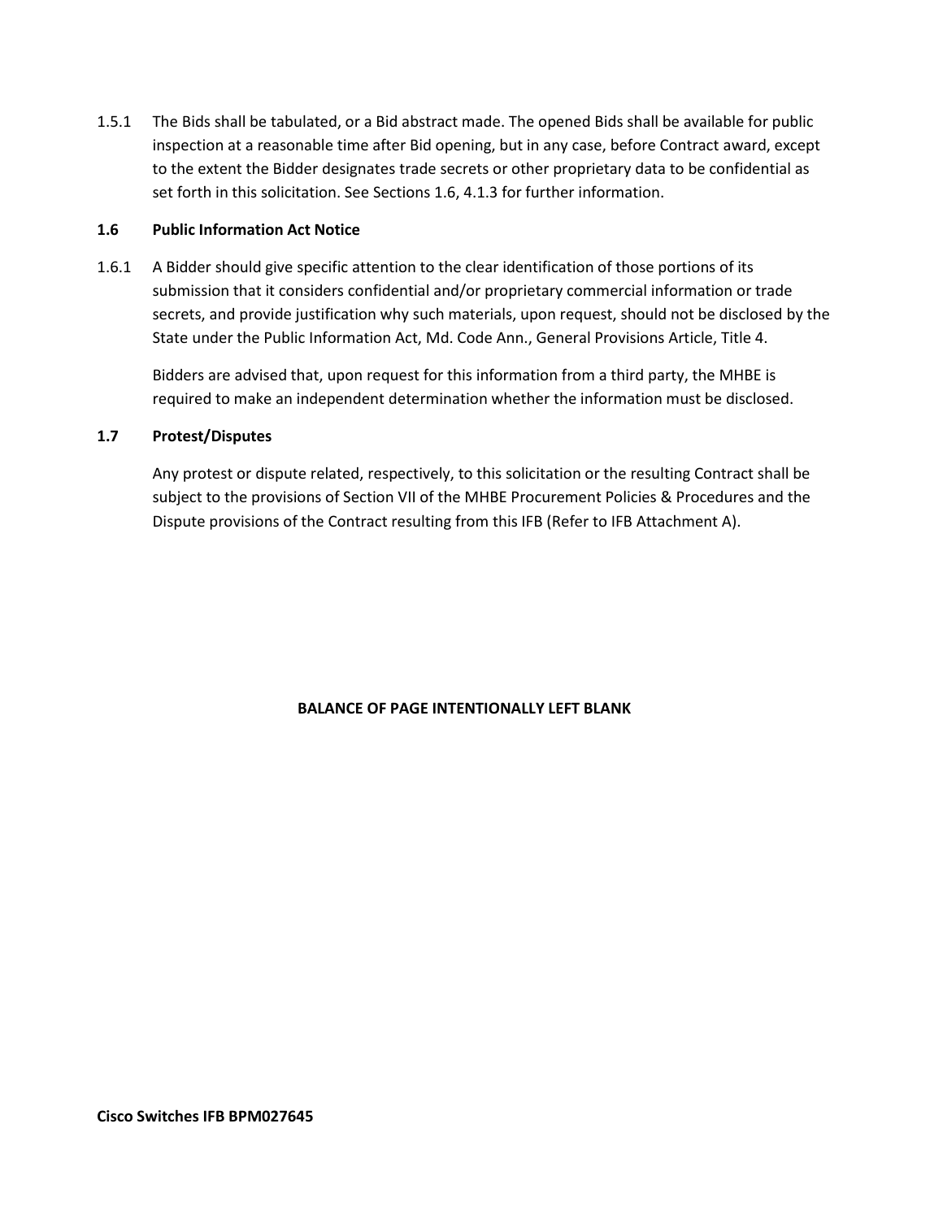1.5.1 The Bids shall be tabulated, or a Bid abstract made. The opened Bids shall be available for public inspection at a reasonable time after Bid opening, but in any case, before Contract award, except to the extent the Bidder designates trade secrets or other proprietary data to be confidential as set forth in this solicitation. See Sections 1.6, 4.1.3 for further information.

### 1.6 Public Information Act Notice

1.6.1 A Bidder should give specific attention to the clear identification of those portions of its submission that it considers confidential and/or proprietary commercial information or trade secrets, and provide justification why such materials, upon request, should not be disclosed by the State under the Public Information Act, Md. Code Ann., General Provisions Article, Title 4.

Bidders are advised that, upon request for this information from a third party, the MHBE is required to make an independent determination whether the information must be disclosed.

### 1.7 Protest/Disputes

Any protest or dispute related, respectively, to this solicitation or the resulting Contract shall be subject to the provisions of Section VII of the MHBE Procurement Policies & Procedures and the Dispute provisions of the Contract resulting from this IFB (Refer to IFB Attachment A).

**BALANCE OF PAGE INTENTIONALLY LEFT BLANK**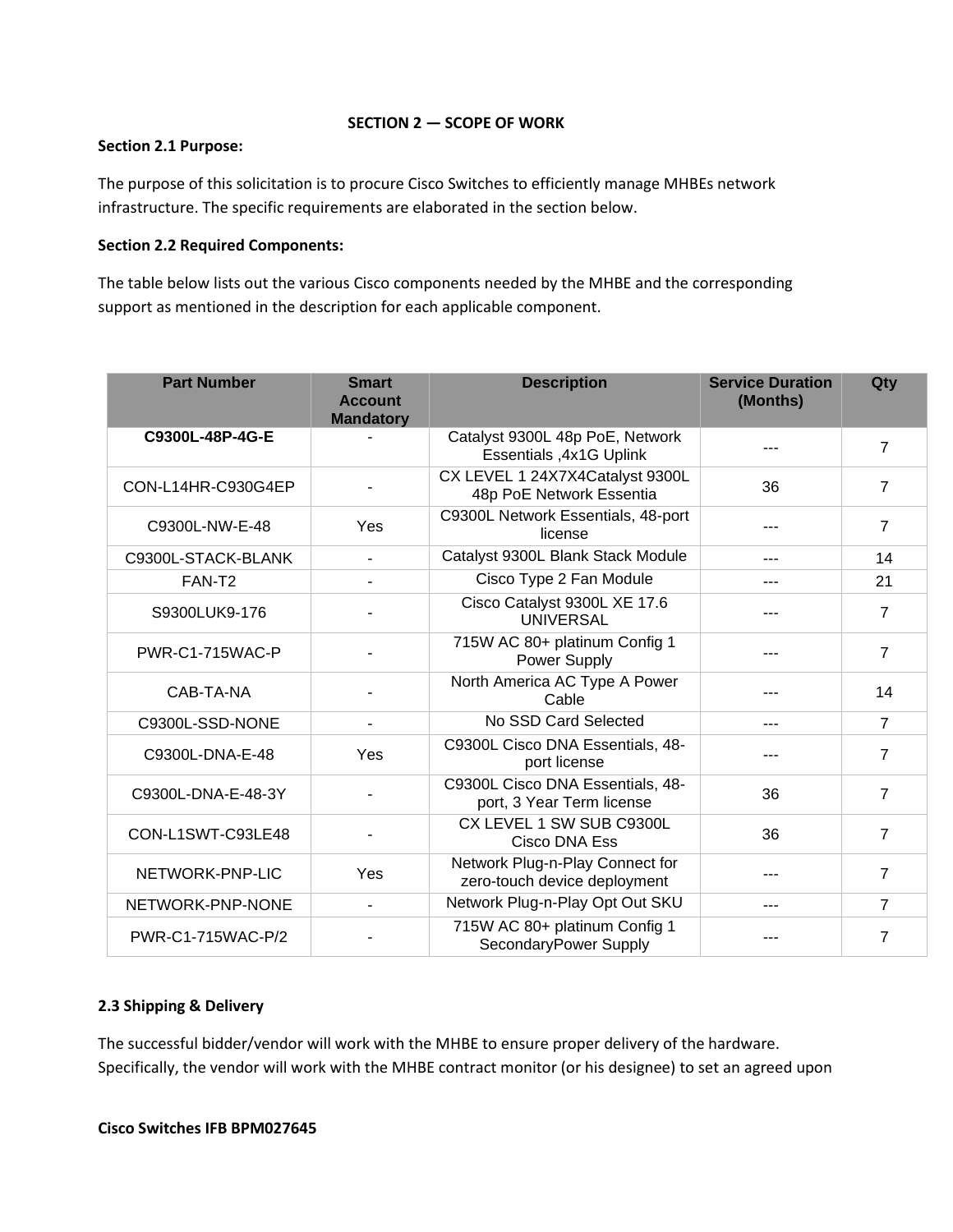# SECTION 2 — SCOPE OF WORK

**Section 2.1 Purpose:**

The purpose of this solicitation is to procure Cisco Switches to efficiently manage MHBEs network infrastructure. The specific requirements are elaborated in the section below.

**Section 2.2 Required Components:**

The table below lists out the various Cisco components needed by the MHBE and the corresponding support as mentioned in the description for each applicable component.

| Part Number | Smart Account Mandatory | Description | Service Duration (Months) | Qty |
|---|---|---|---|---|
| **C9300L-48P-4G-E** | - | Catalyst 9300L 48p PoE, Network Essentials ,4x1G Uplink | --- | 7 |
| CON-L14HR-C930G4EP | - | CX LEVEL 1 24X7X4Catalyst 9300L 48p PoE Network Essentia | 36 | 7 |
| C9300L-NW-E-48 | Yes | C9300L Network Essentials, 48-port license | --- | 7 |
| C9300L-STACK-BLANK | - | Catalyst 9300L Blank Stack Module | --- | 14 |
| FAN-T2 | - | Cisco Type 2 Fan Module | --- | 21 |
| S9300LUK9-176 | - | Cisco Catalyst 9300L XE 17.6 UNIVERSAL | --- | 7 |
| PWR-C1-715WAC-P | - | 715W AC 80+ platinum Config 1 Power Supply | --- | 7 |
| CAB-TA-NA | - | North America AC Type A Power Cable | --- | 14 |
| C9300L-SSD-NONE | - | No SSD Card Selected | --- | 7 |
| C9300L-DNA-E-48 | Yes | C9300L Cisco DNA Essentials, 48-port license | --- | 7 |
| C9300L-DNA-E-48-3Y | - | C9300L Cisco DNA Essentials, 48-port, 3 Year Term license | 36 | 7 |
| CON-L1SWT-C93LE48 | - | CX LEVEL 1 SW SUB C9300L Cisco DNA Ess | 36 | 7 |
| NETWORK-PNP-LIC | Yes | Network Plug-n-Play Connect for zero-touch device deployment | --- | 7 |
| NETWORK-PNP-NONE | - | Network Plug-n-Play Opt Out SKU | --- | 7 |
| PWR-C1-715WAC-P/2 | - | 715W AC 80+ platinum Config 1 SecondaryPower Supply | --- | 7 |

**2.3 Shipping & Delivery**

The successful bidder/vendor will work with the MHBE to ensure proper delivery of the hardware. Specifically, the vendor will work with the MHBE contract monitor (or his designee) to set an agreed upon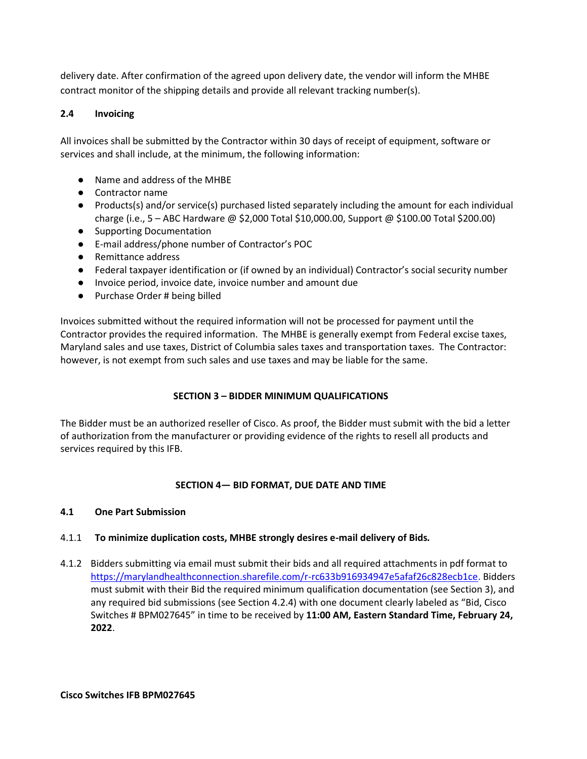delivery date. After confirmation of the agreed upon delivery date, the vendor will inform the MHBE contract monitor of the shipping details and provide all relevant tracking number(s).

### 2.4 Invoicing

All invoices shall be submitted by the Contractor within 30 days of receipt of equipment, software or services and shall include, at the minimum, the following information:

- Name and address of the MHBE
- Contractor name
- Products(s) and/or service(s) purchased listed separately including the amount for each individual charge (i.e., 5 – ABC Hardware @ $2,000 Total $10,000.00, Support @ $100.00 Total $200.00)
- Supporting Documentation
- E-mail address/phone number of Contractor's POC
- Remittance address
- Federal taxpayer identification or (if owned by an individual) Contractor's social security number
- Invoice period, invoice date, invoice number and amount due
- Purchase Order # being billed

Invoices submitted without the required information will not be processed for payment until the Contractor provides the required information. The MHBE is generally exempt from Federal excise taxes, Maryland sales and use taxes, District of Columbia sales taxes and transportation taxes. The Contractor: however, is not exempt from such sales and use taxes and may be liable for the same.

## SECTION 3 – BIDDER MINIMUM QUALIFICATIONS

The Bidder must be an authorized reseller of Cisco. As proof, the Bidder must submit with the bid a letter of authorization from the manufacturer or providing evidence of the rights to resell all products and services required by this IFB.

## SECTION 4— BID FORMAT, DUE DATE AND TIME

### 4.1 One Part Submission

4.1.1 **To minimize duplication costs, MHBE strongly desires e-mail delivery of Bids.**

4.1.2 Bidders submitting via email must submit their bids and all required attachments in pdf format to https://marylandhealthconnection.sharefile.com/r-rc633b916934947e5afaf26c828ecb1ce. Bidders must submit with their Bid the required minimum qualification documentation (see Section 3), and any required bid submissions (see Section 4.2.4) with one document clearly labeled as "Bid, Cisco Switches # BPM027645" in time to be received by **11:00 AM, Eastern Standard Time, February 24, 2022**.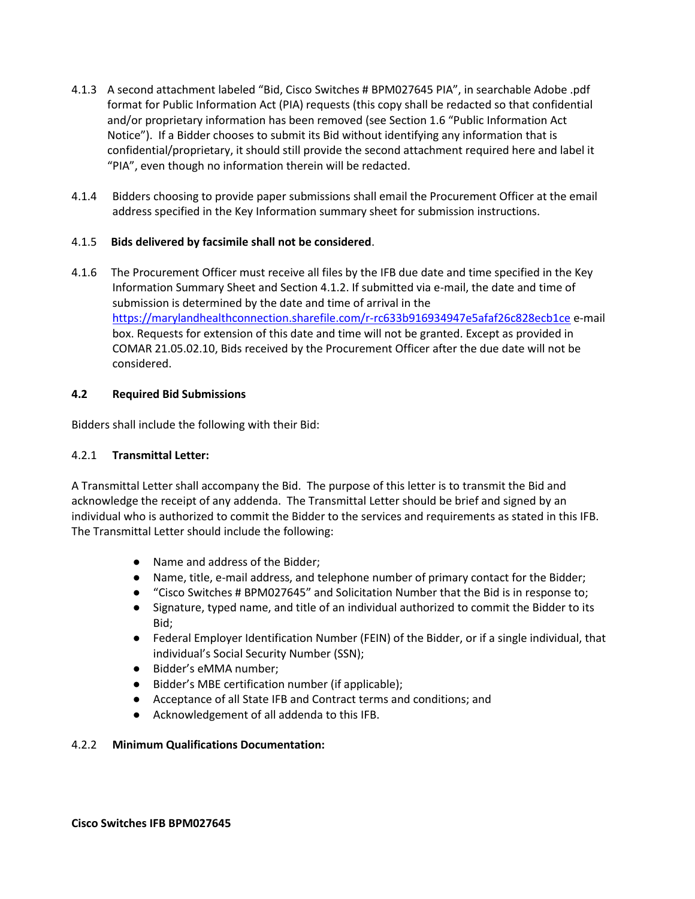4.1.3 A second attachment labeled "Bid, Cisco Switches # BPM027645 PIA", in searchable Adobe .pdf format for Public Information Act (PIA) requests (this copy shall be redacted so that confidential and/or proprietary information has been removed (see Section 1.6 "Public Information Act Notice"). If a Bidder chooses to submit its Bid without identifying any information that is confidential/proprietary, it should still provide the second attachment required here and label it "PIA", even though no information therein will be redacted.

4.1.4 Bidders choosing to provide paper submissions shall email the Procurement Officer at the email address specified in the Key Information summary sheet for submission instructions.

4.1.5 **Bids delivered by facsimile shall not be considered**.

4.1.6 The Procurement Officer must receive all files by the IFB due date and time specified in the Key Information Summary Sheet and Section 4.1.2. If submitted via e-mail, the date and time of submission is determined by the date and time of arrival in the https://marylandhealthconnection.sharefile.com/r-rc633b916934947e5afaf26c828ecb1ce e-mail box. Requests for extension of this date and time will not be granted. Except as provided in COMAR 21.05.02.10, Bids received by the Procurement Officer after the due date will not be considered.

### 4.2 Required Bid Submissions

Bidders shall include the following with their Bid:

#### 4.2.1 Transmittal Letter:

A Transmittal Letter shall accompany the Bid. The purpose of this letter is to transmit the Bid and acknowledge the receipt of any addenda. The Transmittal Letter should be brief and signed by an individual who is authorized to commit the Bidder to the services and requirements as stated in this IFB. The Transmittal Letter should include the following:

- Name and address of the Bidder;
- Name, title, e-mail address, and telephone number of primary contact for the Bidder;
- "Cisco Switches # BPM027645" and Solicitation Number that the Bid is in response to;
- Signature, typed name, and title of an individual authorized to commit the Bidder to its Bid;
- Federal Employer Identification Number (FEIN) of the Bidder, or if a single individual, that individual's Social Security Number (SSN);
- Bidder's eMMA number;
- Bidder's MBE certification number (if applicable);
- Acceptance of all State IFB and Contract terms and conditions; and
- Acknowledgement of all addenda to this IFB.

#### 4.2.2 Minimum Qualifications Documentation: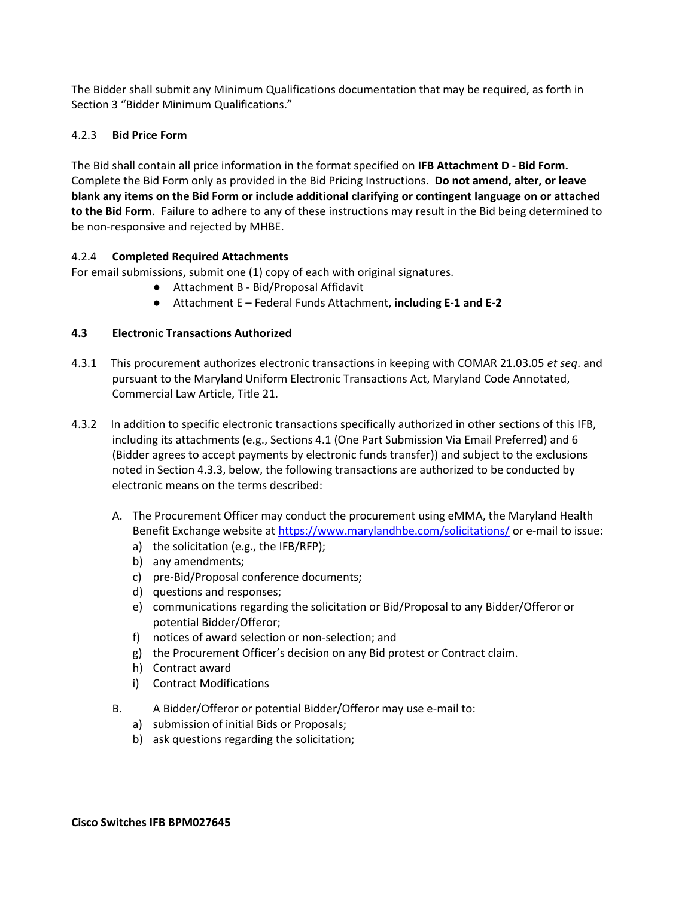The Bidder shall submit any Minimum Qualifications documentation that may be required, as forth in Section 3 "Bidder Minimum Qualifications."

#### 4.2.3 **Bid Price Form**

The Bid shall contain all price information in the format specified on **IFB Attachment D - Bid Form.** Complete the Bid Form only as provided in the Bid Pricing Instructions. **Do not amend, alter, or leave blank any items on the Bid Form or include additional clarifying or contingent language on or attached to the Bid Form**. Failure to adhere to any of these instructions may result in the Bid being determined to be non-responsive and rejected by MHBE.

#### 4.2.4 **Completed Required Attachments**

For email submissions, submit one (1) copy of each with original signatures.

- Attachment B - Bid/Proposal Affidavit
- Attachment E – Federal Funds Attachment, **including E-1 and E-2**

### 4.3 Electronic Transactions Authorized

4.3.1 This procurement authorizes electronic transactions in keeping with COMAR 21.03.05 *et seq*. and pursuant to the Maryland Uniform Electronic Transactions Act, Maryland Code Annotated, Commercial Law Article, Title 21.

4.3.2 In addition to specific electronic transactions specifically authorized in other sections of this IFB, including its attachments (e.g., Sections 4.1 (One Part Submission Via Email Preferred) and 6 (Bidder agrees to accept payments by electronic funds transfer)) and subject to the exclusions noted in Section 4.3.3, below, the following transactions are authorized to be conducted by electronic means on the terms described:

A. The Procurement Officer may conduct the procurement using eMMA, the Maryland Health Benefit Exchange website at https://www.marylandhbe.com/solicitations/ or e-mail to issue:

a) the solicitation (e.g., the IFB/RFP);
b) any amendments;
c) pre-Bid/Proposal conference documents;
d) questions and responses;
e) communications regarding the solicitation or Bid/Proposal to any Bidder/Offeror or potential Bidder/Offeror;
f) notices of award selection or non-selection; and
g) the Procurement Officer's decision on any Bid protest or Contract claim.
h) Contract award
i) Contract Modifications

B. A Bidder/Offeror or potential Bidder/Offeror may use e-mail to:

a) submission of initial Bids or Proposals;
b) ask questions regarding the solicitation;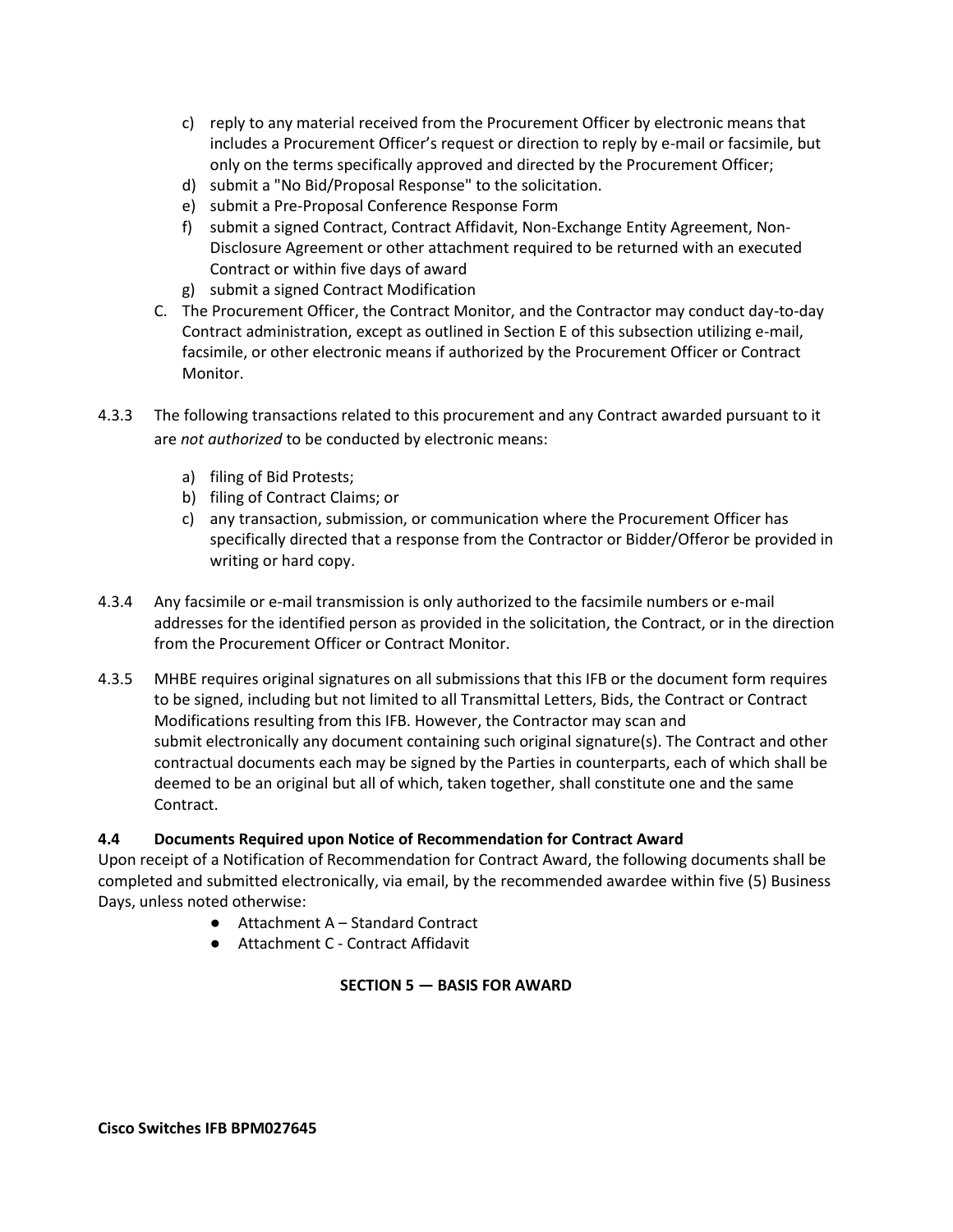c) reply to any material received from the Procurement Officer by electronic means that includes a Procurement Officer's request or direction to reply by e-mail or facsimile, but only on the terms specifically approved and directed by the Procurement Officer;
d) submit a "No Bid/Proposal Response" to the solicitation.
e) submit a Pre-Proposal Conference Response Form
f) submit a signed Contract, Contract Affidavit, Non-Exchange Entity Agreement, Non-Disclosure Agreement or other attachment required to be returned with an executed Contract or within five days of award
g) submit a signed Contract Modification

C. The Procurement Officer, the Contract Monitor, and the Contractor may conduct day-to-day Contract administration, except as outlined in Section E of this subsection utilizing e-mail, facsimile, or other electronic means if authorized by the Procurement Officer or Contract Monitor.

4.3.3 The following transactions related to this procurement and any Contract awarded pursuant to it are *not authorized* to be conducted by electronic means:

a) filing of Bid Protests;
b) filing of Contract Claims; or
c) any transaction, submission, or communication where the Procurement Officer has specifically directed that a response from the Contractor or Bidder/Offeror be provided in writing or hard copy.

4.3.4 Any facsimile or e-mail transmission is only authorized to the facsimile numbers or e-mail addresses for the identified person as provided in the solicitation, the Contract, or in the direction from the Procurement Officer or Contract Monitor.

4.3.5 MHBE requires original signatures on all submissions that this IFB or the document form requires to be signed, including but not limited to all Transmittal Letters, Bids, the Contract or Contract Modifications resulting from this IFB. However, the Contractor may scan and submit electronically any document containing such original signature(s). The Contract and other contractual documents each may be signed by the Parties in counterparts, each of which shall be deemed to be an original but all of which, taken together, shall constitute one and the same Contract.

### 4.4 Documents Required upon Notice of Recommendation for Contract Award

Upon receipt of a Notification of Recommendation for Contract Award, the following documents shall be completed and submitted electronically, via email, by the recommended awardee within five (5) Business Days, unless noted otherwise:

- Attachment A – Standard Contract
- Attachment C - Contract Affidavit

## SECTION 5 — BASIS FOR AWARD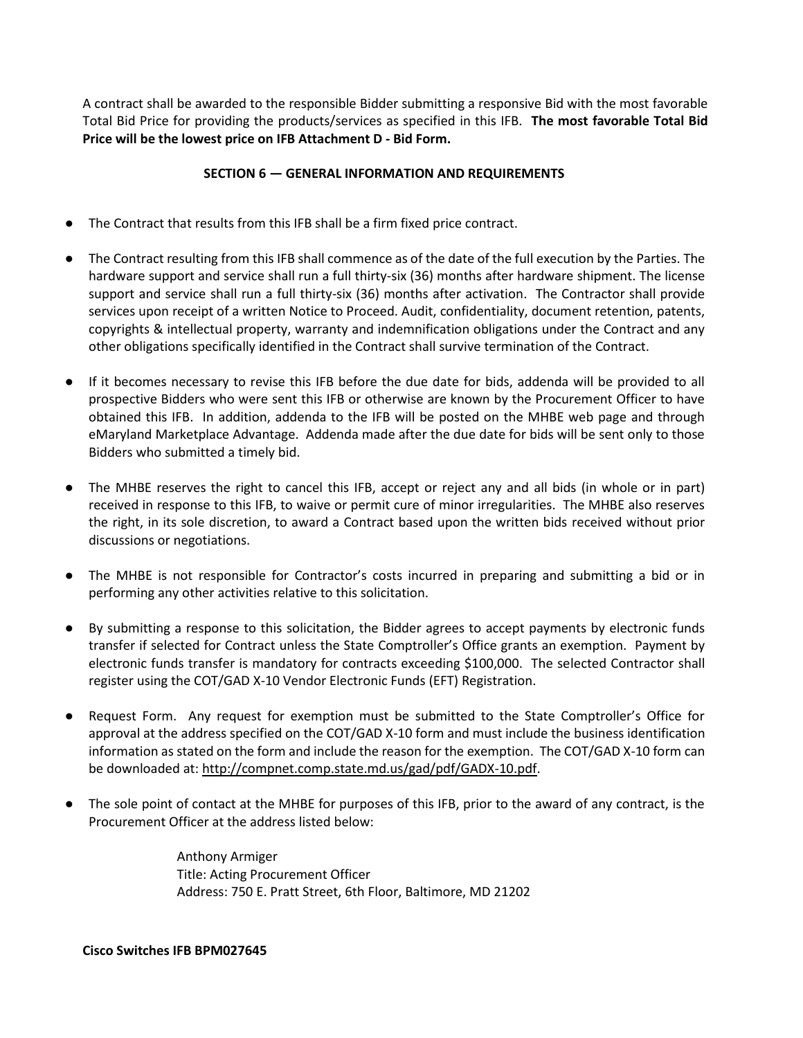A contract shall be awarded to the responsible Bidder submitting a responsive Bid with the most favorable Total Bid Price for providing the products/services as specified in this IFB. **The most favorable Total Bid Price will be the lowest price on IFB Attachment D - Bid Form.**

## SECTION 6 — GENERAL INFORMATION AND REQUIREMENTS

- The Contract that results from this IFB shall be a firm fixed price contract.
- The Contract resulting from this IFB shall commence as of the date of the full execution by the Parties. The hardware support and service shall run a full thirty-six (36) months after hardware shipment. The license support and service shall run a full thirty-six (36) months after activation. The Contractor shall provide services upon receipt of a written Notice to Proceed. Audit, confidentiality, document retention, patents, copyrights & intellectual property, warranty and indemnification obligations under the Contract and any other obligations specifically identified in the Contract shall survive termination of the Contract.
- If it becomes necessary to revise this IFB before the due date for bids, addenda will be provided to all prospective Bidders who were sent this IFB or otherwise are known by the Procurement Officer to have obtained this IFB. In addition, addenda to the IFB will be posted on the MHBE web page and through eMaryland Marketplace Advantage. Addenda made after the due date for bids will be sent only to those Bidders who submitted a timely bid.
- The MHBE reserves the right to cancel this IFB, accept or reject any and all bids (in whole or in part) received in response to this IFB, to waive or permit cure of minor irregularities. The MHBE also reserves the right, in its sole discretion, to award a Contract based upon the written bids received without prior discussions or negotiations.
- The MHBE is not responsible for Contractor's costs incurred in preparing and submitting a bid or in performing any other activities relative to this solicitation.
- By submitting a response to this solicitation, the Bidder agrees to accept payments by electronic funds transfer if selected for Contract unless the State Comptroller's Office grants an exemption. Payment by electronic funds transfer is mandatory for contracts exceeding $100,000. The selected Contractor shall register using the COT/GAD X-10 Vendor Electronic Funds (EFT) Registration.
- Request Form. Any request for exemption must be submitted to the State Comptroller's Office for approval at the address specified on the COT/GAD X-10 form and must include the business identification information as stated on the form and include the reason for the exemption. The COT/GAD X-10 form can be downloaded at: http://compnet.comp.state.md.us/gad/pdf/GADX-10.pdf.
- The sole point of contact at the MHBE for purposes of this IFB, prior to the award of any contract, is the Procurement Officer at the address listed below:

  Anthony Armiger
  Title: Acting Procurement Officer
  Address: 750 E. Pratt Street, 6th Floor, Baltimore, MD 21202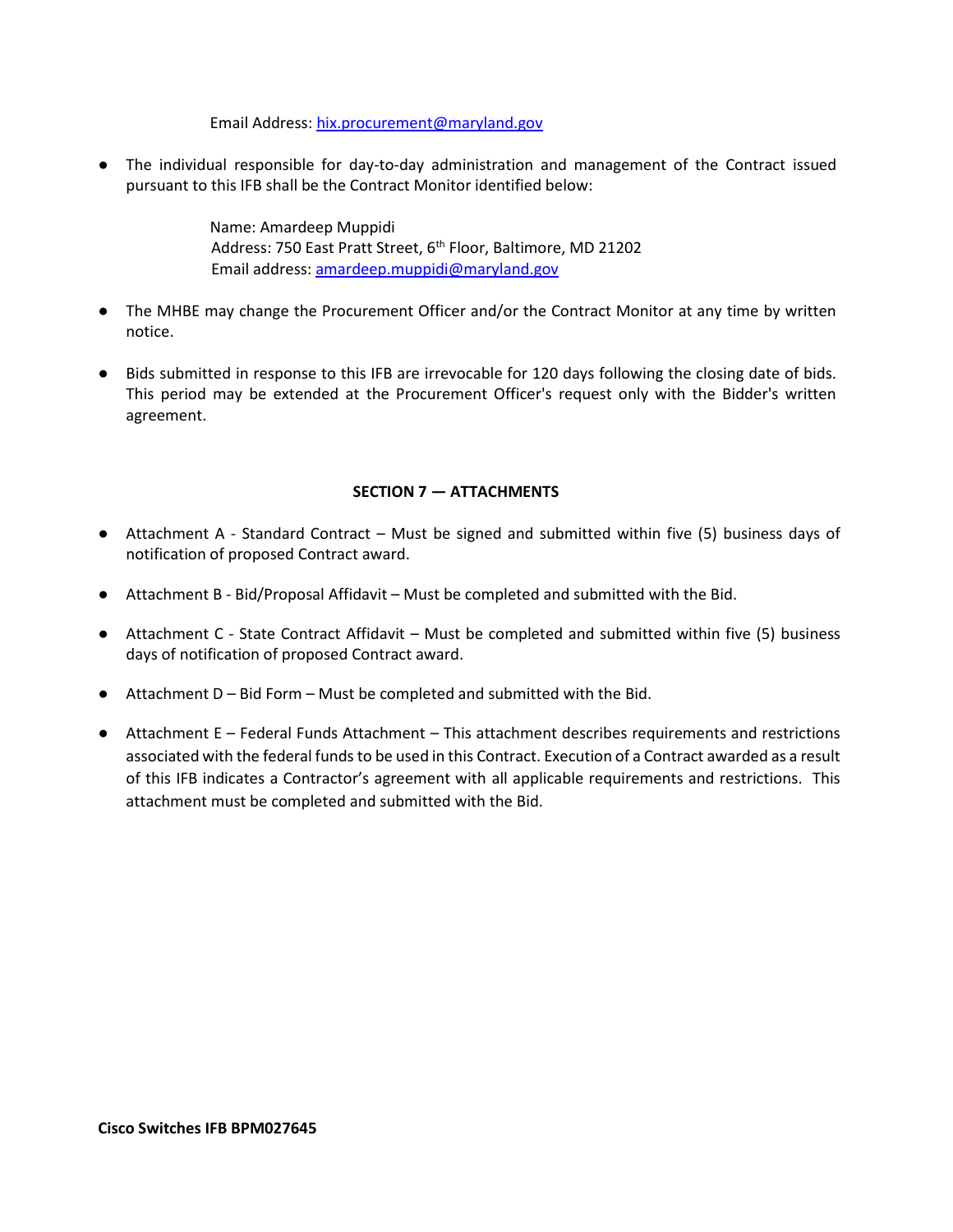Email Address: hix.procurement@maryland.gov

- The individual responsible for day-to-day administration and management of the Contract issued pursuant to this IFB shall be the Contract Monitor identified below:

  Name: Amardeep Muppidi
  Address: 750 East Pratt Street, 6th Floor, Baltimore, MD 21202
  Email address: amardeep.muppidi@maryland.gov

- The MHBE may change the Procurement Officer and/or the Contract Monitor at any time by written notice.

- Bids submitted in response to this IFB are irrevocable for 120 days following the closing date of bids. This period may be extended at the Procurement Officer's request only with the Bidder's written agreement.

## SECTION 7 — ATTACHMENTS

- Attachment A - Standard Contract – Must be signed and submitted within five (5) business days of notification of proposed Contract award.

- Attachment B - Bid/Proposal Affidavit – Must be completed and submitted with the Bid.

- Attachment C - State Contract Affidavit – Must be completed and submitted within five (5) business days of notification of proposed Contract award.

- Attachment D – Bid Form – Must be completed and submitted with the Bid.

- Attachment E – Federal Funds Attachment – This attachment describes requirements and restrictions associated with the federal funds to be used in this Contract. Execution of a Contract awarded as a result of this IFB indicates a Contractor's agreement with all applicable requirements and restrictions. This attachment must be completed and submitted with the Bid.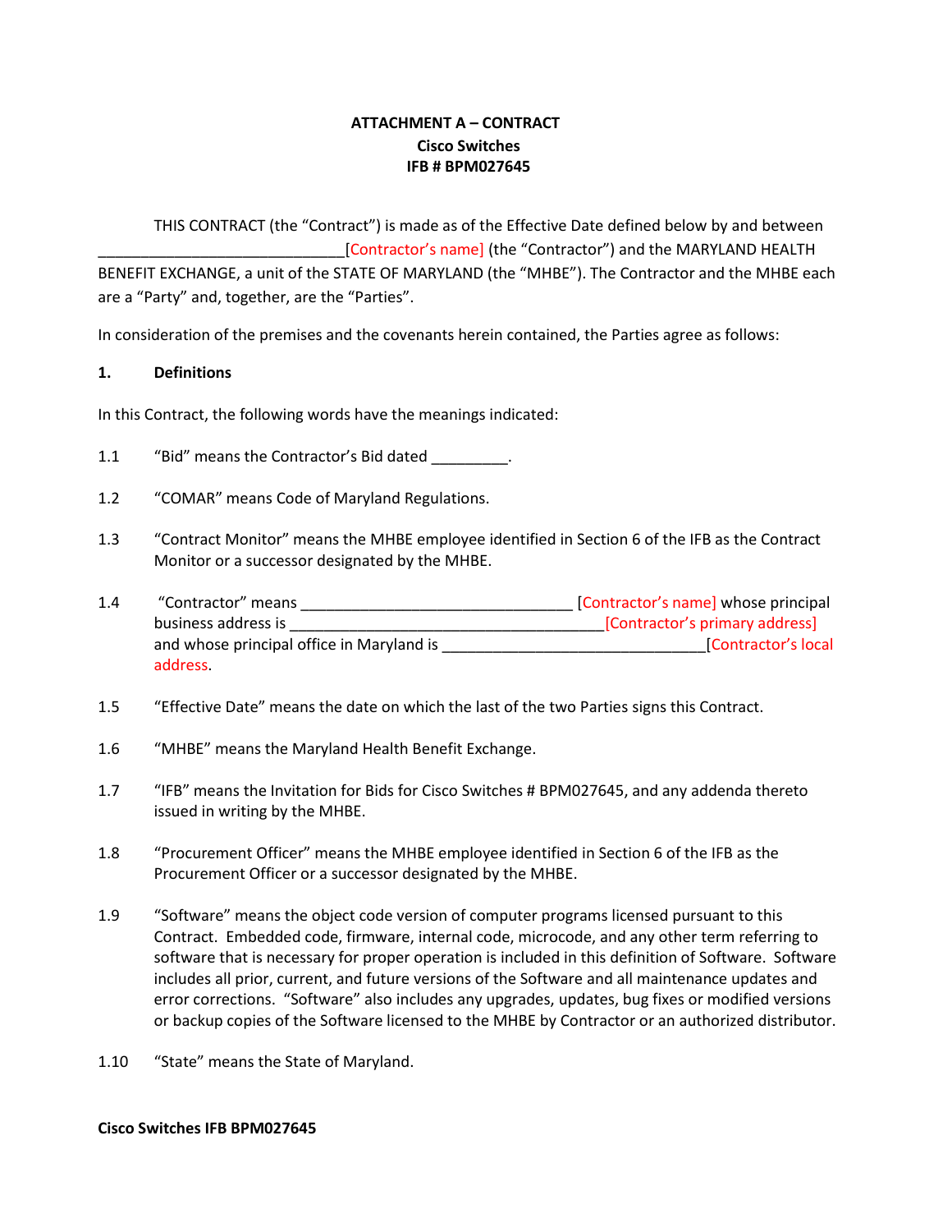**ATTACHMENT A – CONTRACT**
**Cisco Switches**
**IFB # BPM027645**

THIS CONTRACT (the "Contract") is made as of the Effective Date defined below by and between ______________________________[Contractor's name] (the "Contractor") and the MARYLAND HEALTH BENEFIT EXCHANGE, a unit of the STATE OF MARYLAND (the "MHBE"). The Contractor and the MHBE each are a "Party" and, together, are the "Parties".

In consideration of the premises and the covenants herein contained, the Parties agree as follows:

**1. Definitions**

In this Contract, the following words have the meanings indicated:

1.1 "Bid" means the Contractor's Bid dated _________.

1.2 "COMAR" means Code of Maryland Regulations.

1.3 "Contract Monitor" means the MHBE employee identified in Section 6 of the IFB as the Contract Monitor or a successor designated by the MHBE.

1.4 "Contractor" means _________________________________ [Contractor's name] whose principal business address is ______________________________________[Contractor's primary address] and whose principal office in Maryland is _______________________________[Contractor's local address.

1.5 "Effective Date" means the date on which the last of the two Parties signs this Contract.

1.6 "MHBE" means the Maryland Health Benefit Exchange.

1.7 "IFB" means the Invitation for Bids for Cisco Switches # BPM027645, and any addenda thereto issued in writing by the MHBE.

1.8 "Procurement Officer" means the MHBE employee identified in Section 6 of the IFB as the Procurement Officer or a successor designated by the MHBE.

1.9 "Software" means the object code version of computer programs licensed pursuant to this Contract. Embedded code, firmware, internal code, microcode, and any other term referring to software that is necessary for proper operation is included in this definition of Software. Software includes all prior, current, and future versions of the Software and all maintenance updates and error corrections. "Software" also includes any upgrades, updates, bug fixes or modified versions or backup copies of the Software licensed to the MHBE by Contractor or an authorized distributor.

1.10 "State" means the State of Maryland.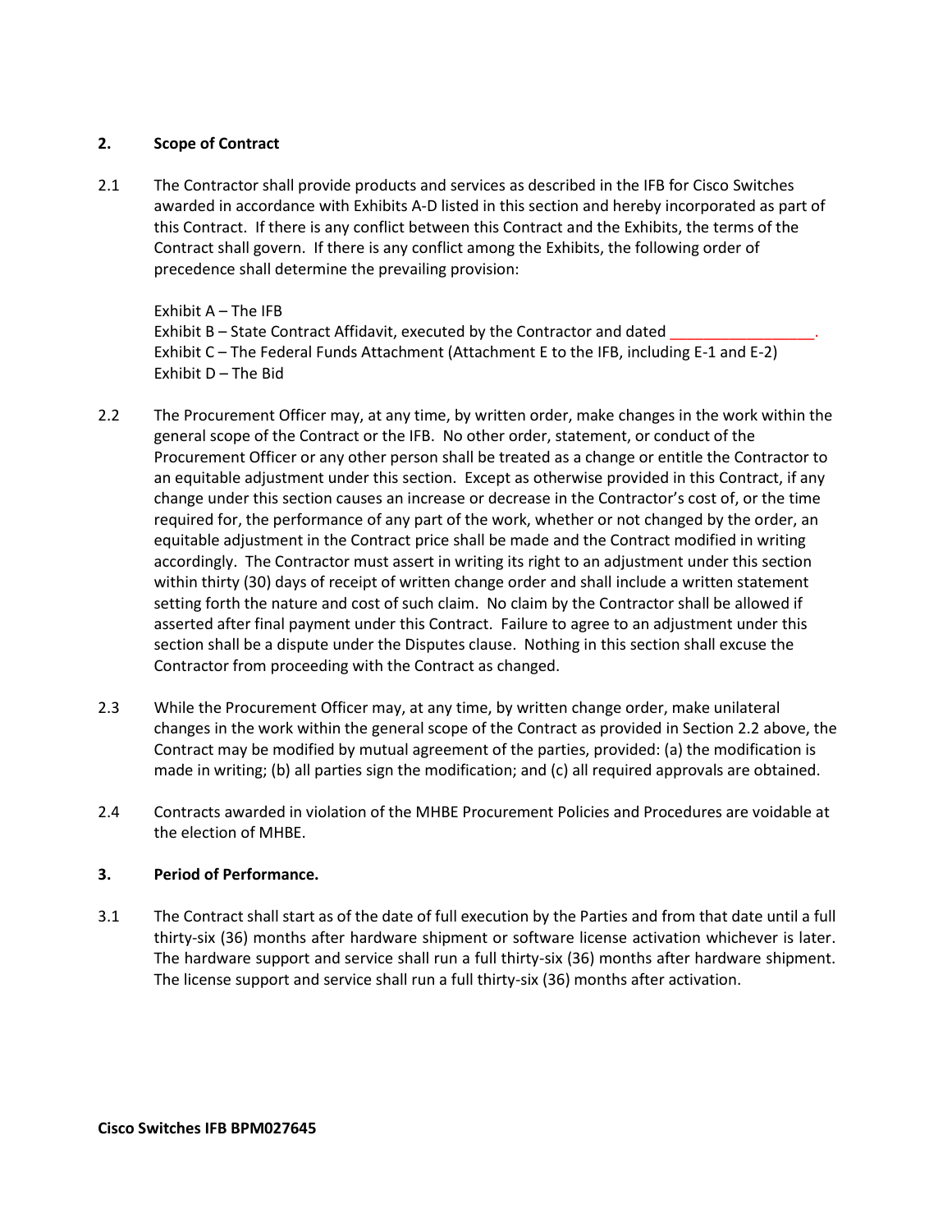## 2. Scope of Contract

2.1 The Contractor shall provide products and services as described in the IFB for Cisco Switches awarded in accordance with Exhibits A-D listed in this section and hereby incorporated as part of this Contract. If there is any conflict between this Contract and the Exhibits, the terms of the Contract shall govern. If there is any conflict among the Exhibits, the following order of precedence shall determine the prevailing provision:

Exhibit A – The IFB
Exhibit B – State Contract Affidavit, executed by the Contractor and dated _________________.
Exhibit C – The Federal Funds Attachment (Attachment E to the IFB, including E-1 and E-2)
Exhibit D – The Bid

2.2 The Procurement Officer may, at any time, by written order, make changes in the work within the general scope of the Contract or the IFB. No other order, statement, or conduct of the Procurement Officer or any other person shall be treated as a change or entitle the Contractor to an equitable adjustment under this section. Except as otherwise provided in this Contract, if any change under this section causes an increase or decrease in the Contractor's cost of, or the time required for, the performance of any part of the work, whether or not changed by the order, an equitable adjustment in the Contract price shall be made and the Contract modified in writing accordingly. The Contractor must assert in writing its right to an adjustment under this section within thirty (30) days of receipt of written change order and shall include a written statement setting forth the nature and cost of such claim. No claim by the Contractor shall be allowed if asserted after final payment under this Contract. Failure to agree to an adjustment under this section shall be a dispute under the Disputes clause. Nothing in this section shall excuse the Contractor from proceeding with the Contract as changed.

2.3 While the Procurement Officer may, at any time, by written change order, make unilateral changes in the work within the general scope of the Contract as provided in Section 2.2 above, the Contract may be modified by mutual agreement of the parties, provided: (a) the modification is made in writing; (b) all parties sign the modification; and (c) all required approvals are obtained.

2.4 Contracts awarded in violation of the MHBE Procurement Policies and Procedures are voidable at the election of MHBE.

## 3. Period of Performance.

3.1 The Contract shall start as of the date of full execution by the Parties and from that date until a full thirty-six (36) months after hardware shipment or software license activation whichever is later. The hardware support and service shall run a full thirty-six (36) months after hardware shipment. The license support and service shall run a full thirty-six (36) months after activation.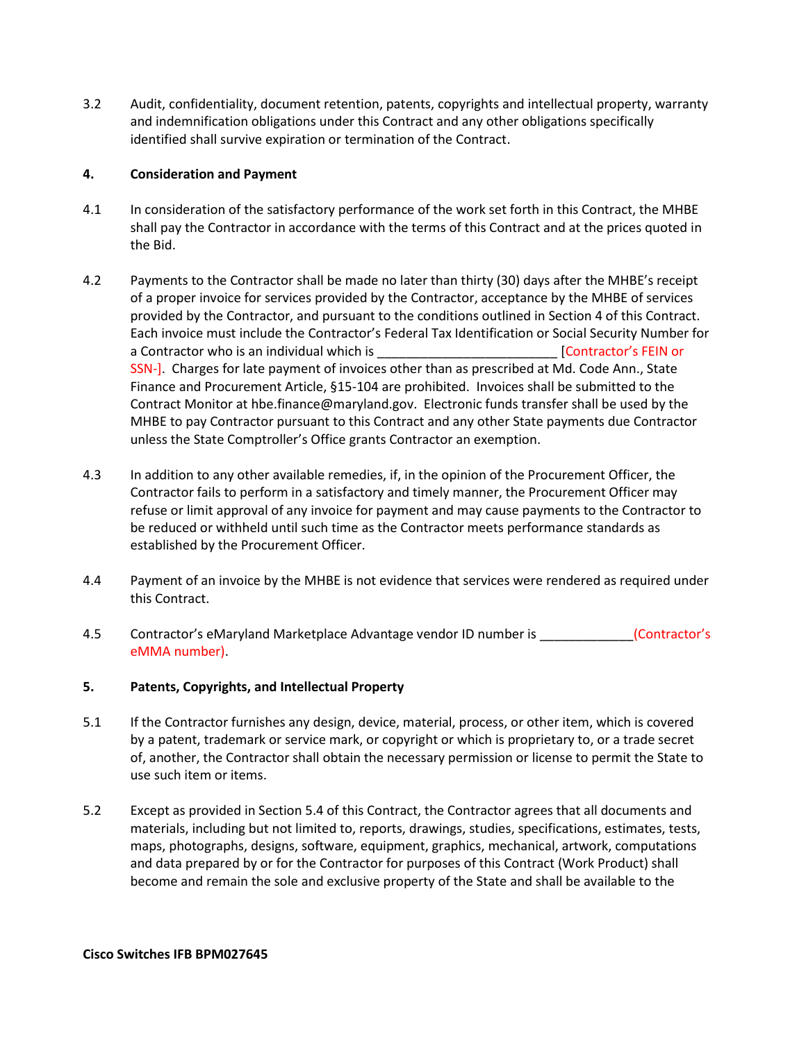3.2 Audit, confidentiality, document retention, patents, copyrights and intellectual property, warranty and indemnification obligations under this Contract and any other obligations specifically identified shall survive expiration or termination of the Contract.

**4. Consideration and Payment**

4.1 In consideration of the satisfactory performance of the work set forth in this Contract, the MHBE shall pay the Contractor in accordance with the terms of this Contract and at the prices quoted in the Bid.

4.2 Payments to the Contractor shall be made no later than thirty (30) days after the MHBE's receipt of a proper invoice for services provided by the Contractor, acceptance by the MHBE of services provided by the Contractor, and pursuant to the conditions outlined in Section 4 of this Contract. Each invoice must include the Contractor's Federal Tax Identification or Social Security Number for a Contractor who is an individual which is _________________________ [Contractor's FEIN or SSN-]. Charges for late payment of invoices other than as prescribed at Md. Code Ann., State Finance and Procurement Article, §15-104 are prohibited. Invoices shall be submitted to the Contract Monitor at hbe.finance@maryland.gov. Electronic funds transfer shall be used by the MHBE to pay Contractor pursuant to this Contract and any other State payments due Contractor unless the State Comptroller's Office grants Contractor an exemption.

4.3 In addition to any other available remedies, if, in the opinion of the Procurement Officer, the Contractor fails to perform in a satisfactory and timely manner, the Procurement Officer may refuse or limit approval of any invoice for payment and may cause payments to the Contractor to be reduced or withheld until such time as the Contractor meets performance standards as established by the Procurement Officer.

4.4 Payment of an invoice by the MHBE is not evidence that services were rendered as required under this Contract.

4.5 Contractor's eMaryland Marketplace Advantage vendor ID number is _____________(Contractor's eMMA number).

**5. Patents, Copyrights, and Intellectual Property**

5.1 If the Contractor furnishes any design, device, material, process, or other item, which is covered by a patent, trademark or service mark, or copyright or which is proprietary to, or a trade secret of, another, the Contractor shall obtain the necessary permission or license to permit the State to use such item or items.

5.2 Except as provided in Section 5.4 of this Contract, the Contractor agrees that all documents and materials, including but not limited to, reports, drawings, studies, specifications, estimates, tests, maps, photographs, designs, software, equipment, graphics, mechanical, artwork, computations and data prepared by or for the Contractor for purposes of this Contract (Work Product) shall become and remain the sole and exclusive property of the State and shall be available to the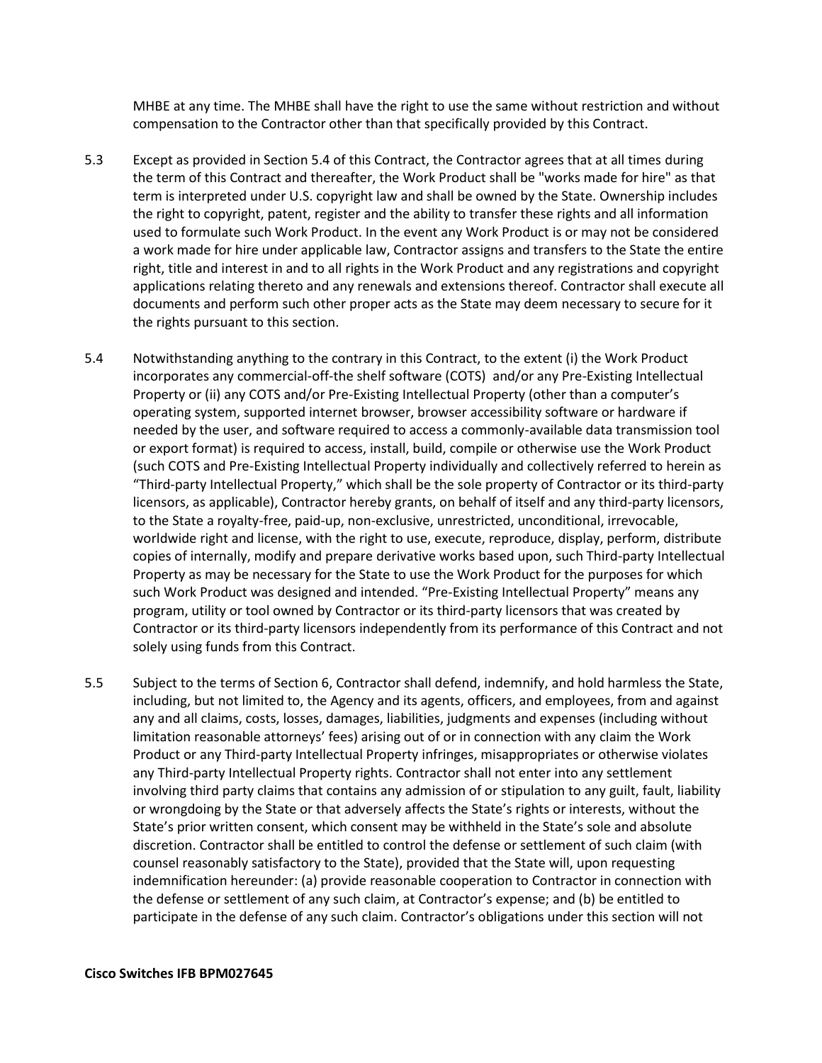MHBE at any time. The MHBE shall have the right to use the same without restriction and without compensation to the Contractor other than that specifically provided by this Contract.

5.3 Except as provided in Section 5.4 of this Contract, the Contractor agrees that at all times during the term of this Contract and thereafter, the Work Product shall be "works made for hire" as that term is interpreted under U.S. copyright law and shall be owned by the State. Ownership includes the right to copyright, patent, register and the ability to transfer these rights and all information used to formulate such Work Product. In the event any Work Product is or may not be considered a work made for hire under applicable law, Contractor assigns and transfers to the State the entire right, title and interest in and to all rights in the Work Product and any registrations and copyright applications relating thereto and any renewals and extensions thereof. Contractor shall execute all documents and perform such other proper acts as the State may deem necessary to secure for it the rights pursuant to this section.

5.4 Notwithstanding anything to the contrary in this Contract, to the extent (i) the Work Product incorporates any commercial-off-the shelf software (COTS) and/or any Pre-Existing Intellectual Property or (ii) any COTS and/or Pre-Existing Intellectual Property (other than a computer's operating system, supported internet browser, browser accessibility software or hardware if needed by the user, and software required to access a commonly-available data transmission tool or export format) is required to access, install, build, compile or otherwise use the Work Product (such COTS and Pre-Existing Intellectual Property individually and collectively referred to herein as "Third-party Intellectual Property," which shall be the sole property of Contractor or its third-party licensors, as applicable), Contractor hereby grants, on behalf of itself and any third-party licensors, to the State a royalty-free, paid-up, non-exclusive, unrestricted, unconditional, irrevocable, worldwide right and license, with the right to use, execute, reproduce, display, perform, distribute copies of internally, modify and prepare derivative works based upon, such Third-party Intellectual Property as may be necessary for the State to use the Work Product for the purposes for which such Work Product was designed and intended. "Pre-Existing Intellectual Property" means any program, utility or tool owned by Contractor or its third-party licensors that was created by Contractor or its third-party licensors independently from its performance of this Contract and not solely using funds from this Contract.

5.5 Subject to the terms of Section 6, Contractor shall defend, indemnify, and hold harmless the State, including, but not limited to, the Agency and its agents, officers, and employees, from and against any and all claims, costs, losses, damages, liabilities, judgments and expenses (including without limitation reasonable attorneys' fees) arising out of or in connection with any claim the Work Product or any Third-party Intellectual Property infringes, misappropriates or otherwise violates any Third-party Intellectual Property rights. Contractor shall not enter into any settlement involving third party claims that contains any admission of or stipulation to any guilt, fault, liability or wrongdoing by the State or that adversely affects the State's rights or interests, without the State's prior written consent, which consent may be withheld in the State's sole and absolute discretion. Contractor shall be entitled to control the defense or settlement of such claim (with counsel reasonably satisfactory to the State), provided that the State will, upon requesting indemnification hereunder: (a) provide reasonable cooperation to Contractor in connection with the defense or settlement of any such claim, at Contractor's expense; and (b) be entitled to participate in the defense of any such claim. Contractor's obligations under this section will not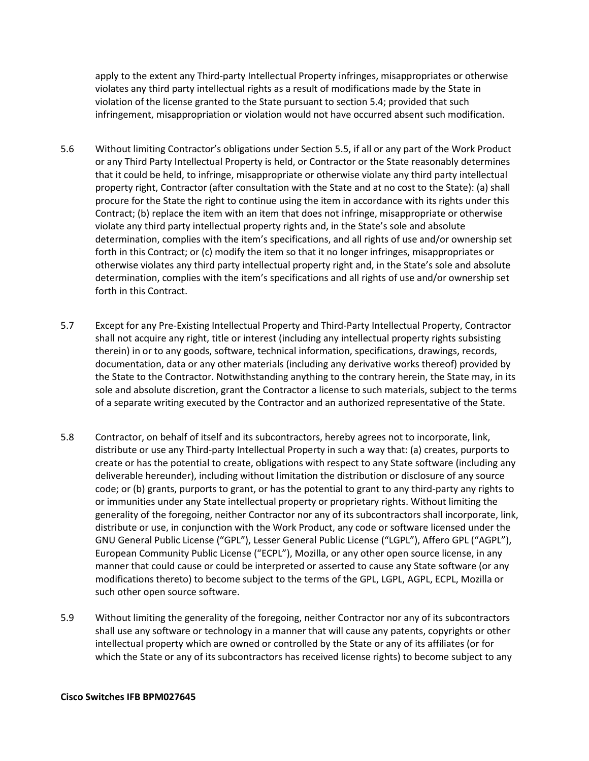apply to the extent any Third-party Intellectual Property infringes, misappropriates or otherwise violates any third party intellectual rights as a result of modifications made by the State in violation of the license granted to the State pursuant to section 5.4; provided that such infringement, misappropriation or violation would not have occurred absent such modification.

5.6 Without limiting Contractor's obligations under Section 5.5, if all or any part of the Work Product or any Third Party Intellectual Property is held, or Contractor or the State reasonably determines that it could be held, to infringe, misappropriate or otherwise violate any third party intellectual property right, Contractor (after consultation with the State and at no cost to the State): (a) shall procure for the State the right to continue using the item in accordance with its rights under this Contract; (b) replace the item with an item that does not infringe, misappropriate or otherwise violate any third party intellectual property rights and, in the State's sole and absolute determination, complies with the item's specifications, and all rights of use and/or ownership set forth in this Contract; or (c) modify the item so that it no longer infringes, misappropriates or otherwise violates any third party intellectual property right and, in the State's sole and absolute determination, complies with the item's specifications and all rights of use and/or ownership set forth in this Contract.

5.7 Except for any Pre-Existing Intellectual Property and Third-Party Intellectual Property, Contractor shall not acquire any right, title or interest (including any intellectual property rights subsisting therein) in or to any goods, software, technical information, specifications, drawings, records, documentation, data or any other materials (including any derivative works thereof) provided by the State to the Contractor. Notwithstanding anything to the contrary herein, the State may, in its sole and absolute discretion, grant the Contractor a license to such materials, subject to the terms of a separate writing executed by the Contractor and an authorized representative of the State.

5.8 Contractor, on behalf of itself and its subcontractors, hereby agrees not to incorporate, link, distribute or use any Third-party Intellectual Property in such a way that: (a) creates, purports to create or has the potential to create, obligations with respect to any State software (including any deliverable hereunder), including without limitation the distribution or disclosure of any source code; or (b) grants, purports to grant, or has the potential to grant to any third-party any rights to or immunities under any State intellectual property or proprietary rights. Without limiting the generality of the foregoing, neither Contractor nor any of its subcontractors shall incorporate, link, distribute or use, in conjunction with the Work Product, any code or software licensed under the GNU General Public License ("GPL"), Lesser General Public License ("LGPL"), Affero GPL ("AGPL"), European Community Public License ("ECPL"), Mozilla, or any other open source license, in any manner that could cause or could be interpreted or asserted to cause any State software (or any modifications thereto) to become subject to the terms of the GPL, LGPL, AGPL, ECPL, Mozilla or such other open source software.

5.9 Without limiting the generality of the foregoing, neither Contractor nor any of its subcontractors shall use any software or technology in a manner that will cause any patents, copyrights or other intellectual property which are owned or controlled by the State or any of its affiliates (or for which the State or any of its subcontractors has received license rights) to become subject to any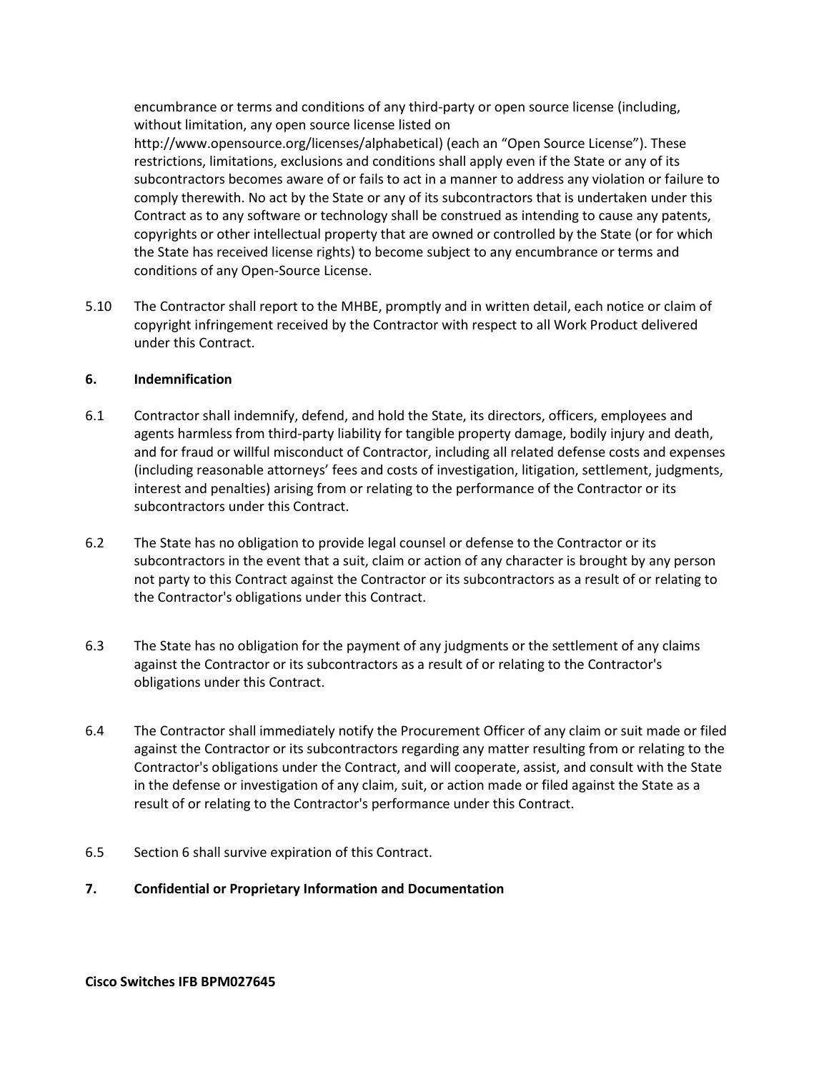encumbrance or terms and conditions of any third-party or open source license (including, without limitation, any open source license listed on http://www.opensource.org/licenses/alphabetical) (each an "Open Source License"). These restrictions, limitations, exclusions and conditions shall apply even if the State or any of its subcontractors becomes aware of or fails to act in a manner to address any violation or failure to comply therewith. No act by the State or any of its subcontractors that is undertaken under this Contract as to any software or technology shall be construed as intending to cause any patents, copyrights or other intellectual property that are owned or controlled by the State (or for which the State has received license rights) to become subject to any encumbrance or terms and conditions of any Open-Source License.

5.10 The Contractor shall report to the MHBE, promptly and in written detail, each notice or claim of copyright infringement received by the Contractor with respect to all Work Product delivered under this Contract.

**6. Indemnification**

6.1 Contractor shall indemnify, defend, and hold the State, its directors, officers, employees and agents harmless from third-party liability for tangible property damage, bodily injury and death, and for fraud or willful misconduct of Contractor, including all related defense costs and expenses (including reasonable attorneys' fees and costs of investigation, litigation, settlement, judgments, interest and penalties) arising from or relating to the performance of the Contractor or its subcontractors under this Contract.

6.2 The State has no obligation to provide legal counsel or defense to the Contractor or its subcontractors in the event that a suit, claim or action of any character is brought by any person not party to this Contract against the Contractor or its subcontractors as a result of or relating to the Contractor's obligations under this Contract.

6.3 The State has no obligation for the payment of any judgments or the settlement of any claims against the Contractor or its subcontractors as a result of or relating to the Contractor's obligations under this Contract.

6.4 The Contractor shall immediately notify the Procurement Officer of any claim or suit made or filed against the Contractor or its subcontractors regarding any matter resulting from or relating to the Contractor's obligations under the Contract, and will cooperate, assist, and consult with the State in the defense or investigation of any claim, suit, or action made or filed against the State as a result of or relating to the Contractor's performance under this Contract.

6.5 Section 6 shall survive expiration of this Contract.

**7. Confidential or Proprietary Information and Documentation**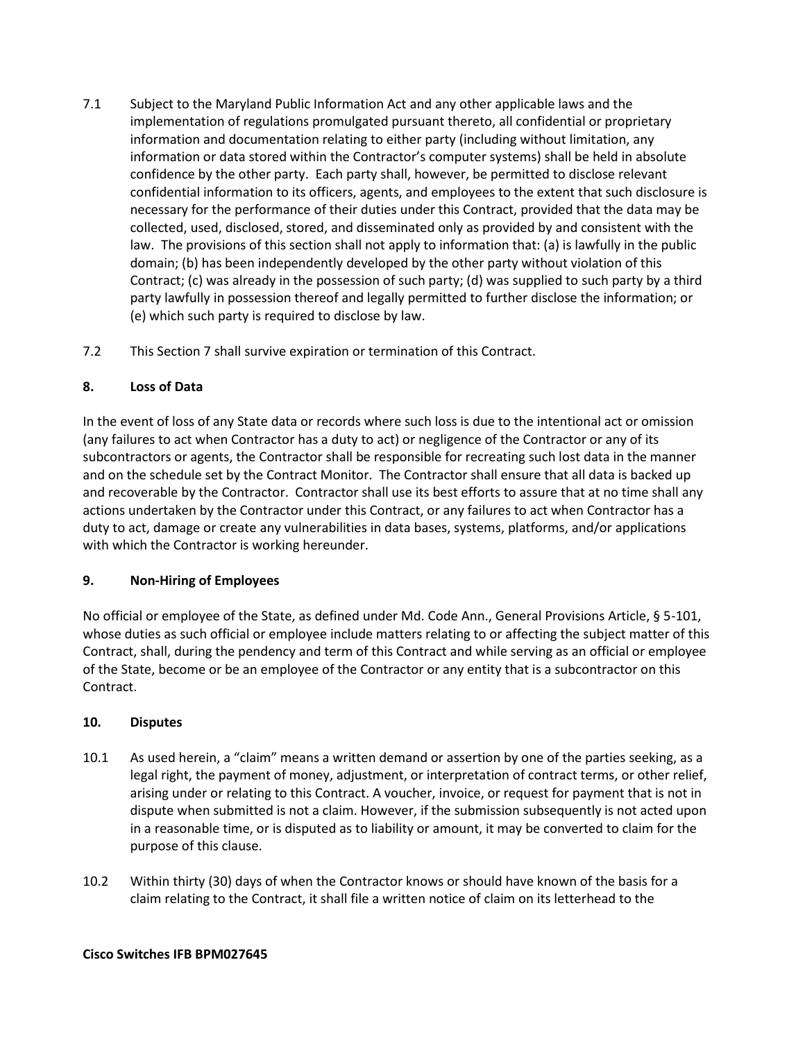7.1 Subject to the Maryland Public Information Act and any other applicable laws and the implementation of regulations promulgated pursuant thereto, all confidential or proprietary information and documentation relating to either party (including without limitation, any information or data stored within the Contractor's computer systems) shall be held in absolute confidence by the other party. Each party shall, however, be permitted to disclose relevant confidential information to its officers, agents, and employees to the extent that such disclosure is necessary for the performance of their duties under this Contract, provided that the data may be collected, used, disclosed, stored, and disseminated only as provided by and consistent with the law. The provisions of this section shall not apply to information that: (a) is lawfully in the public domain; (b) has been independently developed by the other party without violation of this Contract; (c) was already in the possession of such party; (d) was supplied to such party by a third party lawfully in possession thereof and legally permitted to further disclose the information; or (e) which such party is required to disclose by law.

7.2 This Section 7 shall survive expiration or termination of this Contract.

## 8. Loss of Data

In the event of loss of any State data or records where such loss is due to the intentional act or omission (any failures to act when Contractor has a duty to act) or negligence of the Contractor or any of its subcontractors or agents, the Contractor shall be responsible for recreating such lost data in the manner and on the schedule set by the Contract Monitor. The Contractor shall ensure that all data is backed up and recoverable by the Contractor. Contractor shall use its best efforts to assure that at no time shall any actions undertaken by the Contractor under this Contract, or any failures to act when Contractor has a duty to act, damage or create any vulnerabilities in data bases, systems, platforms, and/or applications with which the Contractor is working hereunder.

## 9. Non-Hiring of Employees

No official or employee of the State, as defined under Md. Code Ann., General Provisions Article, § 5-101, whose duties as such official or employee include matters relating to or affecting the subject matter of this Contract, shall, during the pendency and term of this Contract and while serving as an official or employee of the State, become or be an employee of the Contractor or any entity that is a subcontractor on this Contract.

## 10. Disputes

10.1 As used herein, a "claim" means a written demand or assertion by one of the parties seeking, as a legal right, the payment of money, adjustment, or interpretation of contract terms, or other relief, arising under or relating to this Contract. A voucher, invoice, or request for payment that is not in dispute when submitted is not a claim. However, if the submission subsequently is not acted upon in a reasonable time, or is disputed as to liability or amount, it may be converted to claim for the purpose of this clause.

10.2 Within thirty (30) days of when the Contractor knows or should have known of the basis for a claim relating to the Contract, it shall file a written notice of claim on its letterhead to the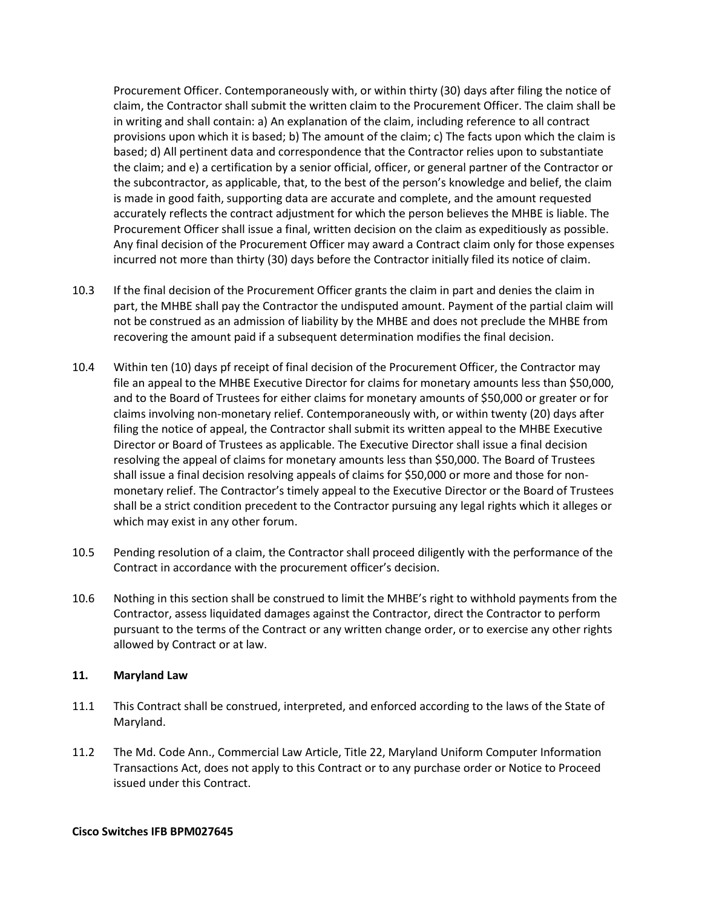Procurement Officer. Contemporaneously with, or within thirty (30) days after filing the notice of claim, the Contractor shall submit the written claim to the Procurement Officer. The claim shall be in writing and shall contain: a) An explanation of the claim, including reference to all contract provisions upon which it is based; b) The amount of the claim; c) The facts upon which the claim is based; d) All pertinent data and correspondence that the Contractor relies upon to substantiate the claim; and e) a certification by a senior official, officer, or general partner of the Contractor or the subcontractor, as applicable, that, to the best of the person's knowledge and belief, the claim is made in good faith, supporting data are accurate and complete, and the amount requested accurately reflects the contract adjustment for which the person believes the MHBE is liable. The Procurement Officer shall issue a final, written decision on the claim as expeditiously as possible. Any final decision of the Procurement Officer may award a Contract claim only for those expenses incurred not more than thirty (30) days before the Contractor initially filed its notice of claim.

10.3 If the final decision of the Procurement Officer grants the claim in part and denies the claim in part, the MHBE shall pay the Contractor the undisputed amount. Payment of the partial claim will not be construed as an admission of liability by the MHBE and does not preclude the MHBE from recovering the amount paid if a subsequent determination modifies the final decision.

10.4 Within ten (10) days pf receipt of final decision of the Procurement Officer, the Contractor may file an appeal to the MHBE Executive Director for claims for monetary amounts less than $50,000, and to the Board of Trustees for either claims for monetary amounts of $50,000 or greater or for claims involving non-monetary relief. Contemporaneously with, or within twenty (20) days after filing the notice of appeal, the Contractor shall submit its written appeal to the MHBE Executive Director or Board of Trustees as applicable. The Executive Director shall issue a final decision resolving the appeal of claims for monetary amounts less than $50,000. The Board of Trustees shall issue a final decision resolving appeals of claims for $50,000 or more and those for non-monetary relief. The Contractor's timely appeal to the Executive Director or the Board of Trustees shall be a strict condition precedent to the Contractor pursuing any legal rights which it alleges or which may exist in any other forum.

10.5 Pending resolution of a claim, the Contractor shall proceed diligently with the performance of the Contract in accordance with the procurement officer's decision.

10.6 Nothing in this section shall be construed to limit the MHBE's right to withhold payments from the Contractor, assess liquidated damages against the Contractor, direct the Contractor to perform pursuant to the terms of the Contract or any written change order, or to exercise any other rights allowed by Contract or at law.

## 11. Maryland Law

11.1 This Contract shall be construed, interpreted, and enforced according to the laws of the State of Maryland.

11.2 The Md. Code Ann., Commercial Law Article, Title 22, Maryland Uniform Computer Information Transactions Act, does not apply to this Contract or to any purchase order or Notice to Proceed issued under this Contract.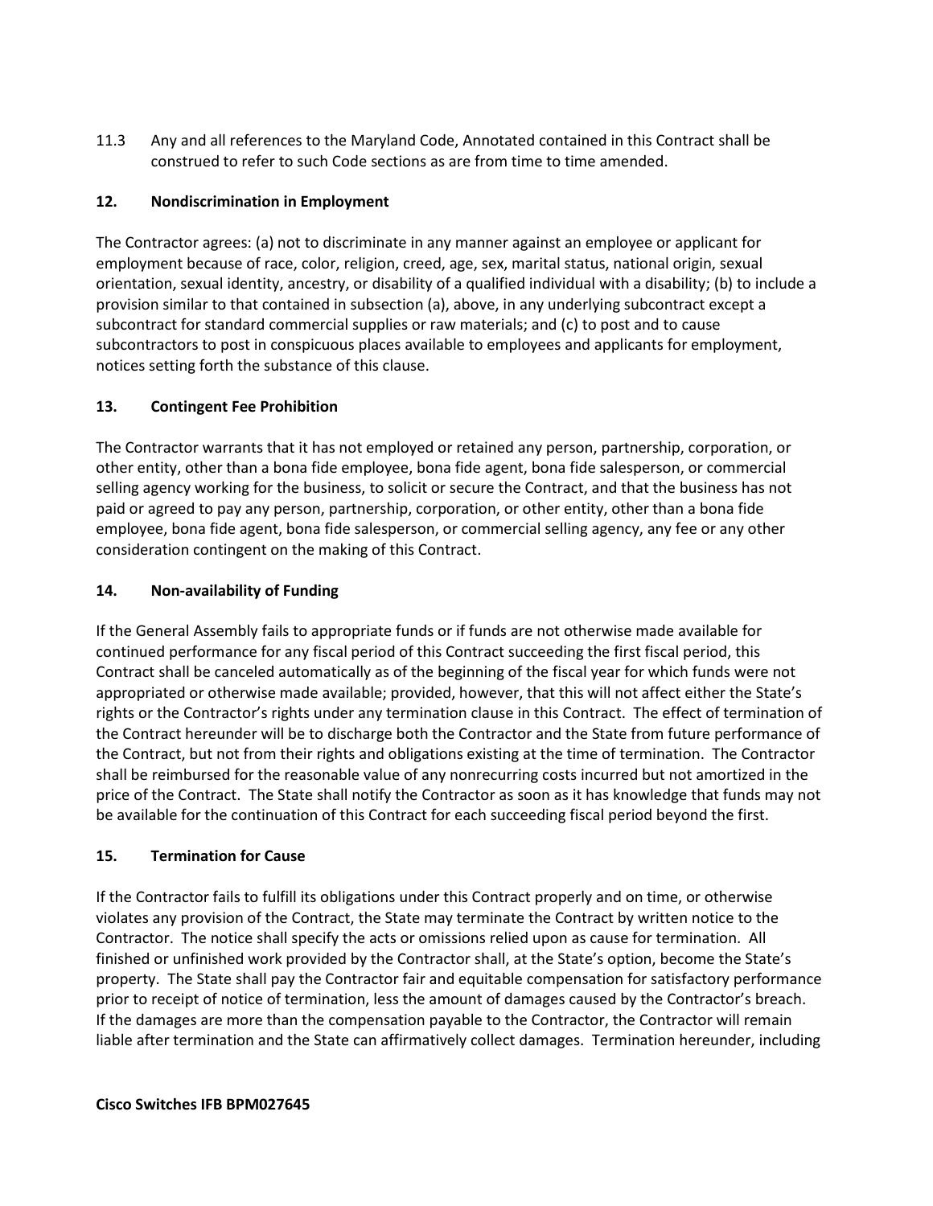11.3 Any and all references to the Maryland Code, Annotated contained in this Contract shall be construed to refer to such Code sections as are from time to time amended.

## 12. Nondiscrimination in Employment

The Contractor agrees: (a) not to discriminate in any manner against an employee or applicant for employment because of race, color, religion, creed, age, sex, marital status, national origin, sexual orientation, sexual identity, ancestry, or disability of a qualified individual with a disability; (b) to include a provision similar to that contained in subsection (a), above, in any underlying subcontract except a subcontract for standard commercial supplies or raw materials; and (c) to post and to cause subcontractors to post in conspicuous places available to employees and applicants for employment, notices setting forth the substance of this clause.

## 13. Contingent Fee Prohibition

The Contractor warrants that it has not employed or retained any person, partnership, corporation, or other entity, other than a bona fide employee, bona fide agent, bona fide salesperson, or commercial selling agency working for the business, to solicit or secure the Contract, and that the business has not paid or agreed to pay any person, partnership, corporation, or other entity, other than a bona fide employee, bona fide agent, bona fide salesperson, or commercial selling agency, any fee or any other consideration contingent on the making of this Contract.

## 14. Non-availability of Funding

If the General Assembly fails to appropriate funds or if funds are not otherwise made available for continued performance for any fiscal period of this Contract succeeding the first fiscal period, this Contract shall be canceled automatically as of the beginning of the fiscal year for which funds were not appropriated or otherwise made available; provided, however, that this will not affect either the State's rights or the Contractor's rights under any termination clause in this Contract. The effect of termination of the Contract hereunder will be to discharge both the Contractor and the State from future performance of the Contract, but not from their rights and obligations existing at the time of termination. The Contractor shall be reimbursed for the reasonable value of any nonrecurring costs incurred but not amortized in the price of the Contract. The State shall notify the Contractor as soon as it has knowledge that funds may not be available for the continuation of this Contract for each succeeding fiscal period beyond the first.

## 15. Termination for Cause

If the Contractor fails to fulfill its obligations under this Contract properly and on time, or otherwise violates any provision of the Contract, the State may terminate the Contract by written notice to the Contractor. The notice shall specify the acts or omissions relied upon as cause for termination. All finished or unfinished work provided by the Contractor shall, at the State's option, become the State's property. The State shall pay the Contractor fair and equitable compensation for satisfactory performance prior to receipt of notice of termination, less the amount of damages caused by the Contractor's breach. If the damages are more than the compensation payable to the Contractor, the Contractor will remain liable after termination and the State can affirmatively collect damages. Termination hereunder, including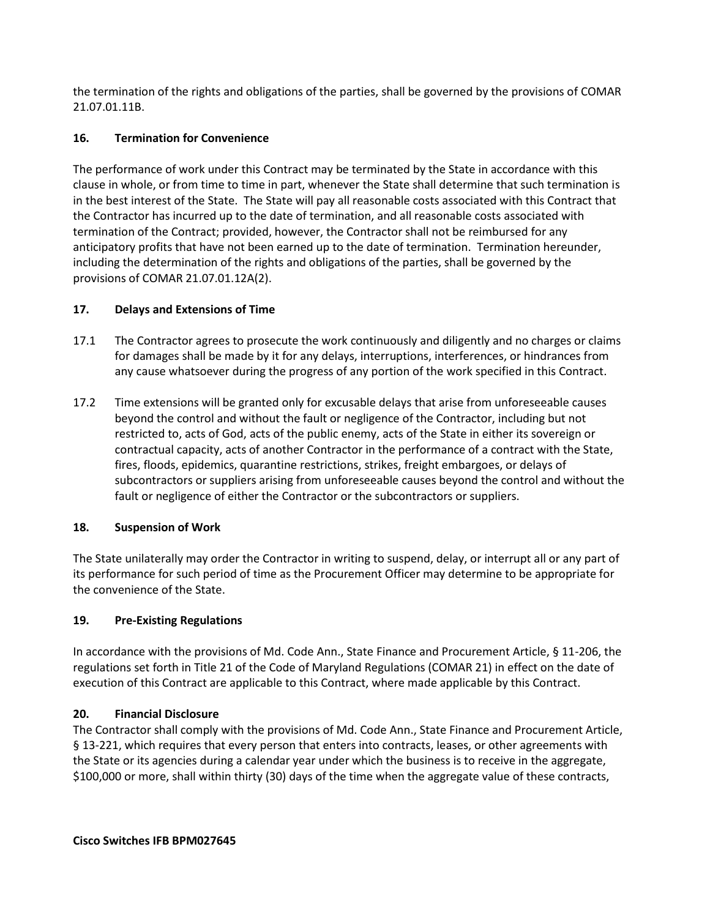the termination of the rights and obligations of the parties, shall be governed by the provisions of COMAR 21.07.01.11B.

### 16. Termination for Convenience

The performance of work under this Contract may be terminated by the State in accordance with this clause in whole, or from time to time in part, whenever the State shall determine that such termination is in the best interest of the State. The State will pay all reasonable costs associated with this Contract that the Contractor has incurred up to the date of termination, and all reasonable costs associated with termination of the Contract; provided, however, the Contractor shall not be reimbursed for any anticipatory profits that have not been earned up to the date of termination. Termination hereunder, including the determination of the rights and obligations of the parties, shall be governed by the provisions of COMAR 21.07.01.12A(2).

### 17. Delays and Extensions of Time

17.1 The Contractor agrees to prosecute the work continuously and diligently and no charges or claims for damages shall be made by it for any delays, interruptions, interferences, or hindrances from any cause whatsoever during the progress of any portion of the work specified in this Contract.

17.2 Time extensions will be granted only for excusable delays that arise from unforeseeable causes beyond the control and without the fault or negligence of the Contractor, including but not restricted to, acts of God, acts of the public enemy, acts of the State in either its sovereign or contractual capacity, acts of another Contractor in the performance of a contract with the State, fires, floods, epidemics, quarantine restrictions, strikes, freight embargoes, or delays of subcontractors or suppliers arising from unforeseeable causes beyond the control and without the fault or negligence of either the Contractor or the subcontractors or suppliers.

### 18. Suspension of Work

The State unilaterally may order the Contractor in writing to suspend, delay, or interrupt all or any part of its performance for such period of time as the Procurement Officer may determine to be appropriate for the convenience of the State.

### 19. Pre-Existing Regulations

In accordance with the provisions of Md. Code Ann., State Finance and Procurement Article, § 11-206, the regulations set forth in Title 21 of the Code of Maryland Regulations (COMAR 21) in effect on the date of execution of this Contract are applicable to this Contract, where made applicable by this Contract.

### 20. Financial Disclosure

The Contractor shall comply with the provisions of Md. Code Ann., State Finance and Procurement Article, § 13-221, which requires that every person that enters into contracts, leases, or other agreements with the State or its agencies during a calendar year under which the business is to receive in the aggregate, $100,000 or more, shall within thirty (30) days of the time when the aggregate value of these contracts,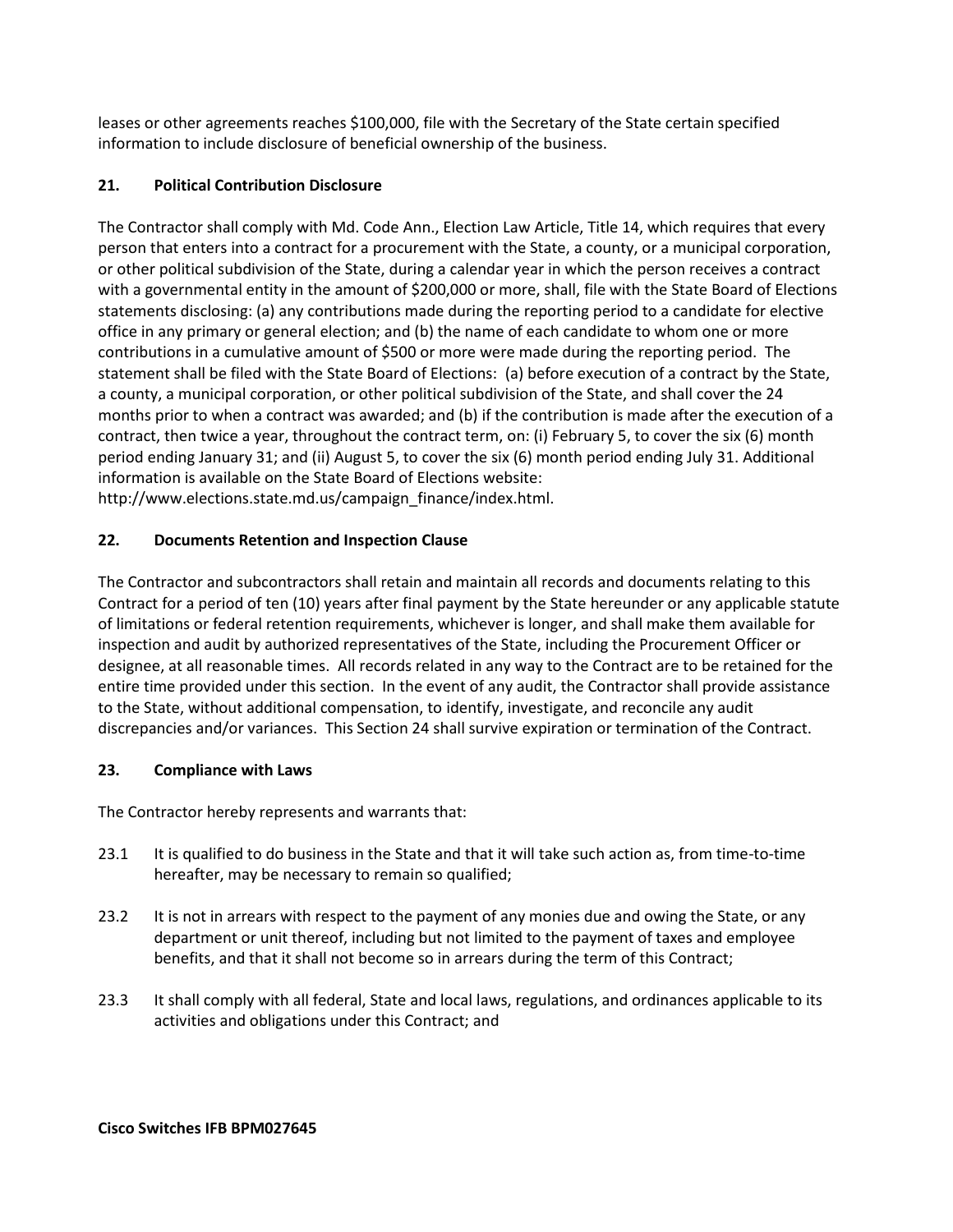leases or other agreements reaches $100,000, file with the Secretary of the State certain specified information to include disclosure of beneficial ownership of the business.

### 21. Political Contribution Disclosure

The Contractor shall comply with Md. Code Ann., Election Law Article, Title 14, which requires that every person that enters into a contract for a procurement with the State, a county, or a municipal corporation, or other political subdivision of the State, during a calendar year in which the person receives a contract with a governmental entity in the amount of $200,000 or more, shall, file with the State Board of Elections statements disclosing: (a) any contributions made during the reporting period to a candidate for elective office in any primary or general election; and (b) the name of each candidate to whom one or more contributions in a cumulative amount of $500 or more were made during the reporting period. The statement shall be filed with the State Board of Elections: (a) before execution of a contract by the State, a county, a municipal corporation, or other political subdivision of the State, and shall cover the 24 months prior to when a contract was awarded; and (b) if the contribution is made after the execution of a contract, then twice a year, throughout the contract term, on: (i) February 5, to cover the six (6) month period ending January 31; and (ii) August 5, to cover the six (6) month period ending July 31. Additional information is available on the State Board of Elections website: http://www.elections.state.md.us/campaign_finance/index.html.

### 22. Documents Retention and Inspection Clause

The Contractor and subcontractors shall retain and maintain all records and documents relating to this Contract for a period of ten (10) years after final payment by the State hereunder or any applicable statute of limitations or federal retention requirements, whichever is longer, and shall make them available for inspection and audit by authorized representatives of the State, including the Procurement Officer or designee, at all reasonable times. All records related in any way to the Contract are to be retained for the entire time provided under this section. In the event of any audit, the Contractor shall provide assistance to the State, without additional compensation, to identify, investigate, and reconcile any audit discrepancies and/or variances. This Section 24 shall survive expiration or termination of the Contract.

### 23. Compliance with Laws

The Contractor hereby represents and warrants that:

23.1 It is qualified to do business in the State and that it will take such action as, from time-to-time hereafter, may be necessary to remain so qualified;

23.2 It is not in arrears with respect to the payment of any monies due and owing the State, or any department or unit thereof, including but not limited to the payment of taxes and employee benefits, and that it shall not become so in arrears during the term of this Contract;

23.3 It shall comply with all federal, State and local laws, regulations, and ordinances applicable to its activities and obligations under this Contract; and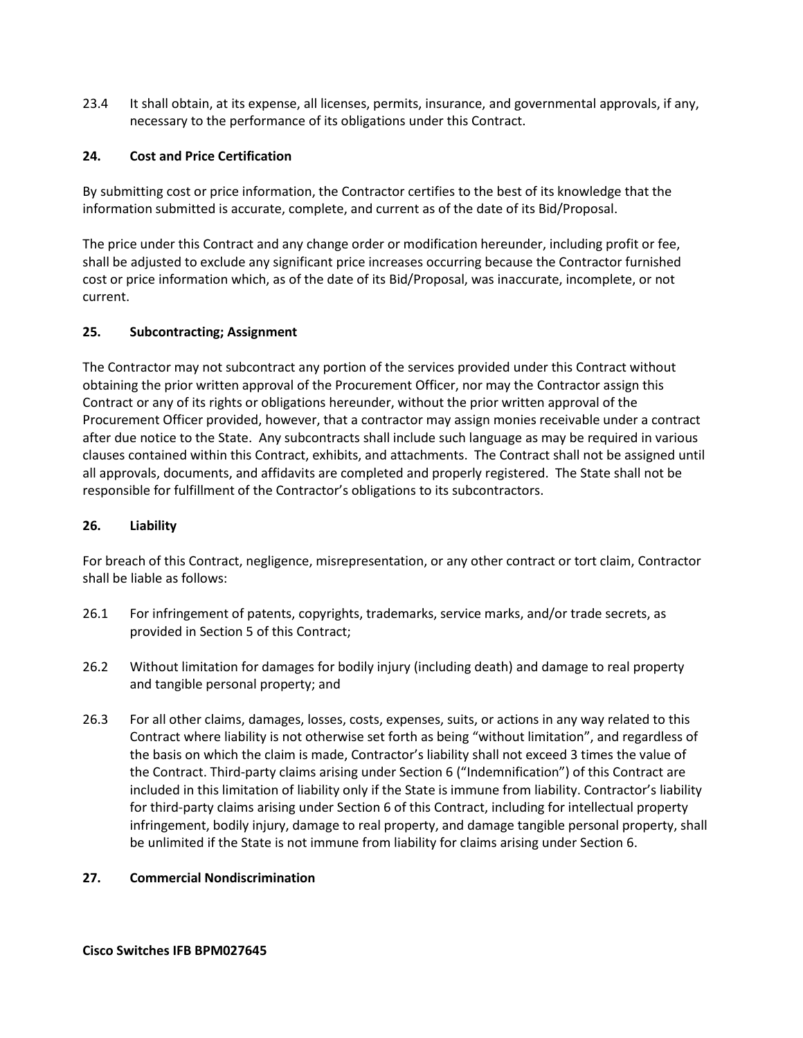23.4 It shall obtain, at its expense, all licenses, permits, insurance, and governmental approvals, if any, necessary to the performance of its obligations under this Contract.

### 24. Cost and Price Certification

By submitting cost or price information, the Contractor certifies to the best of its knowledge that the information submitted is accurate, complete, and current as of the date of its Bid/Proposal.

The price under this Contract and any change order or modification hereunder, including profit or fee, shall be adjusted to exclude any significant price increases occurring because the Contractor furnished cost or price information which, as of the date of its Bid/Proposal, was inaccurate, incomplete, or not current.

### 25. Subcontracting; Assignment

The Contractor may not subcontract any portion of the services provided under this Contract without obtaining the prior written approval of the Procurement Officer, nor may the Contractor assign this Contract or any of its rights or obligations hereunder, without the prior written approval of the Procurement Officer provided, however, that a contractor may assign monies receivable under a contract after due notice to the State. Any subcontracts shall include such language as may be required in various clauses contained within this Contract, exhibits, and attachments. The Contract shall not be assigned until all approvals, documents, and affidavits are completed and properly registered. The State shall not be responsible for fulfillment of the Contractor's obligations to its subcontractors.

### 26. Liability

For breach of this Contract, negligence, misrepresentation, or any other contract or tort claim, Contractor shall be liable as follows:

26.1 For infringement of patents, copyrights, trademarks, service marks, and/or trade secrets, as provided in Section 5 of this Contract;

26.2 Without limitation for damages for bodily injury (including death) and damage to real property and tangible personal property; and

26.3 For all other claims, damages, losses, costs, expenses, suits, or actions in any way related to this Contract where liability is not otherwise set forth as being "without limitation", and regardless of the basis on which the claim is made, Contractor's liability shall not exceed 3 times the value of the Contract. Third-party claims arising under Section 6 ("Indemnification") of this Contract are included in this limitation of liability only if the State is immune from liability. Contractor's liability for third-party claims arising under Section 6 of this Contract, including for intellectual property infringement, bodily injury, damage to real property, and damage tangible personal property, shall be unlimited if the State is not immune from liability for claims arising under Section 6.

### 27. Commercial Nondiscrimination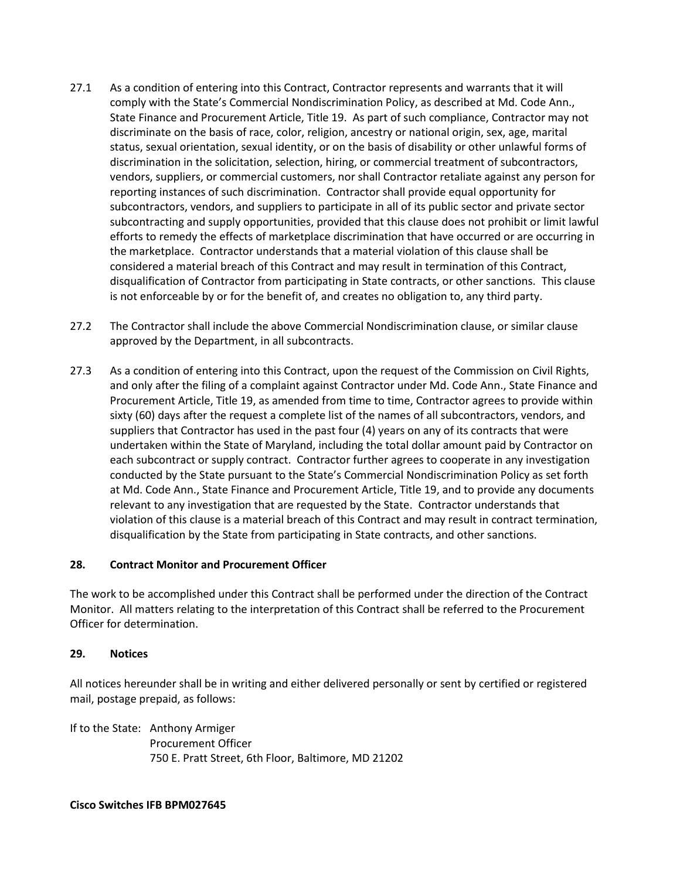27.1 As a condition of entering into this Contract, Contractor represents and warrants that it will comply with the State's Commercial Nondiscrimination Policy, as described at Md. Code Ann., State Finance and Procurement Article, Title 19. As part of such compliance, Contractor may not discriminate on the basis of race, color, religion, ancestry or national origin, sex, age, marital status, sexual orientation, sexual identity, or on the basis of disability or other unlawful forms of discrimination in the solicitation, selection, hiring, or commercial treatment of subcontractors, vendors, suppliers, or commercial customers, nor shall Contractor retaliate against any person for reporting instances of such discrimination. Contractor shall provide equal opportunity for subcontractors, vendors, and suppliers to participate in all of its public sector and private sector subcontracting and supply opportunities, provided that this clause does not prohibit or limit lawful efforts to remedy the effects of marketplace discrimination that have occurred or are occurring in the marketplace. Contractor understands that a material violation of this clause shall be considered a material breach of this Contract and may result in termination of this Contract, disqualification of Contractor from participating in State contracts, or other sanctions. This clause is not enforceable by or for the benefit of, and creates no obligation to, any third party.

27.2 The Contractor shall include the above Commercial Nondiscrimination clause, or similar clause approved by the Department, in all subcontracts.

27.3 As a condition of entering into this Contract, upon the request of the Commission on Civil Rights, and only after the filing of a complaint against Contractor under Md. Code Ann., State Finance and Procurement Article, Title 19, as amended from time to time, Contractor agrees to provide within sixty (60) days after the request a complete list of the names of all subcontractors, vendors, and suppliers that Contractor has used in the past four (4) years on any of its contracts that were undertaken within the State of Maryland, including the total dollar amount paid by Contractor on each subcontract or supply contract. Contractor further agrees to cooperate in any investigation conducted by the State pursuant to the State's Commercial Nondiscrimination Policy as set forth at Md. Code Ann., State Finance and Procurement Article, Title 19, and to provide any documents relevant to any investigation that are requested by the State. Contractor understands that violation of this clause is a material breach of this Contract and may result in contract termination, disqualification by the State from participating in State contracts, and other sanctions.

**28. Contract Monitor and Procurement Officer**

The work to be accomplished under this Contract shall be performed under the direction of the Contract Monitor. All matters relating to the interpretation of this Contract shall be referred to the Procurement Officer for determination.

**29. Notices**

All notices hereunder shall be in writing and either delivered personally or sent by certified or registered mail, postage prepaid, as follows:

If to the State: Anthony Armiger
Procurement Officer
750 E. Pratt Street, 6th Floor, Baltimore, MD 21202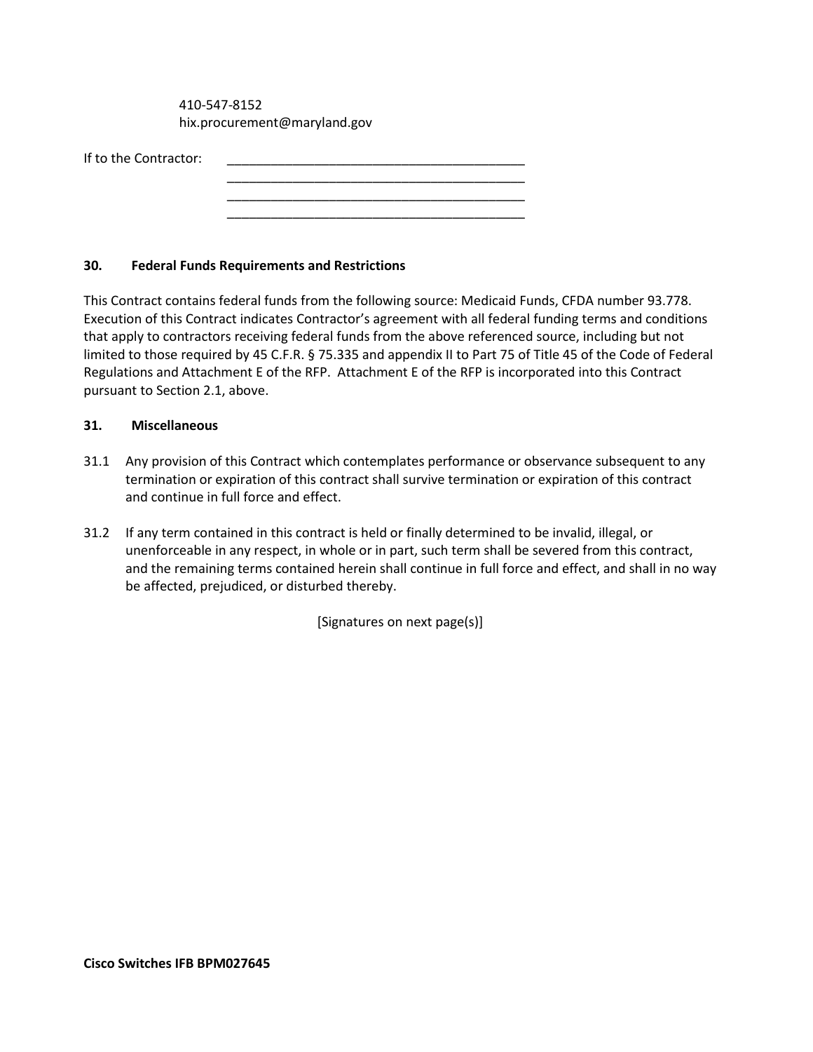410-547-8152
hix.procurement@maryland.gov

If to the Contractor: ________________________________________
________________________________________
________________________________________
________________________________________

**30. Federal Funds Requirements and Restrictions**

This Contract contains federal funds from the following source: Medicaid Funds, CFDA number 93.778. Execution of this Contract indicates Contractor's agreement with all federal funding terms and conditions that apply to contractors receiving federal funds from the above referenced source, including but not limited to those required by 45 C.F.R. § 75.335 and appendix II to Part 75 of Title 45 of the Code of Federal Regulations and Attachment E of the RFP. Attachment E of the RFP is incorporated into this Contract pursuant to Section 2.1, above.

**31. Miscellaneous**

31.1 Any provision of this Contract which contemplates performance or observance subsequent to any termination or expiration of this contract shall survive termination or expiration of this contract and continue in full force and effect.

31.2 If any term contained in this contract is held or finally determined to be invalid, illegal, or unenforceable in any respect, in whole or in part, such term shall be severed from this contract, and the remaining terms contained herein shall continue in full force and effect, and shall in no way be affected, prejudiced, or disturbed thereby.

[Signatures on next page(s)]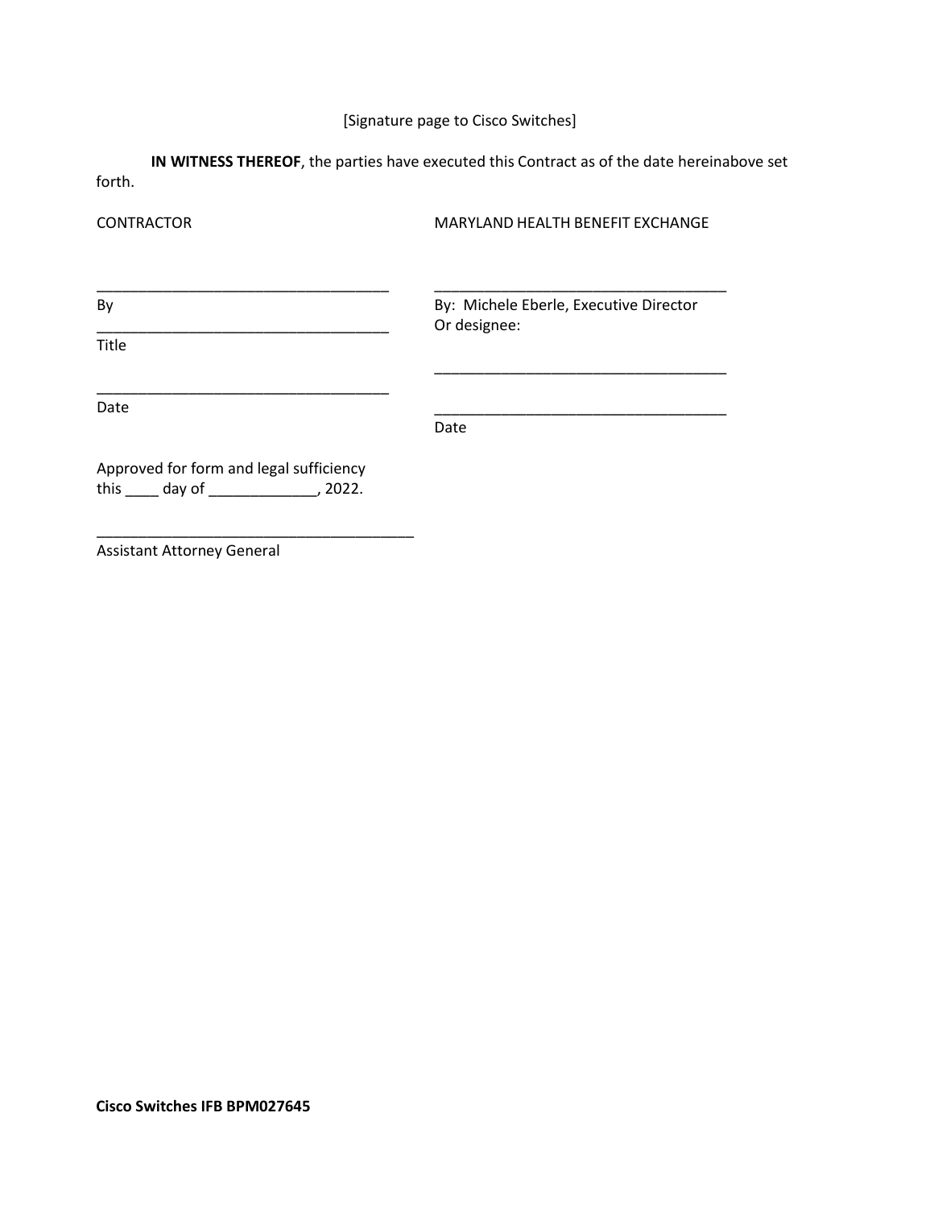[Signature page to Cisco Switches]

**IN WITNESS THEREOF**, the parties have executed this Contract as of the date hereinabove set forth.

CONTRACTOR

\_\_\_\_\_\_\_\_\_\_\_\_\_\_\_\_\_\_\_\_\_\_\_\_\_\_\_\_\_\_\_\_\_\_\_

By

\_\_\_\_\_\_\_\_\_\_\_\_\_\_\_\_\_\_\_\_\_\_\_\_\_\_\_\_\_\_\_\_\_\_\_

Title

\_\_\_\_\_\_\_\_\_\_\_\_\_\_\_\_\_\_\_\_\_\_\_\_\_\_\_\_\_\_\_\_\_\_\_

Date

MARYLAND HEALTH BENEFIT EXCHANGE

\_\_\_\_\_\_\_\_\_\_\_\_\_\_\_\_\_\_\_\_\_\_\_\_\_\_\_\_\_\_\_\_\_\_\_

By: Michele Eberle, Executive Director
Or designee:

\_\_\_\_\_\_\_\_\_\_\_\_\_\_\_\_\_\_\_\_\_\_\_\_\_\_\_\_\_\_\_\_\_\_\_

\_\_\_\_\_\_\_\_\_\_\_\_\_\_\_\_\_\_\_\_\_\_\_\_\_\_\_\_\_\_\_\_\_\_\_

Date

Approved for form and legal sufficiency
this \_\_\_\_ day of \_\_\_\_\_\_\_\_\_\_\_\_\_, 2022.

\_\_\_\_\_\_\_\_\_\_\_\_\_\_\_\_\_\_\_\_\_\_\_\_\_\_\_\_\_\_\_\_\_\_\_\_\_\_

Assistant Attorney General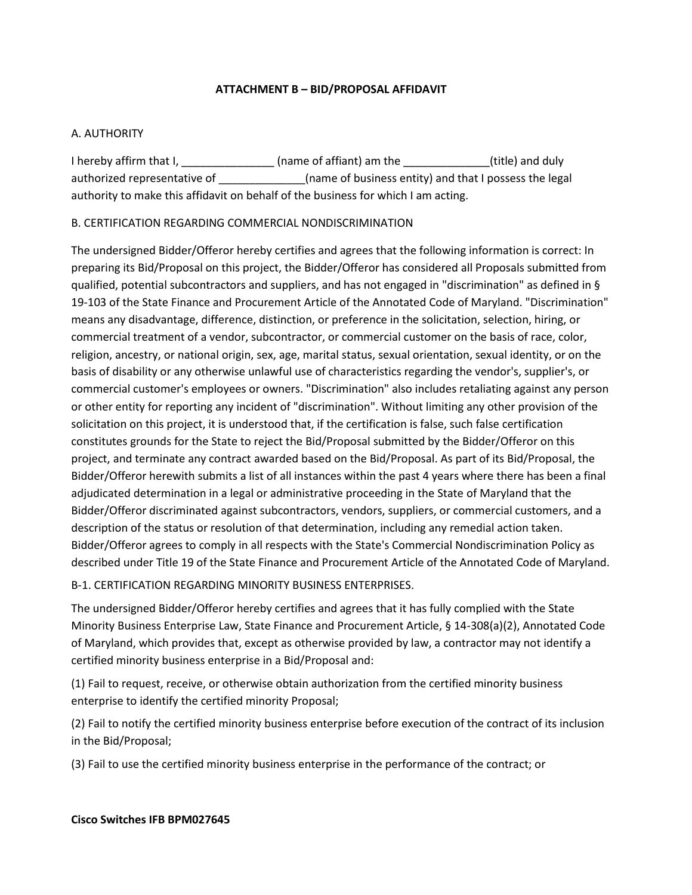## ATTACHMENT B – BID/PROPOSAL AFFIDAVIT

A. AUTHORITY

I hereby affirm that I, _______________ (name of affiant) am the ______________(title) and duly authorized representative of ______________(name of business entity) and that I possess the legal authority to make this affidavit on behalf of the business for which I am acting.

B. CERTIFICATION REGARDING COMMERCIAL NONDISCRIMINATION

The undersigned Bidder/Offeror hereby certifies and agrees that the following information is correct: In preparing its Bid/Proposal on this project, the Bidder/Offeror has considered all Proposals submitted from qualified, potential subcontractors and suppliers, and has not engaged in "discrimination" as defined in § 19-103 of the State Finance and Procurement Article of the Annotated Code of Maryland. "Discrimination" means any disadvantage, difference, distinction, or preference in the solicitation, selection, hiring, or commercial treatment of a vendor, subcontractor, or commercial customer on the basis of race, color, religion, ancestry, or national origin, sex, age, marital status, sexual orientation, sexual identity, or on the basis of disability or any otherwise unlawful use of characteristics regarding the vendor's, supplier's, or commercial customer's employees or owners. "Discrimination" also includes retaliating against any person or other entity for reporting any incident of "discrimination". Without limiting any other provision of the solicitation on this project, it is understood that, if the certification is false, such false certification constitutes grounds for the State to reject the Bid/Proposal submitted by the Bidder/Offeror on this project, and terminate any contract awarded based on the Bid/Proposal. As part of its Bid/Proposal, the Bidder/Offeror herewith submits a list of all instances within the past 4 years where there has been a final adjudicated determination in a legal or administrative proceeding in the State of Maryland that the Bidder/Offeror discriminated against subcontractors, vendors, suppliers, or commercial customers, and a description of the status or resolution of that determination, including any remedial action taken. Bidder/Offeror agrees to comply in all respects with the State's Commercial Nondiscrimination Policy as described under Title 19 of the State Finance and Procurement Article of the Annotated Code of Maryland.

B-1. CERTIFICATION REGARDING MINORITY BUSINESS ENTERPRISES.

The undersigned Bidder/Offeror hereby certifies and agrees that it has fully complied with the State Minority Business Enterprise Law, State Finance and Procurement Article, § 14-308(a)(2), Annotated Code of Maryland, which provides that, except as otherwise provided by law, a contractor may not identify a certified minority business enterprise in a Bid/Proposal and:

(1) Fail to request, receive, or otherwise obtain authorization from the certified minority business enterprise to identify the certified minority Proposal;

(2) Fail to notify the certified minority business enterprise before execution of the contract of its inclusion in the Bid/Proposal;

(3) Fail to use the certified minority business enterprise in the performance of the contract; or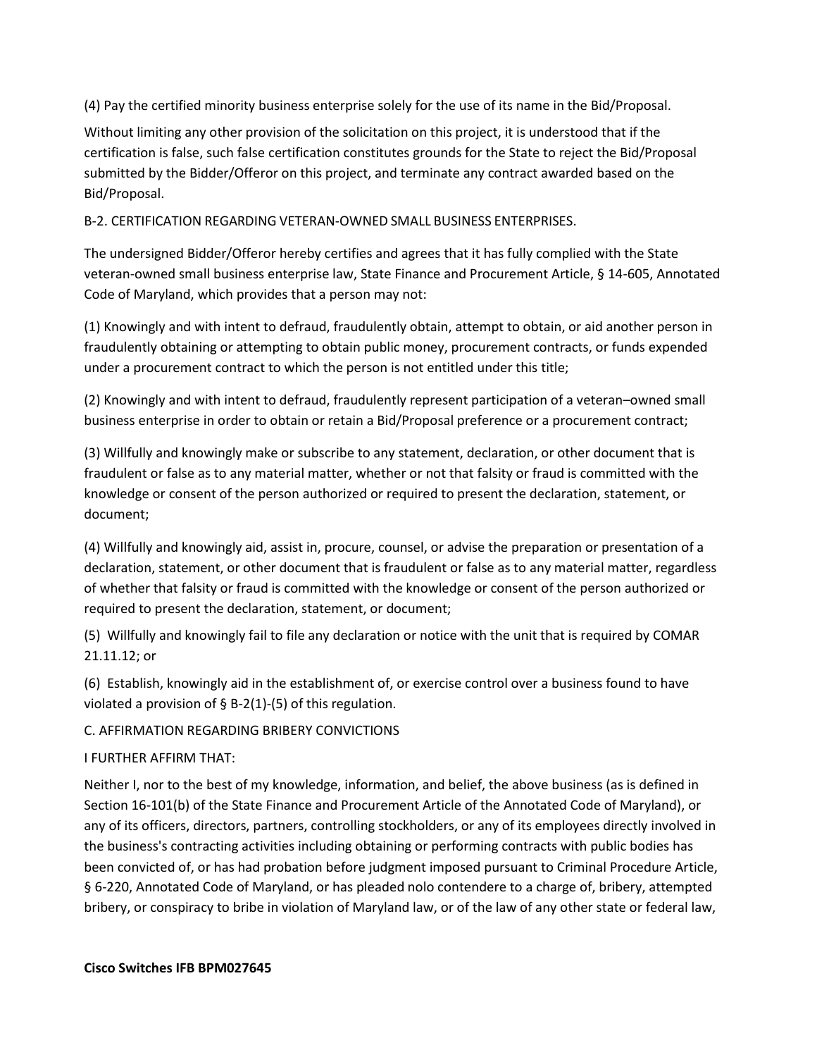(4) Pay the certified minority business enterprise solely for the use of its name in the Bid/Proposal.

Without limiting any other provision of the solicitation on this project, it is understood that if the certification is false, such false certification constitutes grounds for the State to reject the Bid/Proposal submitted by the Bidder/Offeror on this project, and terminate any contract awarded based on the Bid/Proposal.

B-2. CERTIFICATION REGARDING VETERAN-OWNED SMALL BUSINESS ENTERPRISES.

The undersigned Bidder/Offeror hereby certifies and agrees that it has fully complied with the State veteran-owned small business enterprise law, State Finance and Procurement Article, § 14-605, Annotated Code of Maryland, which provides that a person may not:

(1) Knowingly and with intent to defraud, fraudulently obtain, attempt to obtain, or aid another person in fraudulently obtaining or attempting to obtain public money, procurement contracts, or funds expended under a procurement contract to which the person is not entitled under this title;

(2) Knowingly and with intent to defraud, fraudulently represent participation of a veteran–owned small business enterprise in order to obtain or retain a Bid/Proposal preference or a procurement contract;

(3) Willfully and knowingly make or subscribe to any statement, declaration, or other document that is fraudulent or false as to any material matter, whether or not that falsity or fraud is committed with the knowledge or consent of the person authorized or required to present the declaration, statement, or document;

(4) Willfully and knowingly aid, assist in, procure, counsel, or advise the preparation or presentation of a declaration, statement, or other document that is fraudulent or false as to any material matter, regardless of whether that falsity or fraud is committed with the knowledge or consent of the person authorized or required to present the declaration, statement, or document;

(5) Willfully and knowingly fail to file any declaration or notice with the unit that is required by COMAR 21.11.12; or

(6) Establish, knowingly aid in the establishment of, or exercise control over a business found to have violated a provision of § B-2(1)-(5) of this regulation.

C. AFFIRMATION REGARDING BRIBERY CONVICTIONS

I FURTHER AFFIRM THAT:

Neither I, nor to the best of my knowledge, information, and belief, the above business (as is defined in Section 16-101(b) of the State Finance and Procurement Article of the Annotated Code of Maryland), or any of its officers, directors, partners, controlling stockholders, or any of its employees directly involved in the business's contracting activities including obtaining or performing contracts with public bodies has been convicted of, or has had probation before judgment imposed pursuant to Criminal Procedure Article, § 6-220, Annotated Code of Maryland, or has pleaded nolo contendere to a charge of, bribery, attempted bribery, or conspiracy to bribe in violation of Maryland law, or of the law of any other state or federal law,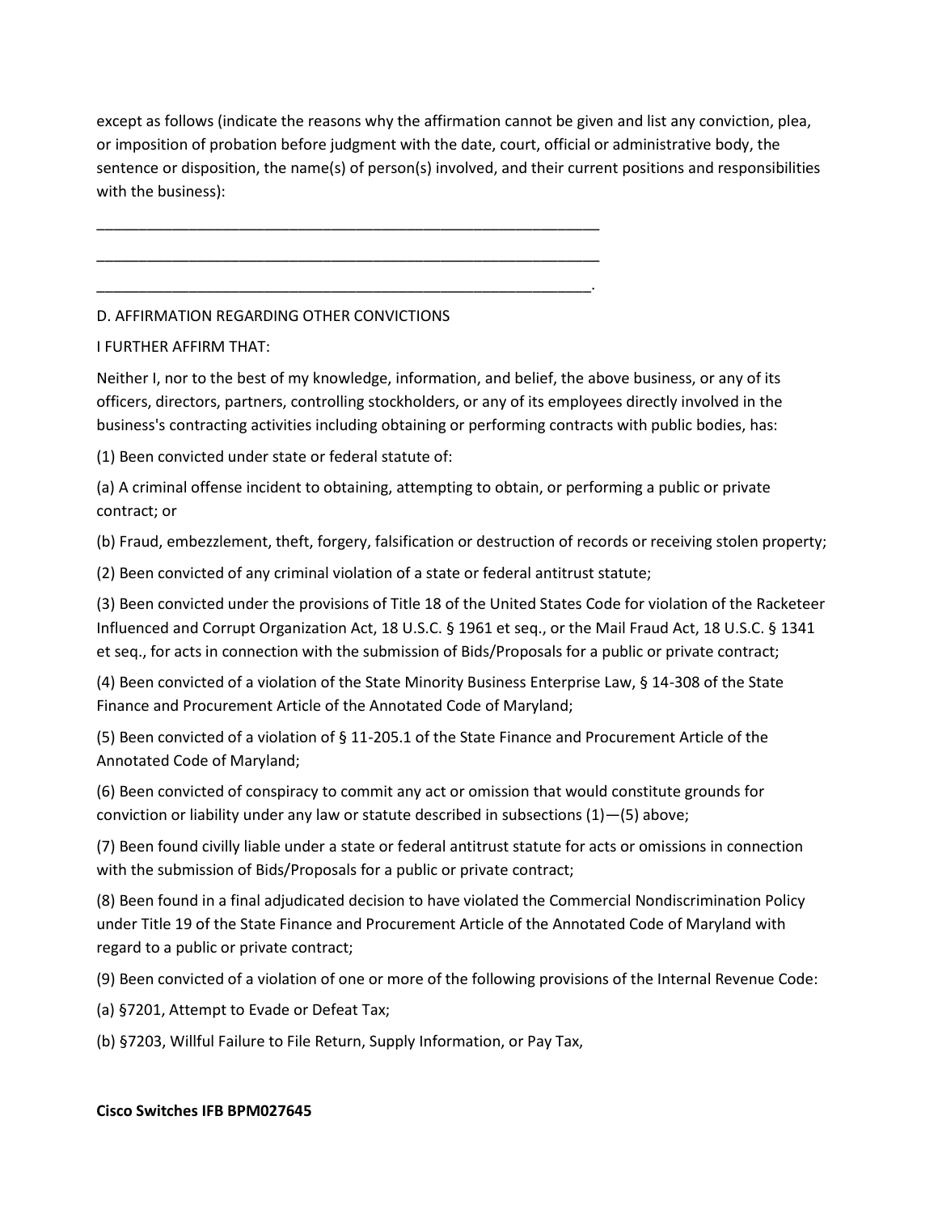except as follows (indicate the reasons why the affirmation cannot be given and list any conviction, plea, or imposition of probation before judgment with the date, court, official or administrative body, the sentence or disposition, the name(s) of person(s) involved, and their current positions and responsibilities with the business):

_______________________________________________________________

_______________________________________________________________

______________________________________________________________.

D. AFFIRMATION REGARDING OTHER CONVICTIONS

I FURTHER AFFIRM THAT:

Neither I, nor to the best of my knowledge, information, and belief, the above business, or any of its officers, directors, partners, controlling stockholders, or any of its employees directly involved in the business's contracting activities including obtaining or performing contracts with public bodies, has:

(1) Been convicted under state or federal statute of:

(a) A criminal offense incident to obtaining, attempting to obtain, or performing a public or private contract; or

(b) Fraud, embezzlement, theft, forgery, falsification or destruction of records or receiving stolen property;

(2) Been convicted of any criminal violation of a state or federal antitrust statute;

(3) Been convicted under the provisions of Title 18 of the United States Code for violation of the Racketeer Influenced and Corrupt Organization Act, 18 U.S.C. § 1961 et seq., or the Mail Fraud Act, 18 U.S.C. § 1341 et seq., for acts in connection with the submission of Bids/Proposals for a public or private contract;

(4) Been convicted of a violation of the State Minority Business Enterprise Law, § 14-308 of the State Finance and Procurement Article of the Annotated Code of Maryland;

(5) Been convicted of a violation of § 11-205.1 of the State Finance and Procurement Article of the Annotated Code of Maryland;

(6) Been convicted of conspiracy to commit any act or omission that would constitute grounds for conviction or liability under any law or statute described in subsections (1)—(5) above;

(7) Been found civilly liable under a state or federal antitrust statute for acts or omissions in connection with the submission of Bids/Proposals for a public or private contract;

(8) Been found in a final adjudicated decision to have violated the Commercial Nondiscrimination Policy under Title 19 of the State Finance and Procurement Article of the Annotated Code of Maryland with regard to a public or private contract;

(9) Been convicted of a violation of one or more of the following provisions of the Internal Revenue Code:

(a) §7201, Attempt to Evade or Defeat Tax;

(b) §7203, Willful Failure to File Return, Supply Information, or Pay Tax,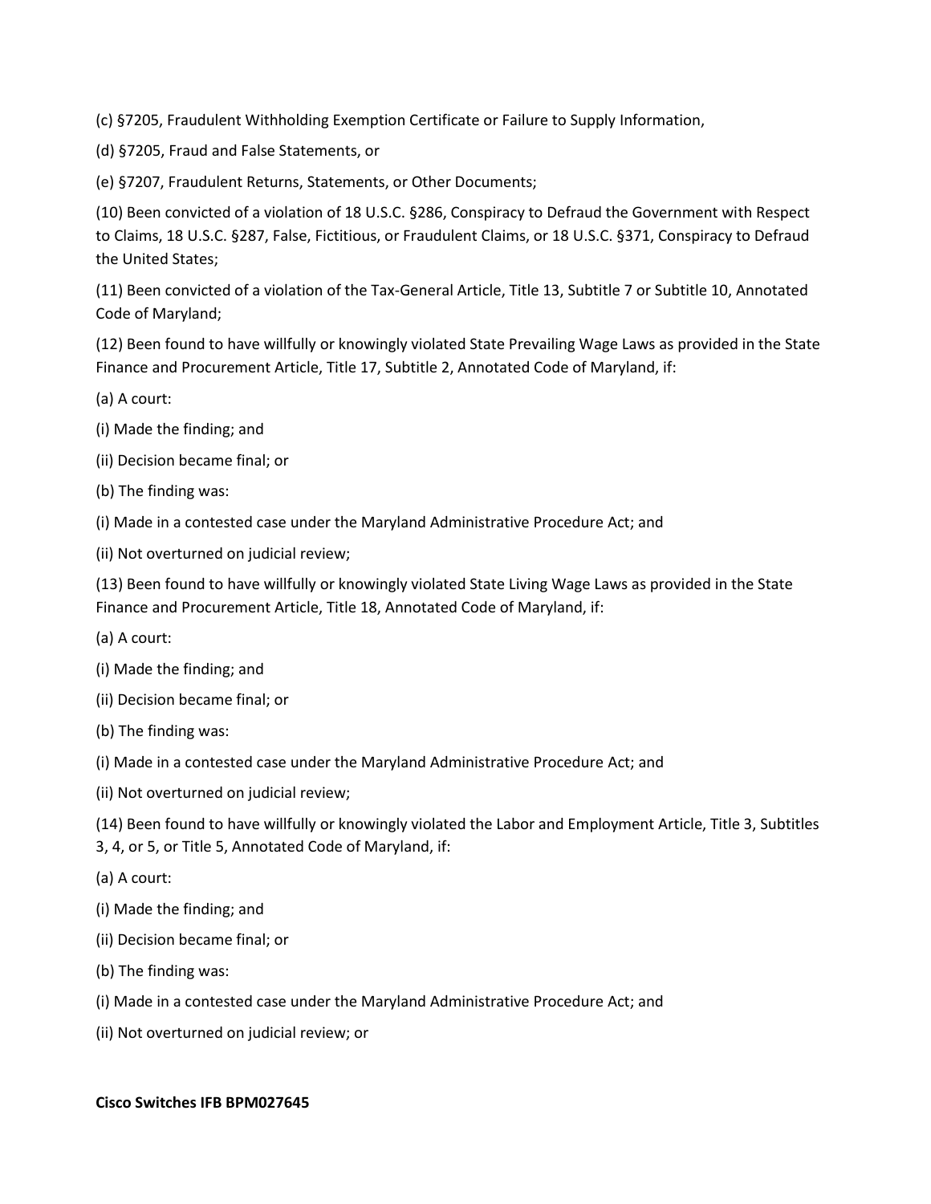(c) §7205, Fraudulent Withholding Exemption Certificate or Failure to Supply Information,

(d) §7205, Fraud and False Statements, or

(e) §7207, Fraudulent Returns, Statements, or Other Documents;

(10) Been convicted of a violation of 18 U.S.C. §286, Conspiracy to Defraud the Government with Respect to Claims, 18 U.S.C. §287, False, Fictitious, or Fraudulent Claims, or 18 U.S.C. §371, Conspiracy to Defraud the United States;

(11) Been convicted of a violation of the Tax-General Article, Title 13, Subtitle 7 or Subtitle 10, Annotated Code of Maryland;

(12) Been found to have willfully or knowingly violated State Prevailing Wage Laws as provided in the State Finance and Procurement Article, Title 17, Subtitle 2, Annotated Code of Maryland, if:

(a) A court:

(i) Made the finding; and

(ii) Decision became final; or

(b) The finding was:

(i) Made in a contested case under the Maryland Administrative Procedure Act; and

(ii) Not overturned on judicial review;

(13) Been found to have willfully or knowingly violated State Living Wage Laws as provided in the State Finance and Procurement Article, Title 18, Annotated Code of Maryland, if:

(a) A court:

(i) Made the finding; and

(ii) Decision became final; or

(b) The finding was:

(i) Made in a contested case under the Maryland Administrative Procedure Act; and

(ii) Not overturned on judicial review;

(14) Been found to have willfully or knowingly violated the Labor and Employment Article, Title 3, Subtitles 3, 4, or 5, or Title 5, Annotated Code of Maryland, if:

(a) A court:

(i) Made the finding; and

(ii) Decision became final; or

(b) The finding was:

(i) Made in a contested case under the Maryland Administrative Procedure Act; and

(ii) Not overturned on judicial review; or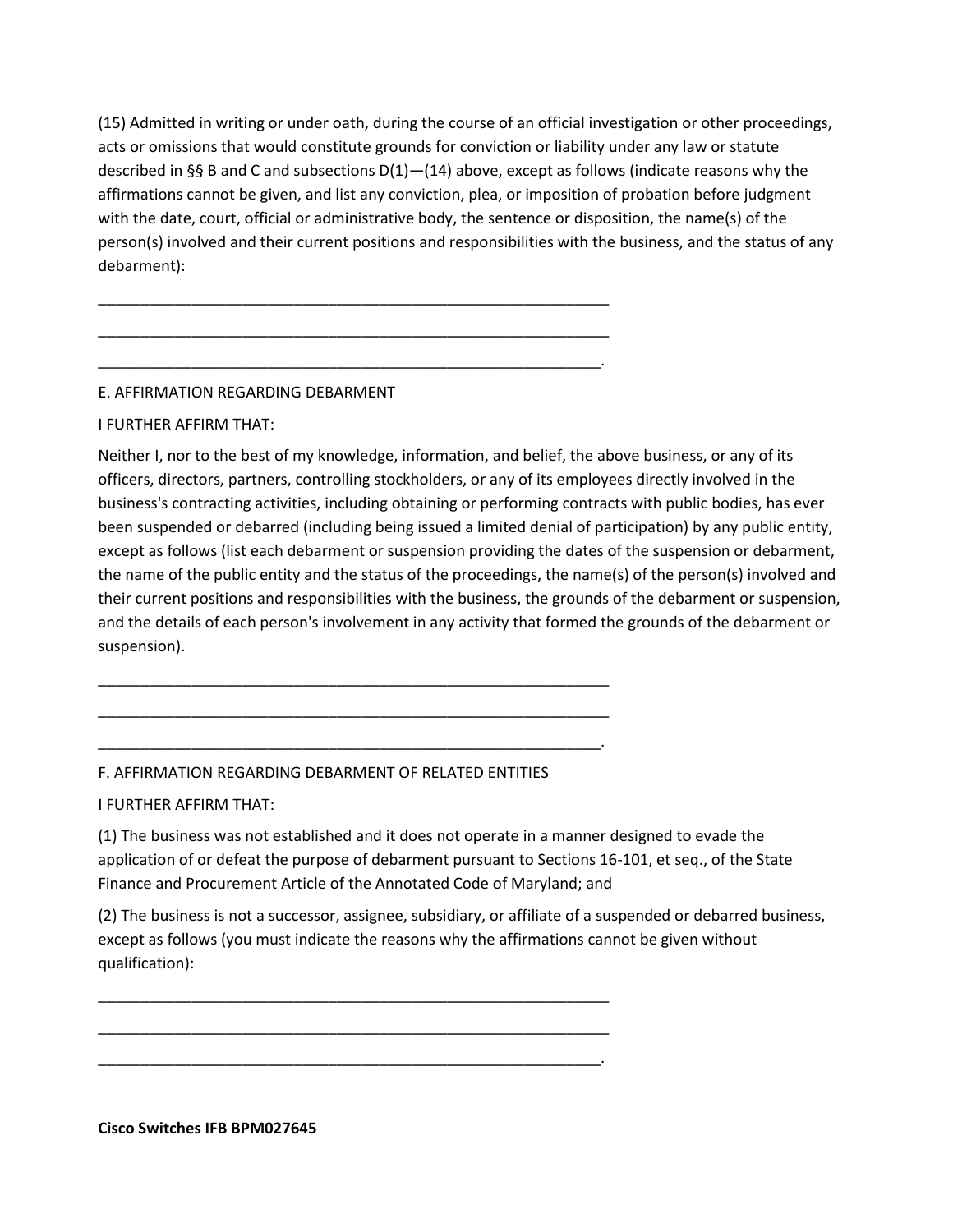(15) Admitted in writing or under oath, during the course of an official investigation or other proceedings, acts or omissions that would constitute grounds for conviction or liability under any law or statute described in §§ B and C and subsections D(1)—(14) above, except as follows (indicate reasons why the affirmations cannot be given, and list any conviction, plea, or imposition of probation before judgment with the date, court, official or administrative body, the sentence or disposition, the name(s) of the person(s) involved and their current positions and responsibilities with the business, and the status of any debarment):

\_\_\_\_\_\_\_\_\_\_\_\_\_\_\_\_\_\_\_\_\_\_\_\_\_\_\_\_\_\_\_\_\_\_\_\_\_\_\_\_\_\_\_\_\_\_\_\_\_\_\_\_\_\_\_\_\_\_\_\_

\_\_\_\_\_\_\_\_\_\_\_\_\_\_\_\_\_\_\_\_\_\_\_\_\_\_\_\_\_\_\_\_\_\_\_\_\_\_\_\_\_\_\_\_\_\_\_\_\_\_\_\_\_\_\_\_\_\_\_\_

\_\_\_\_\_\_\_\_\_\_\_\_\_\_\_\_\_\_\_\_\_\_\_\_\_\_\_\_\_\_\_\_\_\_\_\_\_\_\_\_\_\_\_\_\_\_\_\_\_\_\_\_\_\_\_\_\_\_\_.

E. AFFIRMATION REGARDING DEBARMENT

I FURTHER AFFIRM THAT:

Neither I, nor to the best of my knowledge, information, and belief, the above business, or any of its officers, directors, partners, controlling stockholders, or any of its employees directly involved in the business's contracting activities, including obtaining or performing contracts with public bodies, has ever been suspended or debarred (including being issued a limited denial of participation) by any public entity, except as follows (list each debarment or suspension providing the dates of the suspension or debarment, the name of the public entity and the status of the proceedings, the name(s) of the person(s) involved and their current positions and responsibilities with the business, the grounds of the debarment or suspension, and the details of each person's involvement in any activity that formed the grounds of the debarment or suspension).

\_\_\_\_\_\_\_\_\_\_\_\_\_\_\_\_\_\_\_\_\_\_\_\_\_\_\_\_\_\_\_\_\_\_\_\_\_\_\_\_\_\_\_\_\_\_\_\_\_\_\_\_\_\_\_\_\_\_\_\_

\_\_\_\_\_\_\_\_\_\_\_\_\_\_\_\_\_\_\_\_\_\_\_\_\_\_\_\_\_\_\_\_\_\_\_\_\_\_\_\_\_\_\_\_\_\_\_\_\_\_\_\_\_\_\_\_\_\_\_\_

\_\_\_\_\_\_\_\_\_\_\_\_\_\_\_\_\_\_\_\_\_\_\_\_\_\_\_\_\_\_\_\_\_\_\_\_\_\_\_\_\_\_\_\_\_\_\_\_\_\_\_\_\_\_\_\_\_\_\_.

F. AFFIRMATION REGARDING DEBARMENT OF RELATED ENTITIES

I FURTHER AFFIRM THAT:

(1) The business was not established and it does not operate in a manner designed to evade the application of or defeat the purpose of debarment pursuant to Sections 16-101, et seq., of the State Finance and Procurement Article of the Annotated Code of Maryland; and

(2) The business is not a successor, assignee, subsidiary, or affiliate of a suspended or debarred business, except as follows (you must indicate the reasons why the affirmations cannot be given without qualification):

\_\_\_\_\_\_\_\_\_\_\_\_\_\_\_\_\_\_\_\_\_\_\_\_\_\_\_\_\_\_\_\_\_\_\_\_\_\_\_\_\_\_\_\_\_\_\_\_\_\_\_\_\_\_\_\_\_\_\_\_

\_\_\_\_\_\_\_\_\_\_\_\_\_\_\_\_\_\_\_\_\_\_\_\_\_\_\_\_\_\_\_\_\_\_\_\_\_\_\_\_\_\_\_\_\_\_\_\_\_\_\_\_\_\_\_\_\_\_\_\_

\_\_\_\_\_\_\_\_\_\_\_\_\_\_\_\_\_\_\_\_\_\_\_\_\_\_\_\_\_\_\_\_\_\_\_\_\_\_\_\_\_\_\_\_\_\_\_\_\_\_\_\_\_\_\_\_\_\_\_.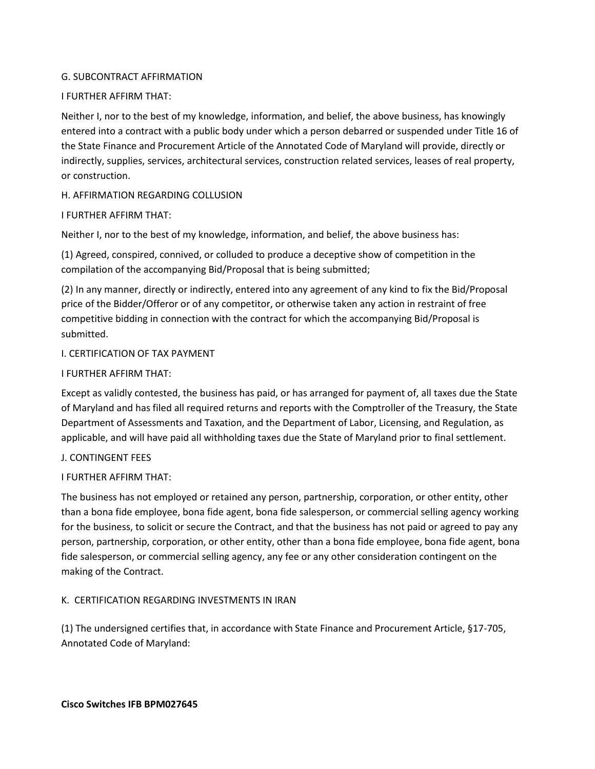G. SUBCONTRACT AFFIRMATION

I FURTHER AFFIRM THAT:

Neither I, nor to the best of my knowledge, information, and belief, the above business, has knowingly entered into a contract with a public body under which a person debarred or suspended under Title 16 of the State Finance and Procurement Article of the Annotated Code of Maryland will provide, directly or indirectly, supplies, services, architectural services, construction related services, leases of real property, or construction.

H. AFFIRMATION REGARDING COLLUSION

I FURTHER AFFIRM THAT:

Neither I, nor to the best of my knowledge, information, and belief, the above business has:

(1) Agreed, conspired, connived, or colluded to produce a deceptive show of competition in the compilation of the accompanying Bid/Proposal that is being submitted;

(2) In any manner, directly or indirectly, entered into any agreement of any kind to fix the Bid/Proposal price of the Bidder/Offeror or of any competitor, or otherwise taken any action in restraint of free competitive bidding in connection with the contract for which the accompanying Bid/Proposal is submitted.

I. CERTIFICATION OF TAX PAYMENT

I FURTHER AFFIRM THAT:

Except as validly contested, the business has paid, or has arranged for payment of, all taxes due the State of Maryland and has filed all required returns and reports with the Comptroller of the Treasury, the State Department of Assessments and Taxation, and the Department of Labor, Licensing, and Regulation, as applicable, and will have paid all withholding taxes due the State of Maryland prior to final settlement.

J. CONTINGENT FEES

I FURTHER AFFIRM THAT:

The business has not employed or retained any person, partnership, corporation, or other entity, other than a bona fide employee, bona fide agent, bona fide salesperson, or commercial selling agency working for the business, to solicit or secure the Contract, and that the business has not paid or agreed to pay any person, partnership, corporation, or other entity, other than a bona fide employee, bona fide agent, bona fide salesperson, or commercial selling agency, any fee or any other consideration contingent on the making of the Contract.

K. CERTIFICATION REGARDING INVESTMENTS IN IRAN

(1) The undersigned certifies that, in accordance with State Finance and Procurement Article, §17-705, Annotated Code of Maryland: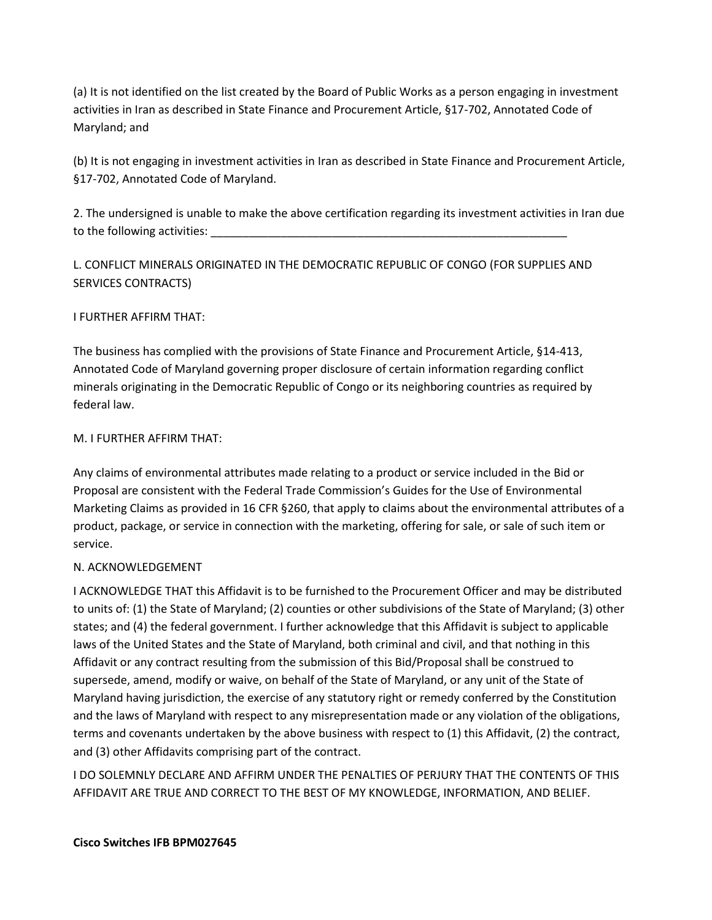(a) It is not identified on the list created by the Board of Public Works as a person engaging in investment activities in Iran as described in State Finance and Procurement Article, §17-702, Annotated Code of Maryland; and

(b) It is not engaging in investment activities in Iran as described in State Finance and Procurement Article, §17-702, Annotated Code of Maryland.

2. The undersigned is unable to make the above certification regarding its investment activities in Iran due to the following activities: ___________________________________________________________

L. CONFLICT MINERALS ORIGINATED IN THE DEMOCRATIC REPUBLIC OF CONGO (FOR SUPPLIES AND SERVICES CONTRACTS)

I FURTHER AFFIRM THAT:

The business has complied with the provisions of State Finance and Procurement Article, §14-413, Annotated Code of Maryland governing proper disclosure of certain information regarding conflict minerals originating in the Democratic Republic of Congo or its neighboring countries as required by federal law.

M. I FURTHER AFFIRM THAT:

Any claims of environmental attributes made relating to a product or service included in the Bid or Proposal are consistent with the Federal Trade Commission's Guides for the Use of Environmental Marketing Claims as provided in 16 CFR §260, that apply to claims about the environmental attributes of a product, package, or service in connection with the marketing, offering for sale, or sale of such item or service.

N. ACKNOWLEDGEMENT

I ACKNOWLEDGE THAT this Affidavit is to be furnished to the Procurement Officer and may be distributed to units of: (1) the State of Maryland; (2) counties or other subdivisions of the State of Maryland; (3) other states; and (4) the federal government. I further acknowledge that this Affidavit is subject to applicable laws of the United States and the State of Maryland, both criminal and civil, and that nothing in this Affidavit or any contract resulting from the submission of this Bid/Proposal shall be construed to supersede, amend, modify or waive, on behalf of the State of Maryland, or any unit of the State of Maryland having jurisdiction, the exercise of any statutory right or remedy conferred by the Constitution and the laws of Maryland with respect to any misrepresentation made or any violation of the obligations, terms and covenants undertaken by the above business with respect to (1) this Affidavit, (2) the contract, and (3) other Affidavits comprising part of the contract.

I DO SOLEMNLY DECLARE AND AFFIRM UNDER THE PENALTIES OF PERJURY THAT THE CONTENTS OF THIS AFFIDAVIT ARE TRUE AND CORRECT TO THE BEST OF MY KNOWLEDGE, INFORMATION, AND BELIEF.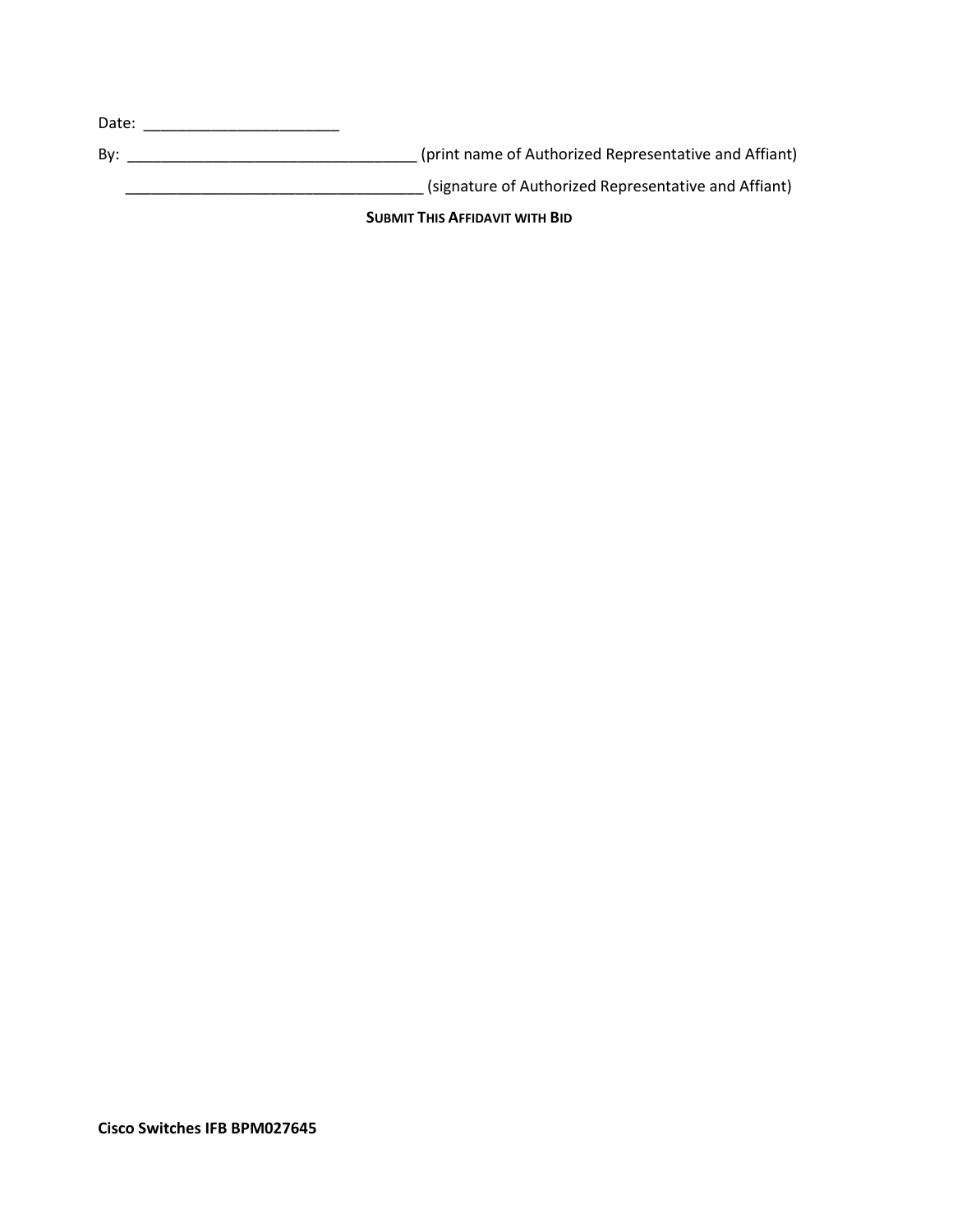Date: _______________________

By: __________________________________ (print name of Authorized Representative and Affiant)

__________________________________ (signature of Authorized Representative and Affiant)

**SUBMIT THIS AFFIDAVIT WITH BID**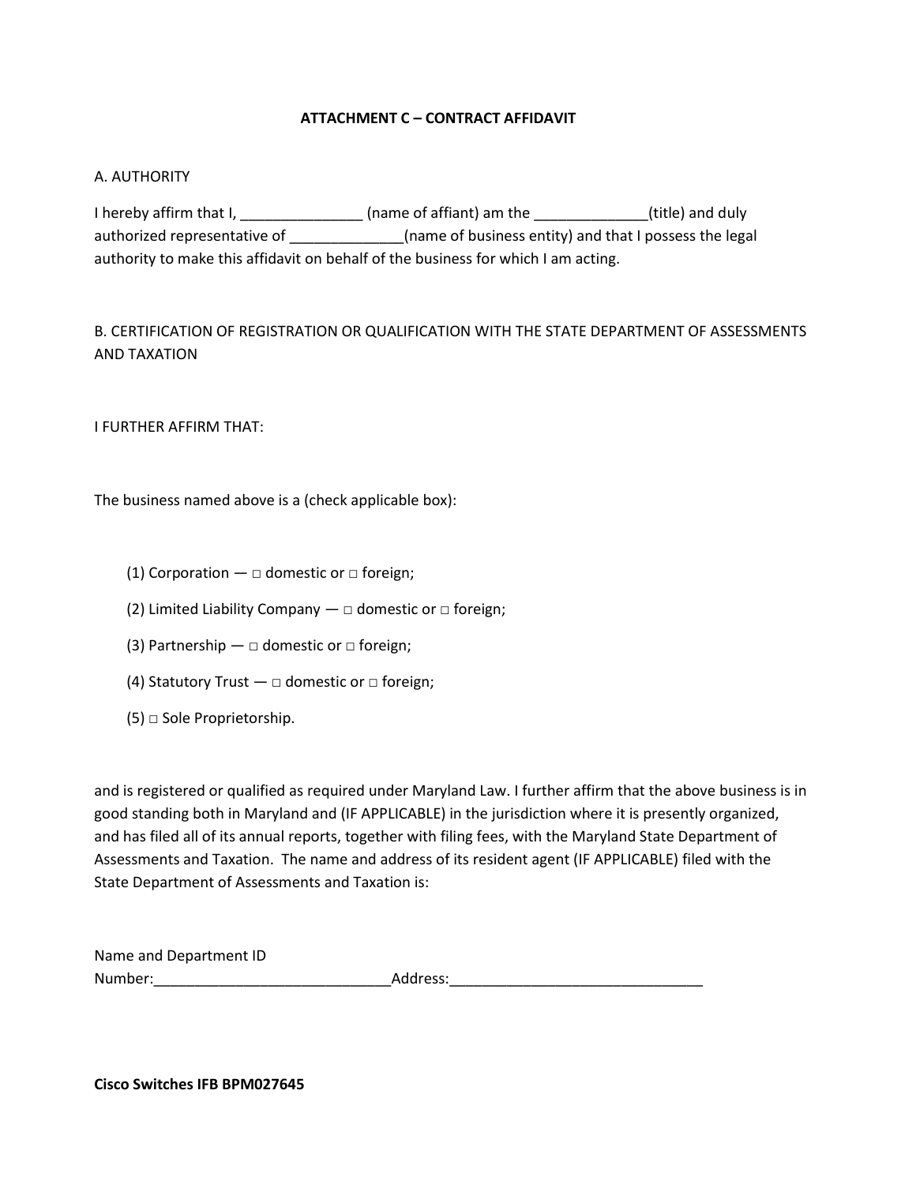## ATTACHMENT C – CONTRACT AFFIDAVIT

A. AUTHORITY

I hereby affirm that I, _______________ (name of affiant) am the ______________(title) and duly authorized representative of ______________(name of business entity) and that I possess the legal authority to make this affidavit on behalf of the business for which I am acting.

B. CERTIFICATION OF REGISTRATION OR QUALIFICATION WITH THE STATE DEPARTMENT OF ASSESSMENTS AND TAXATION

I FURTHER AFFIRM THAT:

The business named above is a (check applicable box):

(1) Corporation — □ domestic or □ foreign;

(2) Limited Liability Company — □ domestic or □ foreign;

(3) Partnership — □ domestic or □ foreign;

(4) Statutory Trust — □ domestic or □ foreign;

(5) □ Sole Proprietorship.

and is registered or qualified as required under Maryland Law. I further affirm that the above business is in good standing both in Maryland and (IF APPLICABLE) in the jurisdiction where it is presently organized, and has filed all of its annual reports, together with filing fees, with the Maryland State Department of Assessments and Taxation. The name and address of its resident agent (IF APPLICABLE) filed with the State Department of Assessments and Taxation is:

Name and Department ID Number:_____________________________Address:_______________________________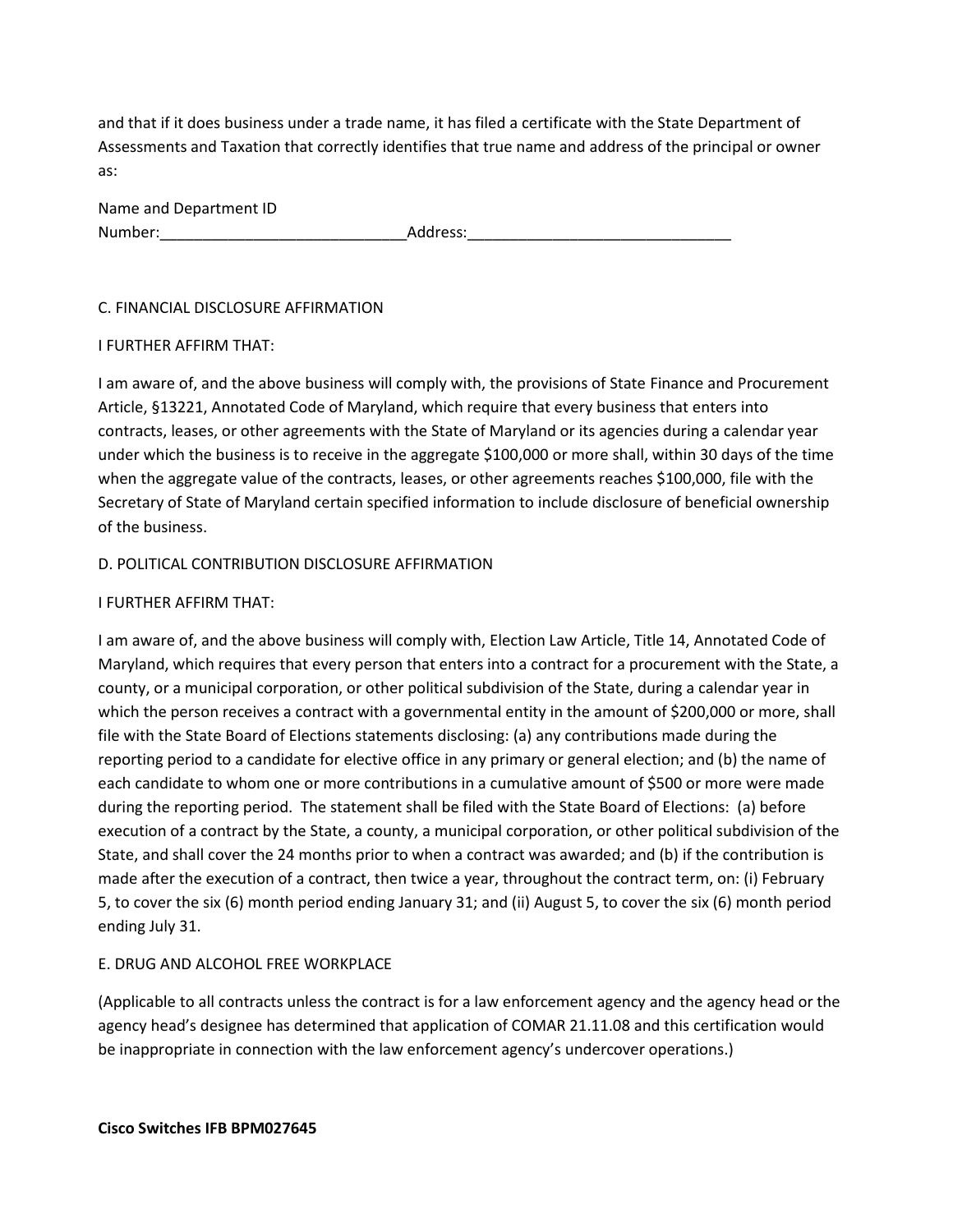and that if it does business under a trade name, it has filed a certificate with the State Department of Assessments and Taxation that correctly identifies that true name and address of the principal or owner as:

Name and Department ID Number:_____________________________Address:_______________________________

C. FINANCIAL DISCLOSURE AFFIRMATION

I FURTHER AFFIRM THAT:

I am aware of, and the above business will comply with, the provisions of State Finance and Procurement Article, §13221, Annotated Code of Maryland, which require that every business that enters into contracts, leases, or other agreements with the State of Maryland or its agencies during a calendar year under which the business is to receive in the aggregate $100,000 or more shall, within 30 days of the time when the aggregate value of the contracts, leases, or other agreements reaches $100,000, file with the Secretary of State of Maryland certain specified information to include disclosure of beneficial ownership of the business.

D. POLITICAL CONTRIBUTION DISCLOSURE AFFIRMATION

I FURTHER AFFIRM THAT:

I am aware of, and the above business will comply with, Election Law Article, Title 14, Annotated Code of Maryland, which requires that every person that enters into a contract for a procurement with the State, a county, or a municipal corporation, or other political subdivision of the State, during a calendar year in which the person receives a contract with a governmental entity in the amount of $200,000 or more, shall file with the State Board of Elections statements disclosing: (a) any contributions made during the reporting period to a candidate for elective office in any primary or general election; and (b) the name of each candidate to whom one or more contributions in a cumulative amount of $500 or more were made during the reporting period. The statement shall be filed with the State Board of Elections: (a) before execution of a contract by the State, a county, a municipal corporation, or other political subdivision of the State, and shall cover the 24 months prior to when a contract was awarded; and (b) if the contribution is made after the execution of a contract, then twice a year, throughout the contract term, on: (i) February 5, to cover the six (6) month period ending January 31; and (ii) August 5, to cover the six (6) month period ending July 31.

E. DRUG AND ALCOHOL FREE WORKPLACE

(Applicable to all contracts unless the contract is for a law enforcement agency and the agency head or the agency head's designee has determined that application of COMAR 21.11.08 and this certification would be inappropriate in connection with the law enforcement agency's undercover operations.)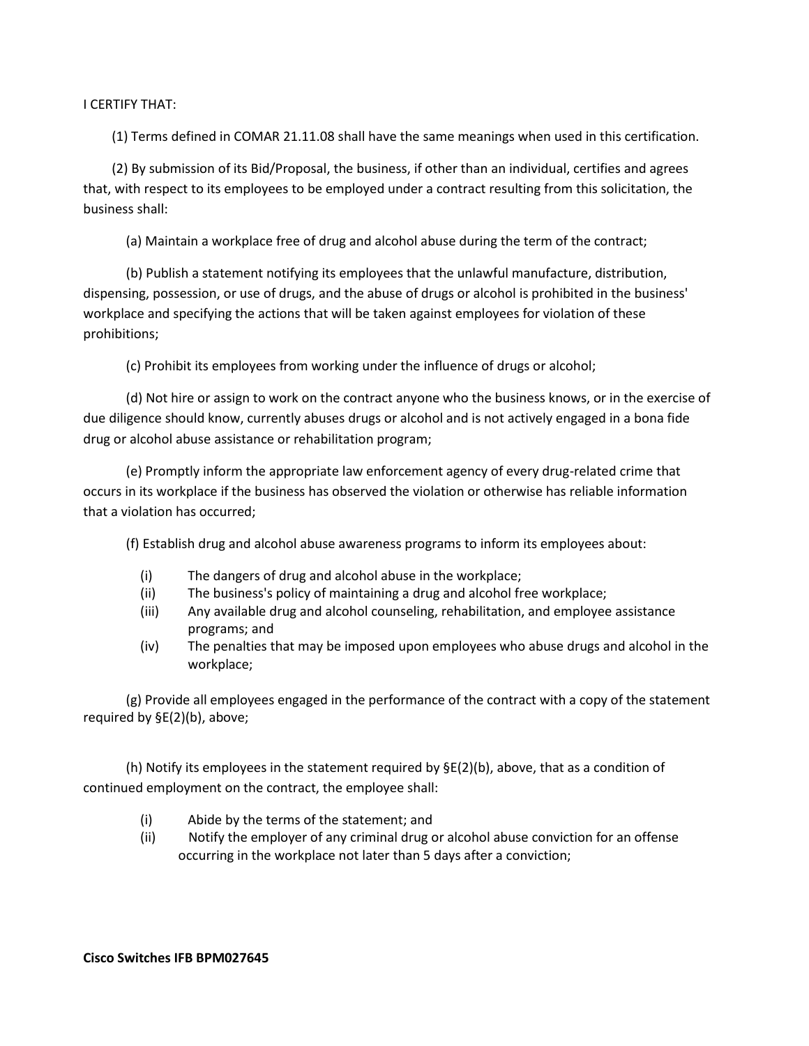I CERTIFY THAT:

(1) Terms defined in COMAR 21.11.08 shall have the same meanings when used in this certification.

(2) By submission of its Bid/Proposal, the business, if other than an individual, certifies and agrees that, with respect to its employees to be employed under a contract resulting from this solicitation, the business shall:

(a) Maintain a workplace free of drug and alcohol abuse during the term of the contract;

(b) Publish a statement notifying its employees that the unlawful manufacture, distribution, dispensing, possession, or use of drugs, and the abuse of drugs or alcohol is prohibited in the business' workplace and specifying the actions that will be taken against employees for violation of these prohibitions;

(c) Prohibit its employees from working under the influence of drugs or alcohol;

(d) Not hire or assign to work on the contract anyone who the business knows, or in the exercise of due diligence should know, currently abuses drugs or alcohol and is not actively engaged in a bona fide drug or alcohol abuse assistance or rehabilitation program;

(e) Promptly inform the appropriate law enforcement agency of every drug-related crime that occurs in its workplace if the business has observed the violation or otherwise has reliable information that a violation has occurred;

(f) Establish drug and alcohol abuse awareness programs to inform its employees about:

- (i) The dangers of drug and alcohol abuse in the workplace;
- (ii) The business's policy of maintaining a drug and alcohol free workplace;
- (iii) Any available drug and alcohol counseling, rehabilitation, and employee assistance programs; and
- (iv) The penalties that may be imposed upon employees who abuse drugs and alcohol in the workplace;

(g) Provide all employees engaged in the performance of the contract with a copy of the statement required by §E(2)(b), above;

(h) Notify its employees in the statement required by §E(2)(b), above, that as a condition of continued employment on the contract, the employee shall:

- (i) Abide by the terms of the statement; and
- (ii) Notify the employer of any criminal drug or alcohol abuse conviction for an offense occurring in the workplace not later than 5 days after a conviction;

**Cisco Switches IFB BPM027645**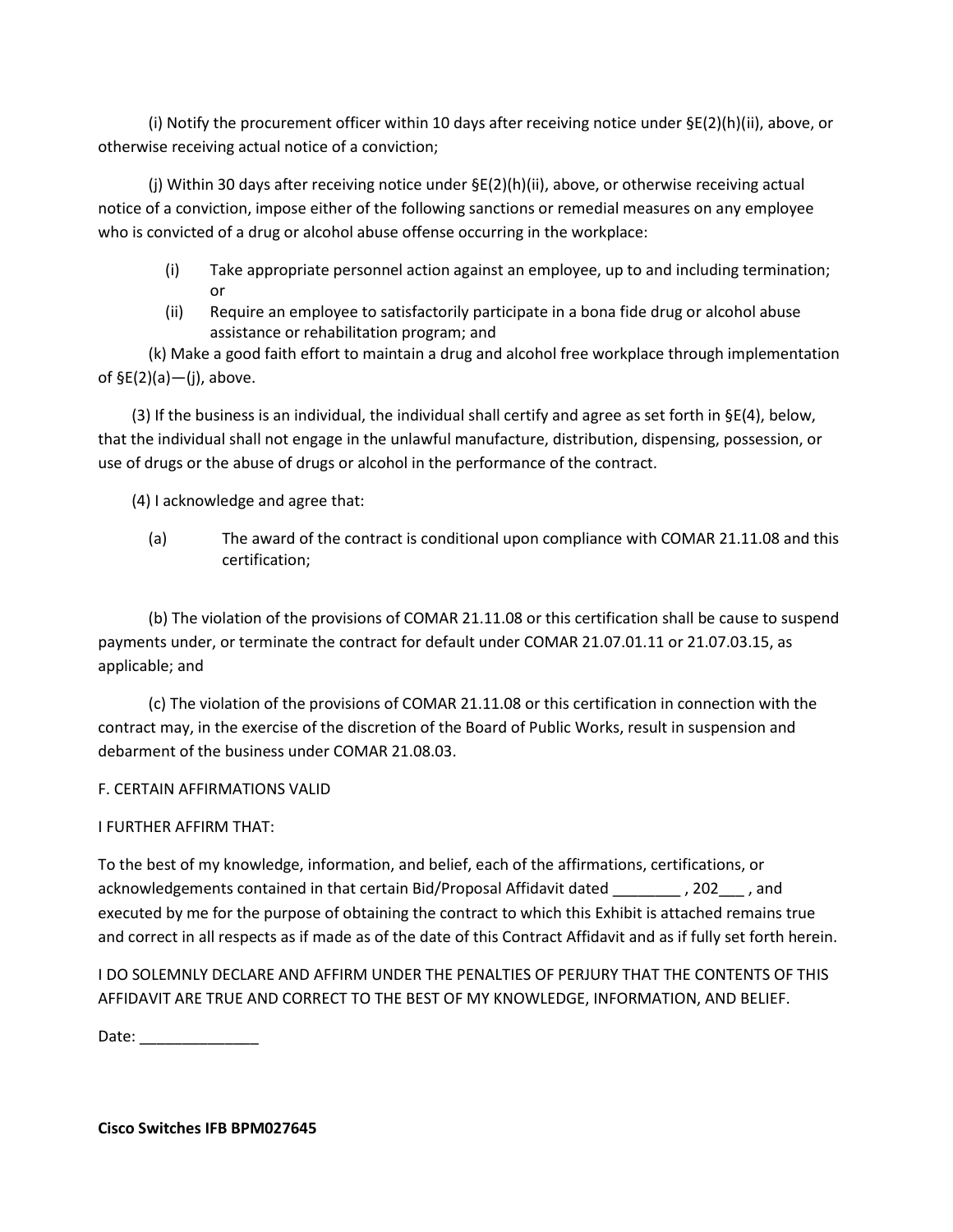(i) Notify the procurement officer within 10 days after receiving notice under §E(2)(h)(ii), above, or otherwise receiving actual notice of a conviction;

(j) Within 30 days after receiving notice under §E(2)(h)(ii), above, or otherwise receiving actual notice of a conviction, impose either of the following sanctions or remedial measures on any employee who is convicted of a drug or alcohol abuse offense occurring in the workplace:

(i) Take appropriate personnel action against an employee, up to and including termination; or

(ii) Require an employee to satisfactorily participate in a bona fide drug or alcohol abuse assistance or rehabilitation program; and

(k) Make a good faith effort to maintain a drug and alcohol free workplace through implementation of §E(2)(a)—(j), above.

(3) If the business is an individual, the individual shall certify and agree as set forth in §E(4), below, that the individual shall not engage in the unlawful manufacture, distribution, dispensing, possession, or use of drugs or the abuse of drugs or alcohol in the performance of the contract.

(4) I acknowledge and agree that:

(a) The award of the contract is conditional upon compliance with COMAR 21.11.08 and this certification;

(b) The violation of the provisions of COMAR 21.11.08 or this certification shall be cause to suspend payments under, or terminate the contract for default under COMAR 21.07.01.11 or 21.07.03.15, as applicable; and

(c) The violation of the provisions of COMAR 21.11.08 or this certification in connection with the contract may, in the exercise of the discretion of the Board of Public Works, result in suspension and debarment of the business under COMAR 21.08.03.

F. CERTAIN AFFIRMATIONS VALID

I FURTHER AFFIRM THAT:

To the best of my knowledge, information, and belief, each of the affirmations, certifications, or acknowledgements contained in that certain Bid/Proposal Affidavit dated ________ , 202___ , and executed by me for the purpose of obtaining the contract to which this Exhibit is attached remains true and correct in all respects as if made as of the date of this Contract Affidavit and as if fully set forth herein.

I DO SOLEMNLY DECLARE AND AFFIRM UNDER THE PENALTIES OF PERJURY THAT THE CONTENTS OF THIS AFFIDAVIT ARE TRUE AND CORRECT TO THE BEST OF MY KNOWLEDGE, INFORMATION, AND BELIEF.

Date: ______________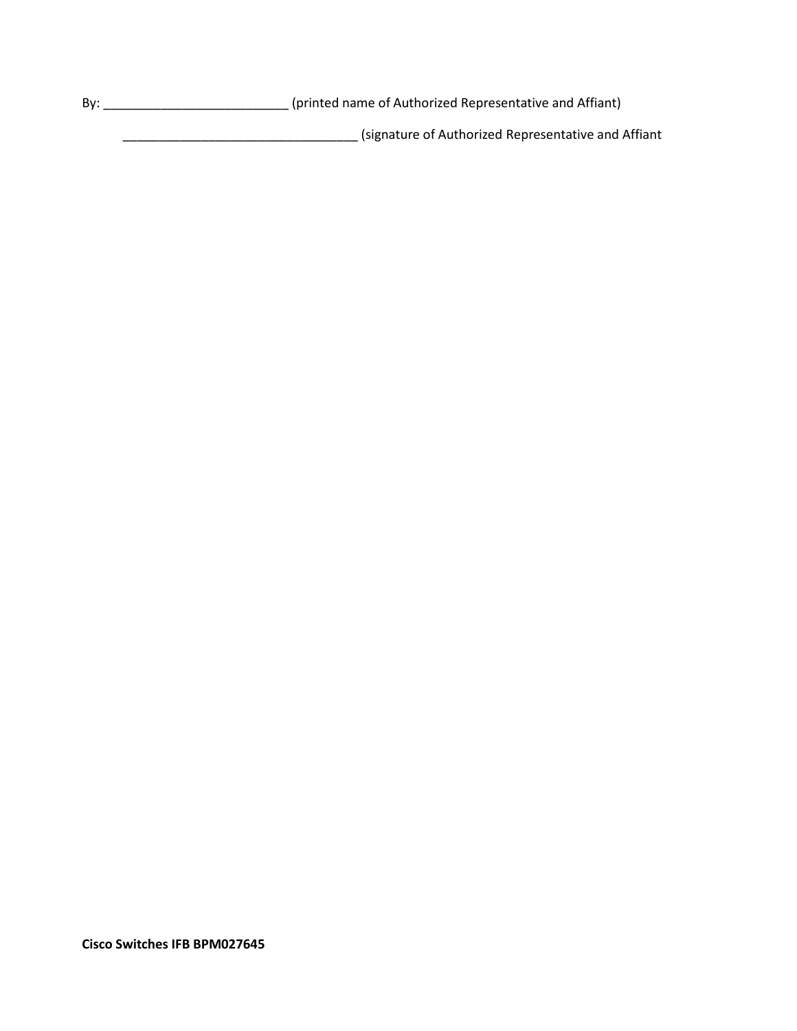By: ___________________________ (printed name of Authorized Representative and Affiant)

__________________________________ (signature of Authorized Representative and Affiant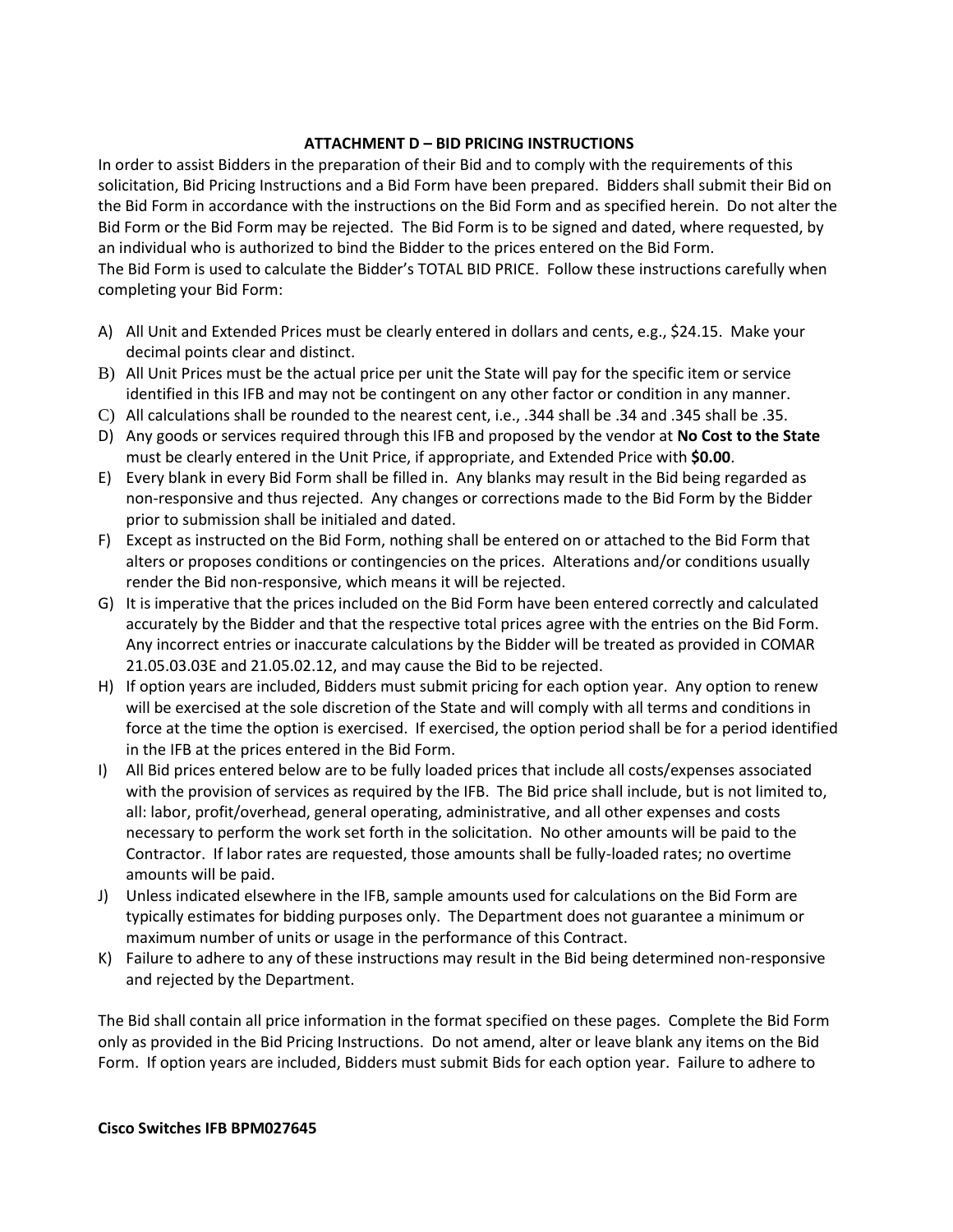### ATTACHMENT D – BID PRICING INSTRUCTIONS

In order to assist Bidders in the preparation of their Bid and to comply with the requirements of this solicitation, Bid Pricing Instructions and a Bid Form have been prepared. Bidders shall submit their Bid on the Bid Form in accordance with the instructions on the Bid Form and as specified herein. Do not alter the Bid Form or the Bid Form may be rejected. The Bid Form is to be signed and dated, where requested, by an individual who is authorized to bind the Bidder to the prices entered on the Bid Form.

The Bid Form is used to calculate the Bidder's TOTAL BID PRICE. Follow these instructions carefully when completing your Bid Form:

A) All Unit and Extended Prices must be clearly entered in dollars and cents, e.g., $24.15. Make your decimal points clear and distinct.

B) All Unit Prices must be the actual price per unit the State will pay for the specific item or service identified in this IFB and may not be contingent on any other factor or condition in any manner.

C) All calculations shall be rounded to the nearest cent, i.e., .344 shall be .34 and .345 shall be .35.

D) Any goods or services required through this IFB and proposed by the vendor at **No Cost to the State** must be clearly entered in the Unit Price, if appropriate, and Extended Price with **$0.00**.

E) Every blank in every Bid Form shall be filled in. Any blanks may result in the Bid being regarded as non-responsive and thus rejected. Any changes or corrections made to the Bid Form by the Bidder prior to submission shall be initialed and dated.

F) Except as instructed on the Bid Form, nothing shall be entered on or attached to the Bid Form that alters or proposes conditions or contingencies on the prices. Alterations and/or conditions usually render the Bid non-responsive, which means it will be rejected.

G) It is imperative that the prices included on the Bid Form have been entered correctly and calculated accurately by the Bidder and that the respective total prices agree with the entries on the Bid Form. Any incorrect entries or inaccurate calculations by the Bidder will be treated as provided in COMAR 21.05.03.03E and 21.05.02.12, and may cause the Bid to be rejected.

H) If option years are included, Bidders must submit pricing for each option year. Any option to renew will be exercised at the sole discretion of the State and will comply with all terms and conditions in force at the time the option is exercised. If exercised, the option period shall be for a period identified in the IFB at the prices entered in the Bid Form.

I) All Bid prices entered below are to be fully loaded prices that include all costs/expenses associated with the provision of services as required by the IFB. The Bid price shall include, but is not limited to, all: labor, profit/overhead, general operating, administrative, and all other expenses and costs necessary to perform the work set forth in the solicitation. No other amounts will be paid to the Contractor. If labor rates are requested, those amounts shall be fully-loaded rates; no overtime amounts will be paid.

J) Unless indicated elsewhere in the IFB, sample amounts used for calculations on the Bid Form are typically estimates for bidding purposes only. The Department does not guarantee a minimum or maximum number of units or usage in the performance of this Contract.

K) Failure to adhere to any of these instructions may result in the Bid being determined non-responsive and rejected by the Department.

The Bid shall contain all price information in the format specified on these pages. Complete the Bid Form only as provided in the Bid Pricing Instructions. Do not amend, alter or leave blank any items on the Bid Form. If option years are included, Bidders must submit Bids for each option year. Failure to adhere to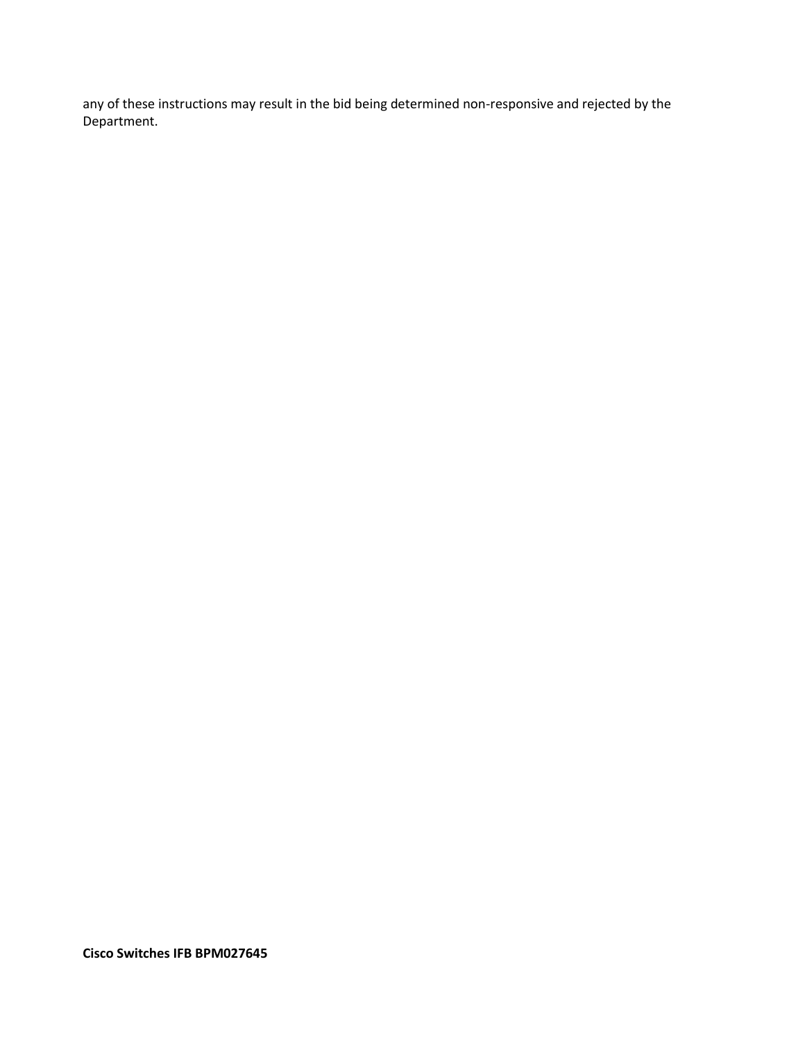any of these instructions may result in the bid being determined non-responsive and rejected by the Department.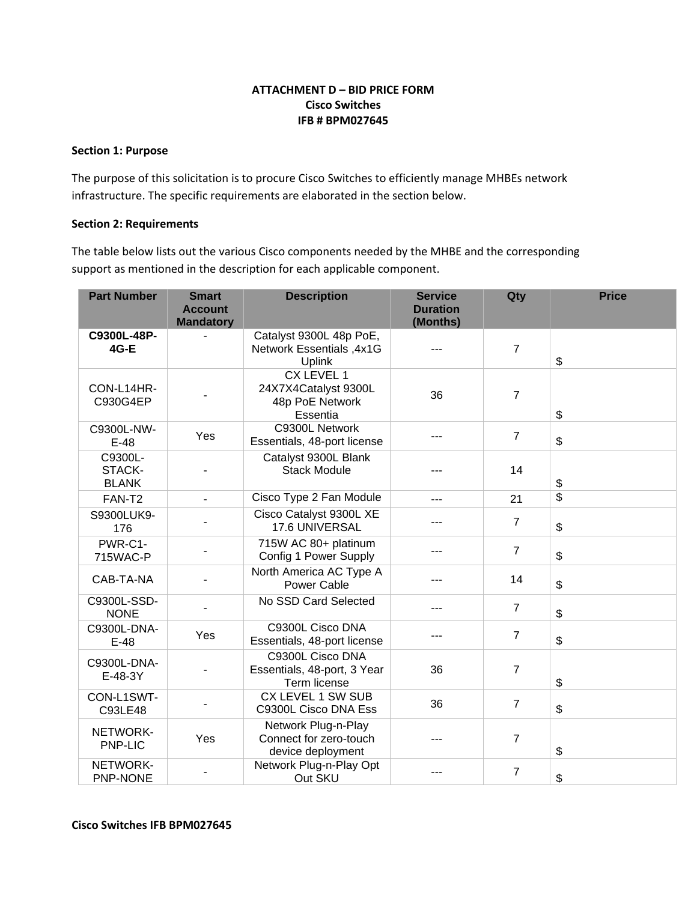**ATTACHMENT D – BID PRICE FORM**
**Cisco Switches**
**IFB # BPM027645**

**Section 1: Purpose**

The purpose of this solicitation is to procure Cisco Switches to efficiently manage MHBEs network infrastructure. The specific requirements are elaborated in the section below.

**Section 2: Requirements**

The table below lists out the various Cisco components needed by the MHBE and the corresponding support as mentioned in the description for each applicable component.

| Part Number | Smart Account Mandatory | Description | Service Duration (Months) | Qty | Price |
|---|---|---|---|---|---|
| **C9300L-48P-4G-E** | - | Catalyst 9300L 48p PoE, Network Essentials ,4x1G Uplink | --- | 7 | $ |
| CON-L14HR-C930G4EP | - | CX LEVEL 1 24X7X4Catalyst 9300L 48p PoE Network Essentia | 36 | 7 | $ |
| C9300L-NW-E-48 | Yes | C9300L Network Essentials, 48-port license | --- | 7 | $ |
| C9300L-STACK-BLANK | - | Catalyst 9300L Blank Stack Module | --- | 14 | $ |
| FAN-T2 | - | Cisco Type 2 Fan Module | --- | 21 | $ |
| S9300LUK9-176 | - | Cisco Catalyst 9300L XE 17.6 UNIVERSAL | --- | 7 | $ |
| PWR-C1-715WAC-P | - | 715W AC 80+ platinum Config 1 Power Supply | --- | 7 | $ |
| CAB-TA-NA | - | North America AC Type A Power Cable | --- | 14 | $ |
| C9300L-SSD-NONE | - | No SSD Card Selected | --- | 7 | $ |
| C9300L-DNA-E-48 | Yes | C9300L Cisco DNA Essentials, 48-port license | --- | 7 | $ |
| C9300L-DNA-E-48-3Y | - | C9300L Cisco DNA Essentials, 48-port, 3 Year Term license | 36 | 7 | $ |
| CON-L1SWT-C93LE48 | - | CX LEVEL 1 SW SUB C9300L Cisco DNA Ess | 36 | 7 | $ |
| NETWORK-PNP-LIC | Yes | Network Plug-n-Play Connect for zero-touch device deployment | --- | 7 | $ |
| NETWORK-PNP-NONE | - | Network Plug-n-Play Opt Out SKU | --- | 7 | $ |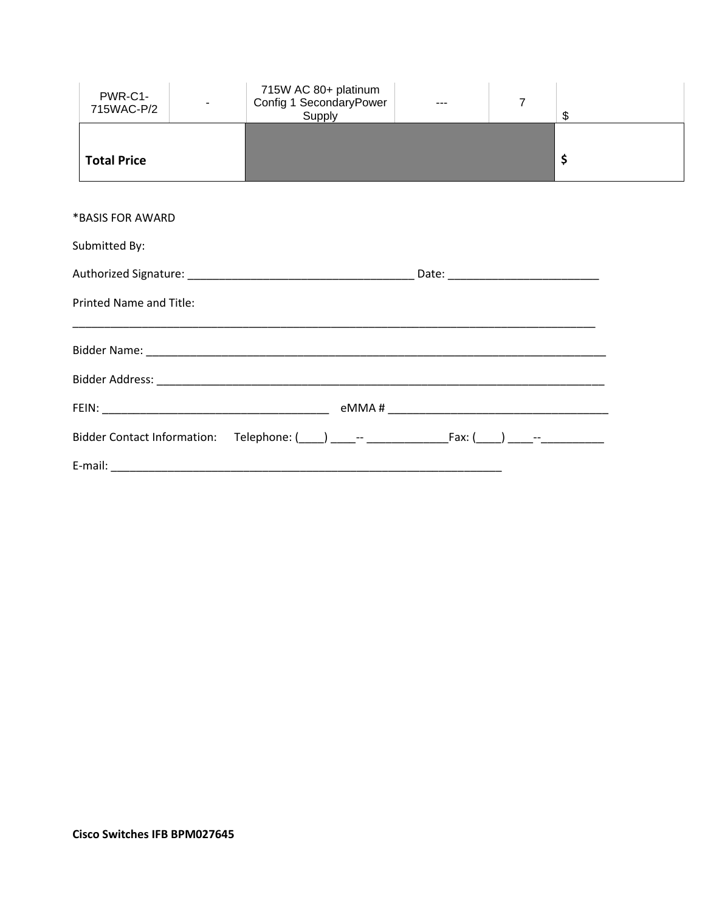| PWR-C1-715WAC-P/2 | - | 715W AC 80+ platinum Config 1 SecondaryPower Supply | --- | 7 | $ |
|---|---|---|---|---|---|
| **Total Price** | | | | | **$** |

*BASIS FOR AWARD

Submitted By:

Authorized Signature: ____________________________________ Date: ________________________

Printed Name and Title:

______________________________________________________________________________________

Bidder Name: ___________________________________________________________________________

Bidder Address: _________________________________________________________________________

FEIN: _____________________________________ eMMA # ___________________________________

Bidder Contact Information: Telephone: (____) ____-- _____________Fax: (____) ____--__________

E-mail: _________________________________________________________________

**Cisco Switches IFB BPM027645**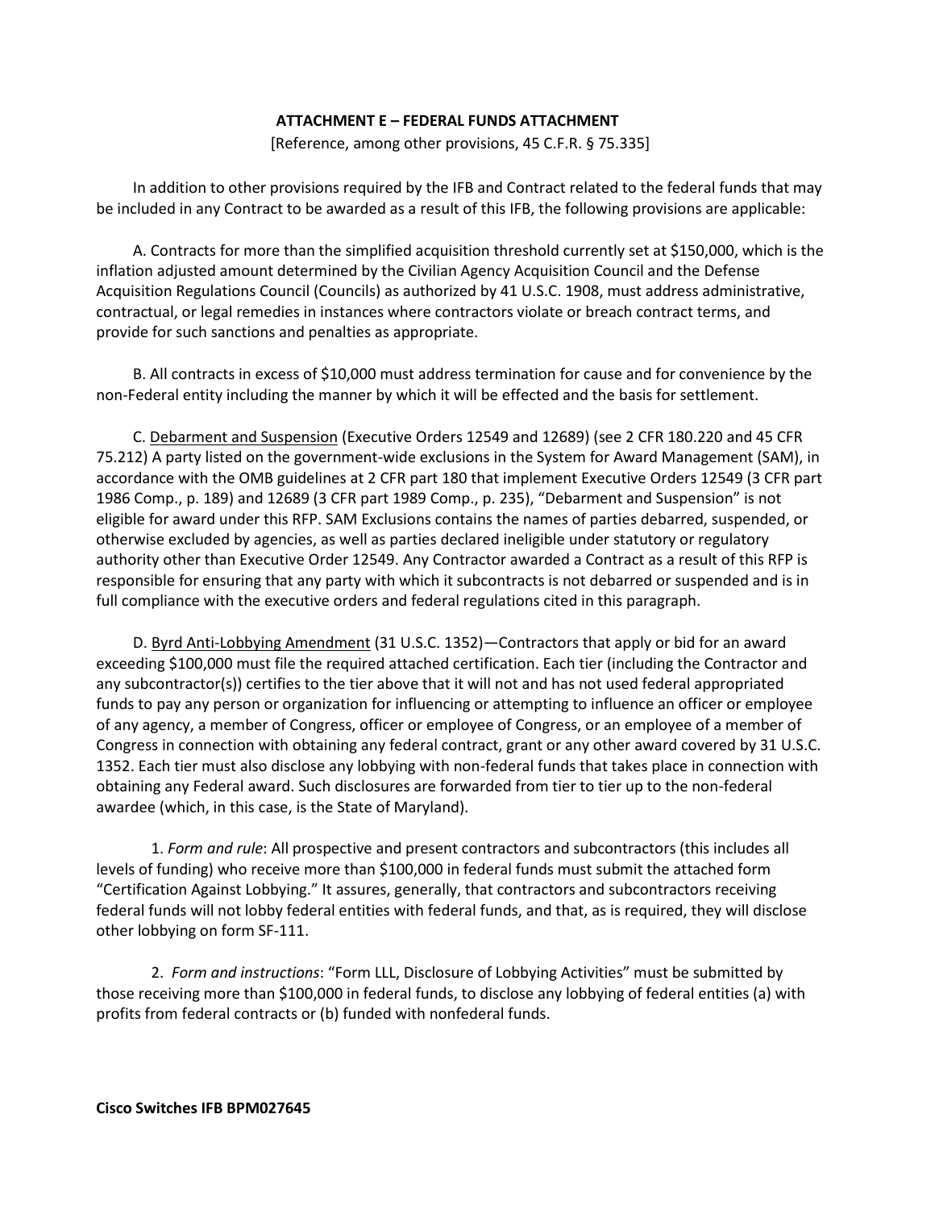**ATTACHMENT E – FEDERAL FUNDS ATTACHMENT**

[Reference, among other provisions, 45 C.F.R. § 75.335]

In addition to other provisions required by the IFB and Contract related to the federal funds that may be included in any Contract to be awarded as a result of this IFB, the following provisions are applicable:

A. Contracts for more than the simplified acquisition threshold currently set at $150,000, which is the inflation adjusted amount determined by the Civilian Agency Acquisition Council and the Defense Acquisition Regulations Council (Councils) as authorized by 41 U.S.C. 1908, must address administrative, contractual, or legal remedies in instances where contractors violate or breach contract terms, and provide for such sanctions and penalties as appropriate.

B. All contracts in excess of $10,000 must address termination for cause and for convenience by the non-Federal entity including the manner by which it will be effected and the basis for settlement.

C. Debarment and Suspension (Executive Orders 12549 and 12689) (see 2 CFR 180.220 and 45 CFR 75.212) A party listed on the government-wide exclusions in the System for Award Management (SAM), in accordance with the OMB guidelines at 2 CFR part 180 that implement Executive Orders 12549 (3 CFR part 1986 Comp., p. 189) and 12689 (3 CFR part 1989 Comp., p. 235), "Debarment and Suspension" is not eligible for award under this RFP. SAM Exclusions contains the names of parties debarred, suspended, or otherwise excluded by agencies, as well as parties declared ineligible under statutory or regulatory authority other than Executive Order 12549. Any Contractor awarded a Contract as a result of this RFP is responsible for ensuring that any party with which it subcontracts is not debarred or suspended and is in full compliance with the executive orders and federal regulations cited in this paragraph.

D. Byrd Anti-Lobbying Amendment (31 U.S.C. 1352)—Contractors that apply or bid for an award exceeding $100,000 must file the required attached certification. Each tier (including the Contractor and any subcontractor(s)) certifies to the tier above that it will not and has not used federal appropriated funds to pay any person or organization for influencing or attempting to influence an officer or employee of any agency, a member of Congress, officer or employee of Congress, or an employee of a member of Congress in connection with obtaining any federal contract, grant or any other award covered by 31 U.S.C. 1352. Each tier must also disclose any lobbying with non-federal funds that takes place in connection with obtaining any Federal award. Such disclosures are forwarded from tier to tier up to the non-federal awardee (which, in this case, is the State of Maryland).

1. *Form and rule*: All prospective and present contractors and subcontractors (this includes all levels of funding) who receive more than $100,000 in federal funds must submit the attached form "Certification Against Lobbying." It assures, generally, that contractors and subcontractors receiving federal funds will not lobby federal entities with federal funds, and that, as is required, they will disclose other lobbying on form SF-111.

2. *Form and instructions*: "Form LLL, Disclosure of Lobbying Activities" must be submitted by those receiving more than $100,000 in federal funds, to disclose any lobbying of federal entities (a) with profits from federal contracts or (b) funded with nonfederal funds.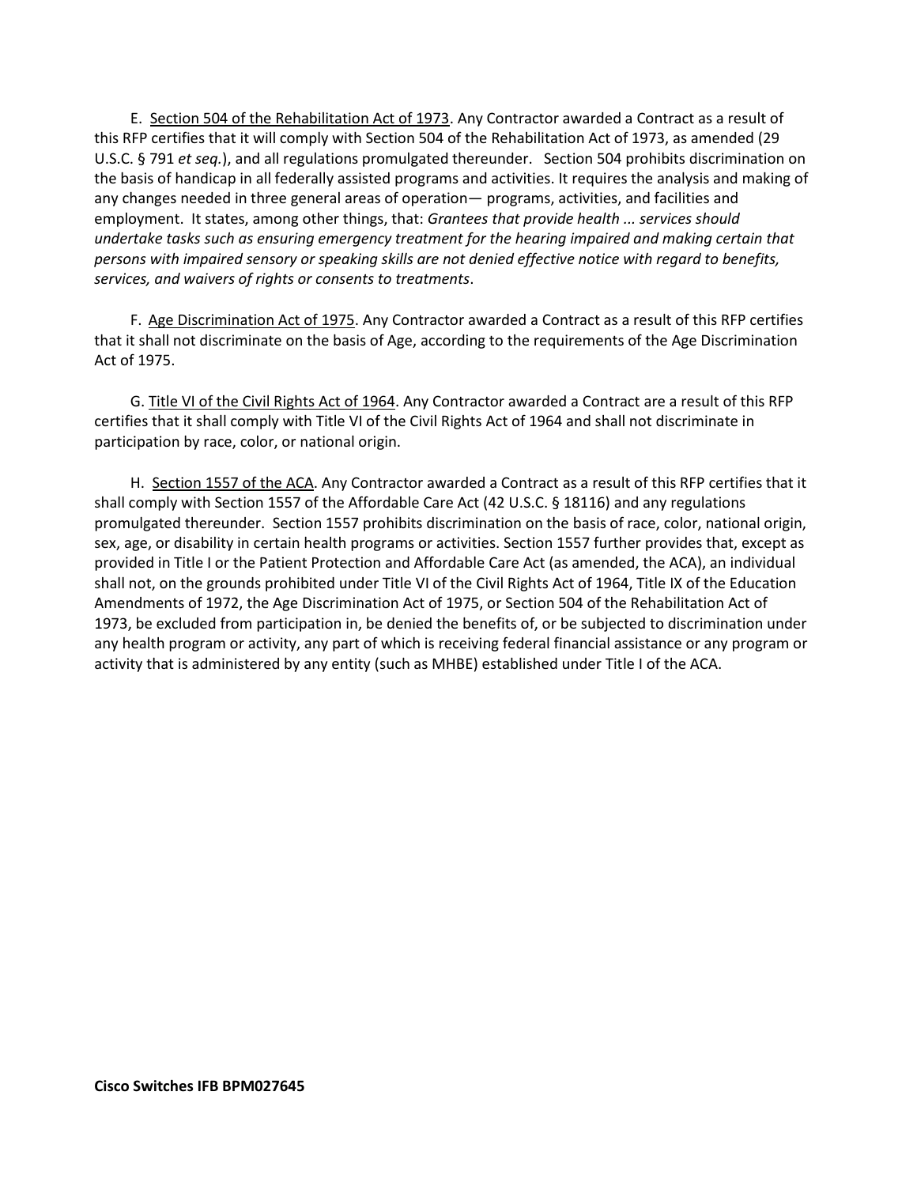E. <u>Section 504 of the Rehabilitation Act of 1973</u>. Any Contractor awarded a Contract as a result of this RFP certifies that it will comply with Section 504 of the Rehabilitation Act of 1973, as amended (29 U.S.C. § 791 *et seq.*), and all regulations promulgated thereunder. Section 504 prohibits discrimination on the basis of handicap in all federally assisted programs and activities. It requires the analysis and making of any changes needed in three general areas of operation— programs, activities, and facilities and employment. It states, among other things, that: *Grantees that provide health ... services should undertake tasks such as ensuring emergency treatment for the hearing impaired and making certain that persons with impaired sensory or speaking skills are not denied effective notice with regard to benefits, services, and waivers of rights or consents to treatments*.

F. <u>Age Discrimination Act of 1975</u>. Any Contractor awarded a Contract as a result of this RFP certifies that it shall not discriminate on the basis of Age, according to the requirements of the Age Discrimination Act of 1975.

G. <u>Title VI of the Civil Rights Act of 1964</u>. Any Contractor awarded a Contract are a result of this RFP certifies that it shall comply with Title VI of the Civil Rights Act of 1964 and shall not discriminate in participation by race, color, or national origin.

H. <u>Section 1557 of the ACA</u>. Any Contractor awarded a Contract as a result of this RFP certifies that it shall comply with Section 1557 of the Affordable Care Act (42 U.S.C. § 18116) and any regulations promulgated thereunder. Section 1557 prohibits discrimination on the basis of race, color, national origin, sex, age, or disability in certain health programs or activities. Section 1557 further provides that, except as provided in Title I or the Patient Protection and Affordable Care Act (as amended, the ACA), an individual shall not, on the grounds prohibited under Title VI of the Civil Rights Act of 1964, Title IX of the Education Amendments of 1972, the Age Discrimination Act of 1975, or Section 504 of the Rehabilitation Act of 1973, be excluded from participation in, be denied the benefits of, or be subjected to discrimination under any health program or activity, any part of which is receiving federal financial assistance or any program or activity that is administered by any entity (such as MHBE) established under Title I of the ACA.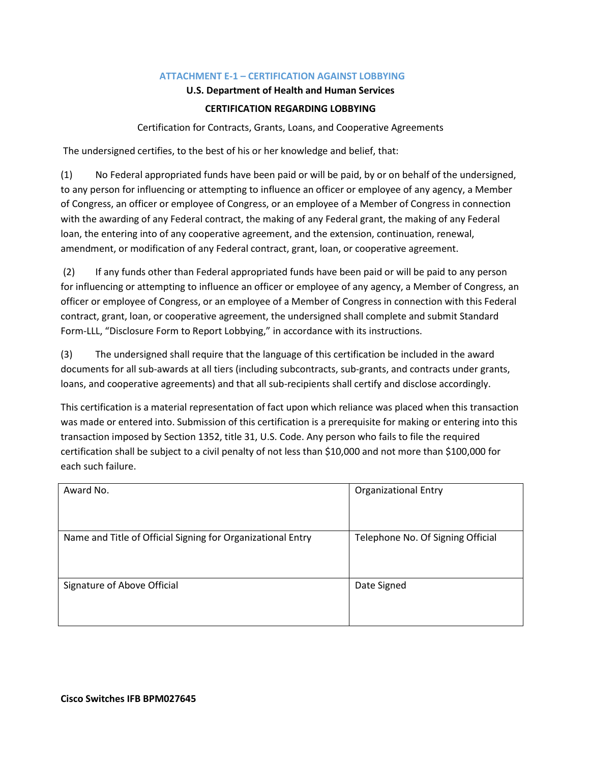## ATTACHMENT E-1 – CERTIFICATION AGAINST LOBBYING

**U.S. Department of Health and Human Services**

**CERTIFICATION REGARDING LOBBYING**

Certification for Contracts, Grants, Loans, and Cooperative Agreements

The undersigned certifies, to the best of his or her knowledge and belief, that:

(1) No Federal appropriated funds have been paid or will be paid, by or on behalf of the undersigned, to any person for influencing or attempting to influence an officer or employee of any agency, a Member of Congress, an officer or employee of Congress, or an employee of a Member of Congress in connection with the awarding of any Federal contract, the making of any Federal grant, the making of any Federal loan, the entering into of any cooperative agreement, and the extension, continuation, renewal, amendment, or modification of any Federal contract, grant, loan, or cooperative agreement.

(2) If any funds other than Federal appropriated funds have been paid or will be paid to any person for influencing or attempting to influence an officer or employee of any agency, a Member of Congress, an officer or employee of Congress, or an employee of a Member of Congress in connection with this Federal contract, grant, loan, or cooperative agreement, the undersigned shall complete and submit Standard Form-LLL, "Disclosure Form to Report Lobbying," in accordance with its instructions.

(3) The undersigned shall require that the language of this certification be included in the award documents for all sub-awards at all tiers (including subcontracts, sub-grants, and contracts under grants, loans, and cooperative agreements) and that all sub-recipients shall certify and disclose accordingly.

This certification is a material representation of fact upon which reliance was placed when this transaction was made or entered into. Submission of this certification is a prerequisite for making or entering into this transaction imposed by Section 1352, title 31, U.S. Code. Any person who fails to file the required certification shall be subject to a civil penalty of not less than $10,000 and not more than $100,000 for each such failure.

| Award No. | Organizational Entry |
|---|---|
| Name and Title of Official Signing for Organizational Entry | Telephone No. Of Signing Official |
| Signature of Above Official | Date Signed |

**Cisco Switches IFB BPM027645**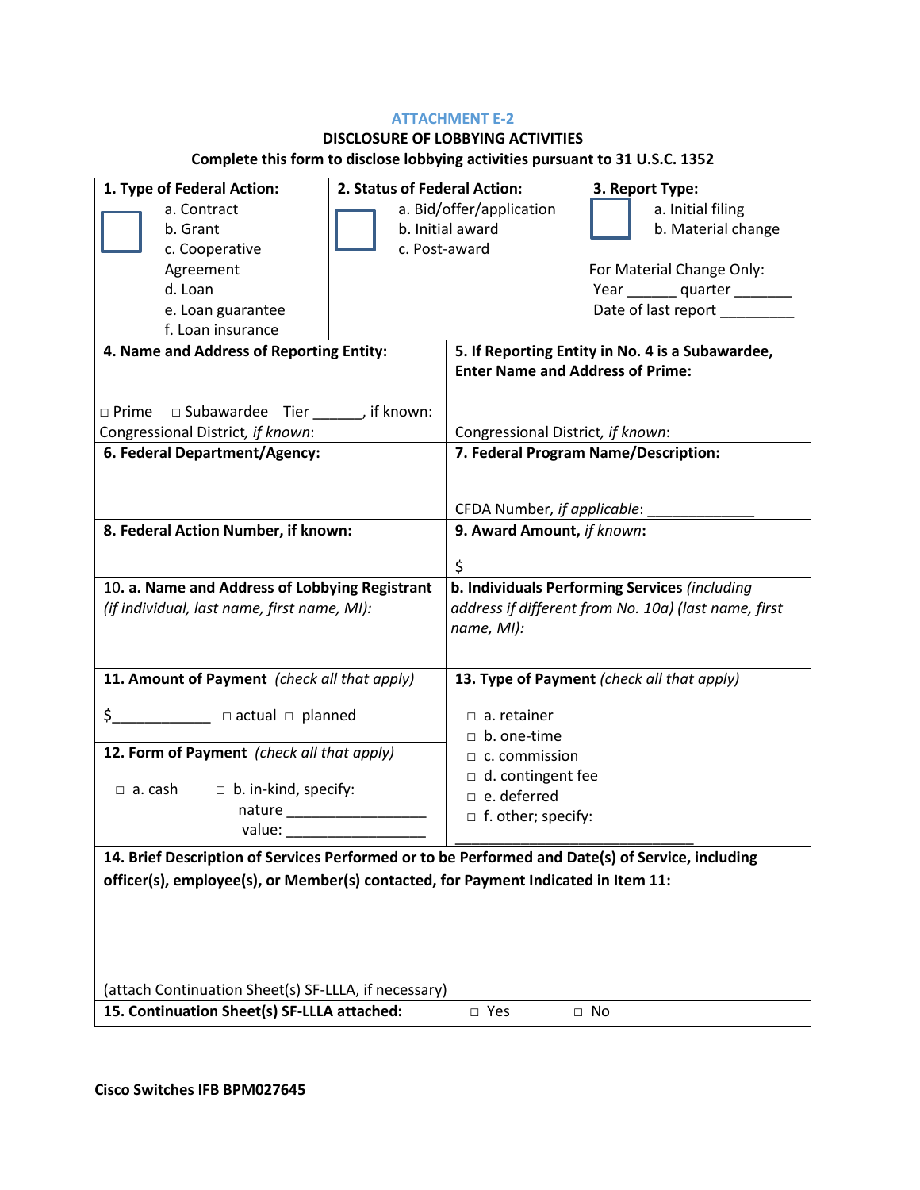## ATTACHMENT E-2

### DISCLOSURE OF LOBBYING ACTIVITIES

**Complete this form to disclose lobbying activities pursuant to 31 U.S.C. 1352**

| **1. Type of Federal Action:**<br>☐ a. Contract<br>b. Grant<br>c. Cooperative Agreement<br>d. Loan<br>e. Loan guarantee<br>f. Loan insurance | **2. Status of Federal Action:**<br>☐ a. Bid/offer/application<br>b. Initial award<br>c. Post-award | **3. Report Type:**<br>☐ a. Initial filing<br>b. Material change<br><br>For Material Change Only:<br>Year ______ quarter _______<br>Date of last report _________ |
|---|---|---|

| **4. Name and Address of Reporting Entity:**<br><br>□ Prime □ Subawardee Tier ______, if known:<br>Congressional District, *if known*: | **5. If Reporting Entity in No. 4 is a Subawardee, Enter Name and Address of Prime:**<br><br>Congressional District, *if known*: |
|---|---|
| **6. Federal Department/Agency:** | **7. Federal Program Name/Description:**<br><br>CFDA Number, *if applicable*: _____________ |
| **8. Federal Action Number, if known:** | **9. Award Amount,** *if known*:<br><br>$ |
| 10**. a. Name and Address of Lobbying Registrant** *(if individual, last name, first name, MI):* | **b. Individuals Performing Services** *(including address if different from No. 10a) (last name, first name, MI):* |
| **11. Amount of Payment** *(check all that apply)*<br><br>$____________ □ actual □ planned<br><br>**12. Form of Payment** *(check all that apply)*<br><br>□ a. cash □ b. in-kind, specify:<br>nature _________________<br>value: _________________ | **13. Type of Payment** *(check all that apply)*<br><br>□ a. retainer<br>□ b. one-time<br>□ c. commission<br>□ d. contingent fee<br>□ e. deferred<br>□ f. other; specify:<br>______________________________ |

| **14. Brief Description of Services Performed or to be Performed and Date(s) of Service, including officer(s), employee(s), or Member(s) contacted, for Payment Indicated in Item 11:**<br><br><br><br>(attach Continuation Sheet(s) SF-LLLA, if necessary) |
|---|
| **15. Continuation Sheet(s) SF-LLLA attached:** □ Yes □ No |

**Cisco Switches IFB BPM027645**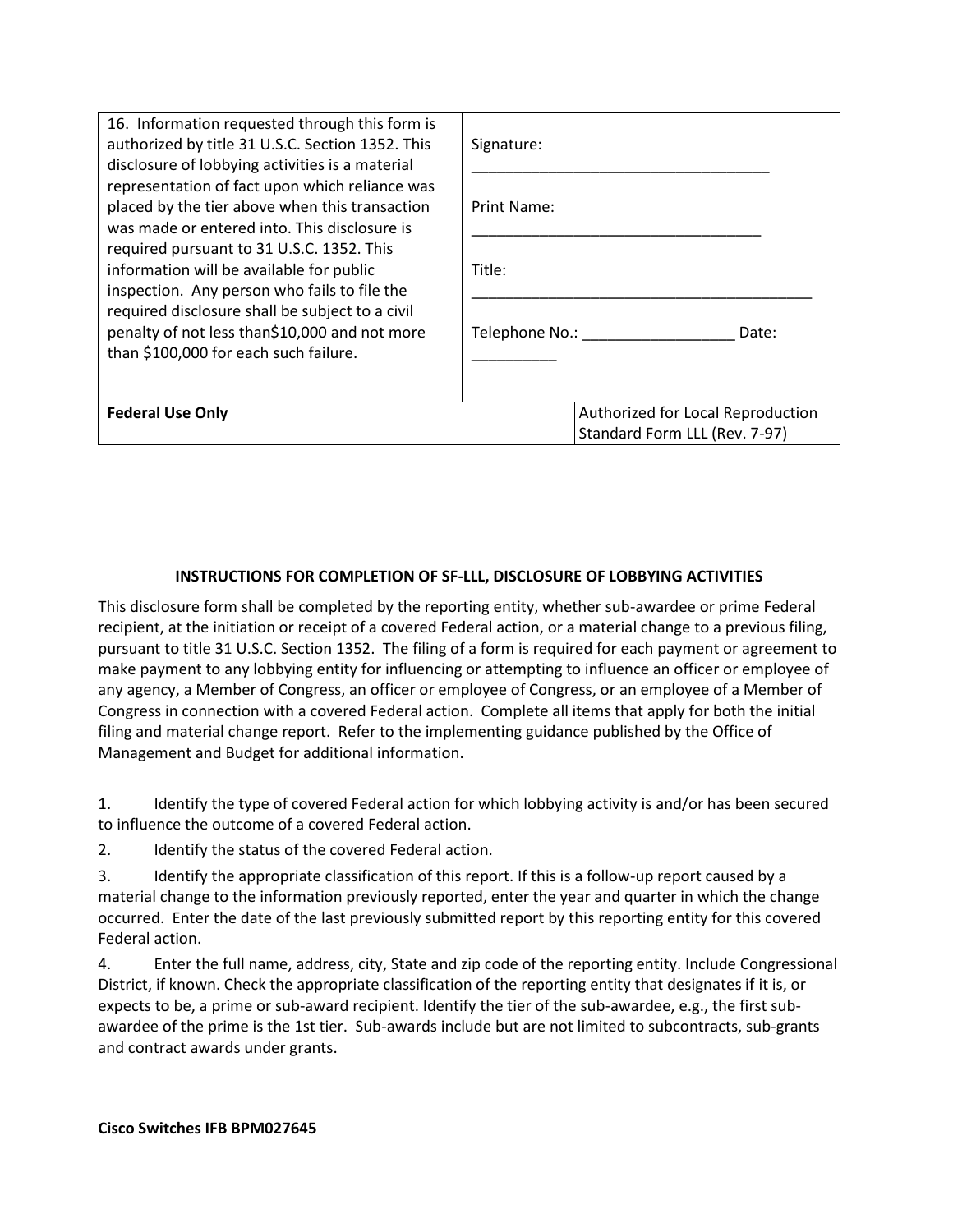| 16. Information requested through this form is authorized by title 31 U.S.C. Section 1352. This disclosure of lobbying activities is a material representation of fact upon which reliance was placed by the tier above when this transaction was made or entered into. This disclosure is required pursuant to 31 U.S.C. 1352. This information will be available for public inspection. Any person who fails to file the required disclosure shall be subject to a civil penalty of not less than$10,000 and not more than $100,000 for each such failure. | Signature: ___________________________________<br><br>Print Name: __________________________________<br><br>Title: __________________________________________<br><br>Telephone No.: __________________ Date: __________ | |
|---|---|---|
| **Federal Use Only** | | Authorized for Local Reproduction<br>Standard Form LLL (Rev. 7-97) |

**INSTRUCTIONS FOR COMPLETION OF SF-LLL, DISCLOSURE OF LOBBYING ACTIVITIES**

This disclosure form shall be completed by the reporting entity, whether sub-awardee or prime Federal recipient, at the initiation or receipt of a covered Federal action, or a material change to a previous filing, pursuant to title 31 U.S.C. Section 1352. The filing of a form is required for each payment or agreement to make payment to any lobbying entity for influencing or attempting to influence an officer or employee of any agency, a Member of Congress, an officer or employee of Congress, or an employee of a Member of Congress in connection with a covered Federal action. Complete all items that apply for both the initial filing and material change report. Refer to the implementing guidance published by the Office of Management and Budget for additional information.

1. Identify the type of covered Federal action for which lobbying activity is and/or has been secured to influence the outcome of a covered Federal action.
2. Identify the status of the covered Federal action.
3. Identify the appropriate classification of this report. If this is a follow-up report caused by a material change to the information previously reported, enter the year and quarter in which the change occurred. Enter the date of the last previously submitted report by this reporting entity for this covered Federal action.
4. Enter the full name, address, city, State and zip code of the reporting entity. Include Congressional District, if known. Check the appropriate classification of the reporting entity that designates if it is, or expects to be, a prime or sub-award recipient. Identify the tier of the sub-awardee, e.g., the first sub-awardee of the prime is the 1st tier. Sub-awards include but are not limited to subcontracts, sub-grants and contract awards under grants.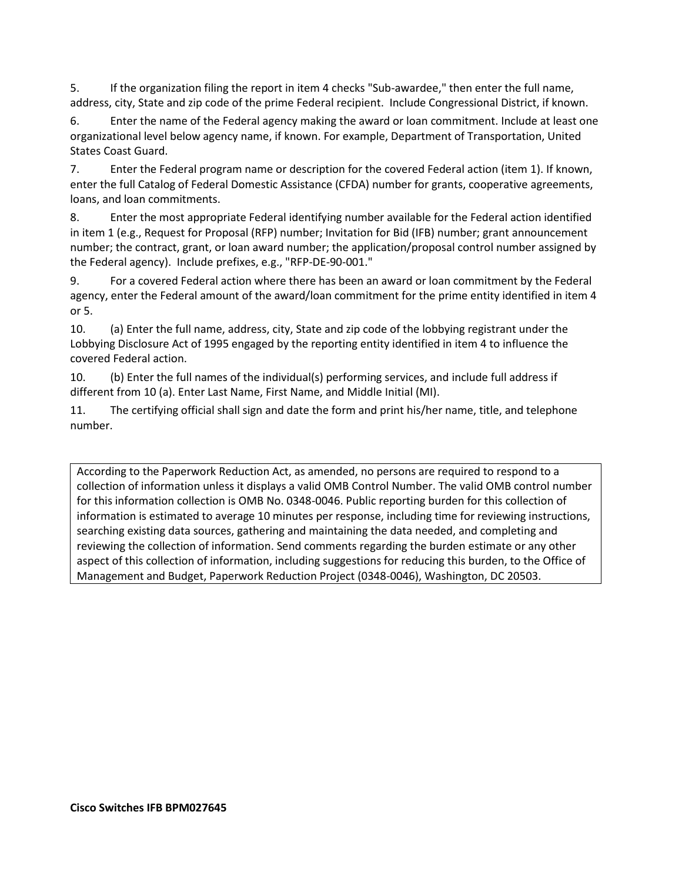5. If the organization filing the report in item 4 checks "Sub-awardee," then enter the full name, address, city, State and zip code of the prime Federal recipient. Include Congressional District, if known.

6. Enter the name of the Federal agency making the award or loan commitment. Include at least one organizational level below agency name, if known. For example, Department of Transportation, United States Coast Guard.

7. Enter the Federal program name or description for the covered Federal action (item 1). If known, enter the full Catalog of Federal Domestic Assistance (CFDA) number for grants, cooperative agreements, loans, and loan commitments.

8. Enter the most appropriate Federal identifying number available for the Federal action identified in item 1 (e.g., Request for Proposal (RFP) number; Invitation for Bid (IFB) number; grant announcement number; the contract, grant, or loan award number; the application/proposal control number assigned by the Federal agency). Include prefixes, e.g., "RFP-DE-90-001."

9. For a covered Federal action where there has been an award or loan commitment by the Federal agency, enter the Federal amount of the award/loan commitment for the prime entity identified in item 4 or 5.

10. (a) Enter the full name, address, city, State and zip code of the lobbying registrant under the Lobbying Disclosure Act of 1995 engaged by the reporting entity identified in item 4 to influence the covered Federal action.

10. (b) Enter the full names of the individual(s) performing services, and include full address if different from 10 (a). Enter Last Name, First Name, and Middle Initial (MI).

11. The certifying official shall sign and date the form and print his/her name, title, and telephone number.

According to the Paperwork Reduction Act, as amended, no persons are required to respond to a collection of information unless it displays a valid OMB Control Number. The valid OMB control number for this information collection is OMB No. 0348-0046. Public reporting burden for this collection of information is estimated to average 10 minutes per response, including time for reviewing instructions, searching existing data sources, gathering and maintaining the data needed, and completing and reviewing the collection of information. Send comments regarding the burden estimate or any other aspect of this collection of information, including suggestions for reducing this burden, to the Office of Management and Budget, Paperwork Reduction Project (0348-0046), Washington, DC 20503.